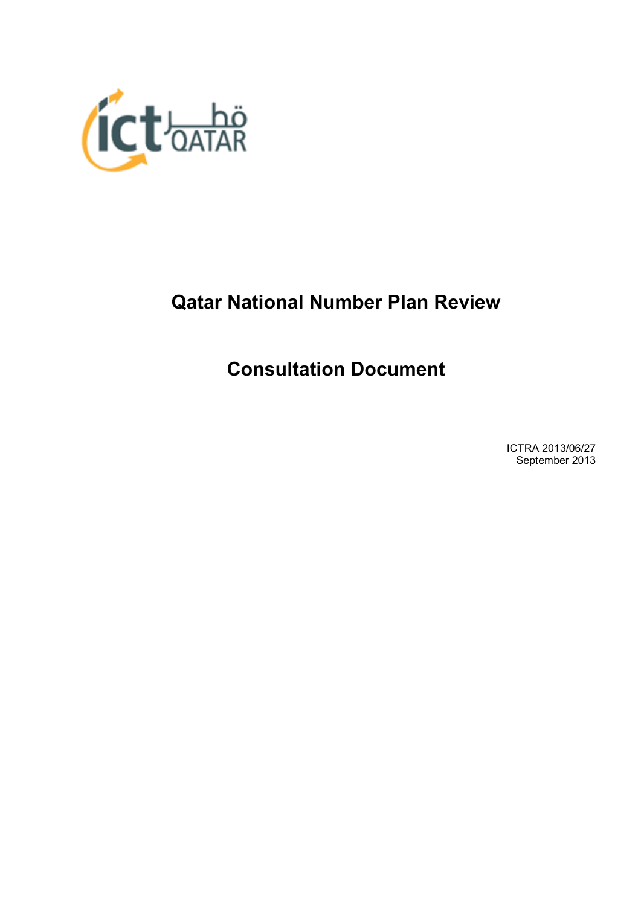# Qatar National Number Plan Review

# Consultation Document

ICTRA 2013/06/27
September 2013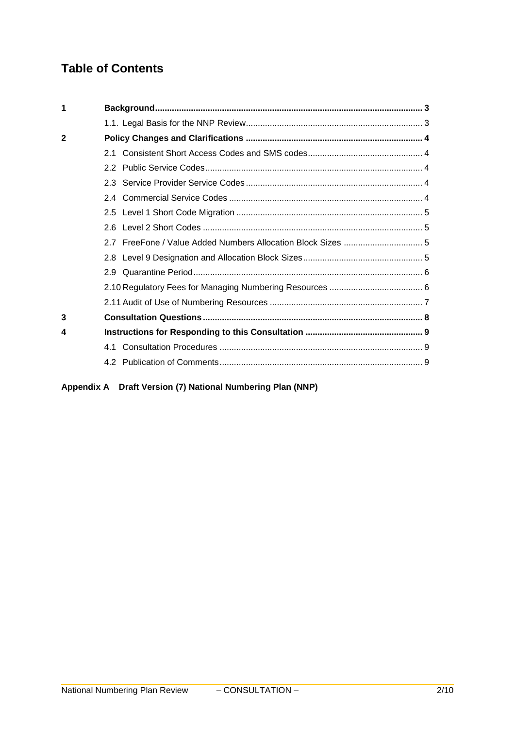# Table of Contents

| | | |
|---|---|---|
| **1** | **Background** | **3** |
| | 1.1. Legal Basis for the NNP Review | 3 |
| **2** | **Policy Changes and Clarifications** | **4** |
| | 2.1 Consistent Short Access Codes and SMS codes | 4 |
| | 2.2 Public Service Codes | 4 |
| | 2.3 Service Provider Service Codes | 4 |
| | 2.4 Commercial Service Codes | 4 |
| | 2.5 Level 1 Short Code Migration | 5 |
| | 2.6 Level 2 Short Codes | 5 |
| | 2.7 FreeFone / Value Added Numbers Allocation Block Sizes | 5 |
| | 2.8 Level 9 Designation and Allocation Block Sizes | 5 |
| | 2.9 Quarantine Period | 6 |
| | 2.10 Regulatory Fees for Managing Numbering Resources | 6 |
| | 2.11 Audit of Use of Numbering Resources | 7 |
| **3** | **Consultation Questions** | **8** |
| **4** | **Instructions for Responding to this Consultation** | **9** |
| | 4.1 Consultation Procedures | 9 |
| | 4.2 Publication of Comments | 9 |

**Appendix A Draft Version (7) National Numbering Plan (NNP)**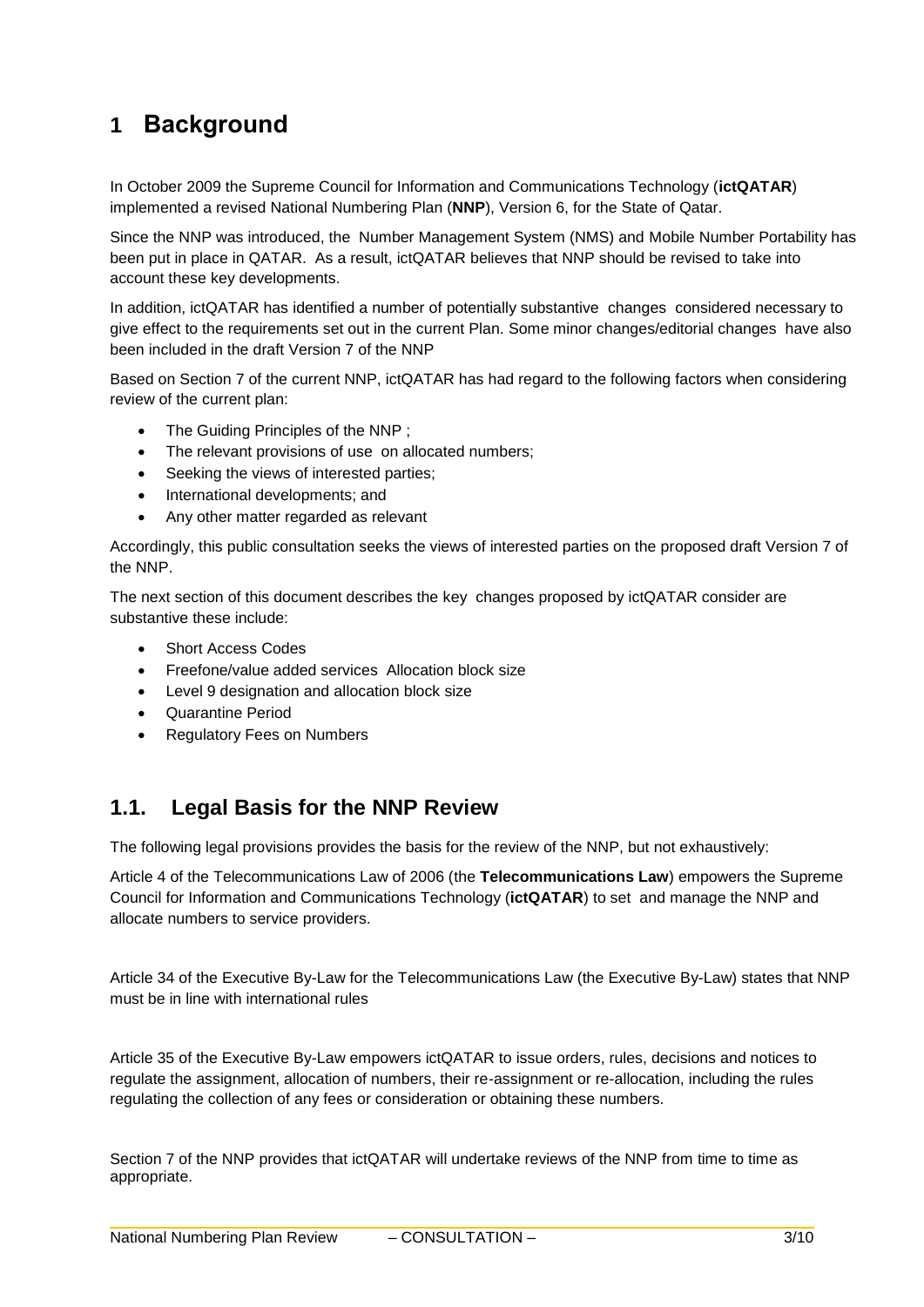# 1 Background

In October 2009 the Supreme Council for Information and Communications Technology (**ictQATAR**) implemented a revised National Numbering Plan (**NNP**), Version 6, for the State of Qatar.

Since the NNP was introduced, the Number Management System (NMS) and Mobile Number Portability has been put in place in QATAR. As a result, ictQATAR believes that NNP should be revised to take into account these key developments.

In addition, ictQATAR has identified a number of potentially substantive changes considered necessary to give effect to the requirements set out in the current Plan. Some minor changes/editorial changes have also been included in the draft Version 7 of the NNP

Based on Section 7 of the current NNP, ictQATAR has had regard to the following factors when considering review of the current plan:

- The Guiding Principles of the NNP ;
- The relevant provisions of use on allocated numbers;
- Seeking the views of interested parties;
- International developments; and
- Any other matter regarded as relevant

Accordingly, this public consultation seeks the views of interested parties on the proposed draft Version 7 of the NNP.

The next section of this document describes the key changes proposed by ictQATAR consider are substantive these include:

- Short Access Codes
- Freefone/value added services Allocation block size
- Level 9 designation and allocation block size
- Quarantine Period
- Regulatory Fees on Numbers

## 1.1. Legal Basis for the NNP Review

The following legal provisions provides the basis for the review of the NNP, but not exhaustively:

Article 4 of the Telecommunications Law of 2006 (the **Telecommunications Law**) empowers the Supreme Council for Information and Communications Technology (**ictQATAR**) to set and manage the NNP and allocate numbers to service providers.

Article 34 of the Executive By-Law for the Telecommunications Law (the Executive By-Law) states that NNP must be in line with international rules

Article 35 of the Executive By-Law empowers ictQATAR to issue orders, rules, decisions and notices to regulate the assignment, allocation of numbers, their re-assignment or re-allocation, including the rules regulating the collection of any fees or consideration or obtaining these numbers.

Section 7 of the NNP provides that ictQATAR will undertake reviews of the NNP from time to time as appropriate.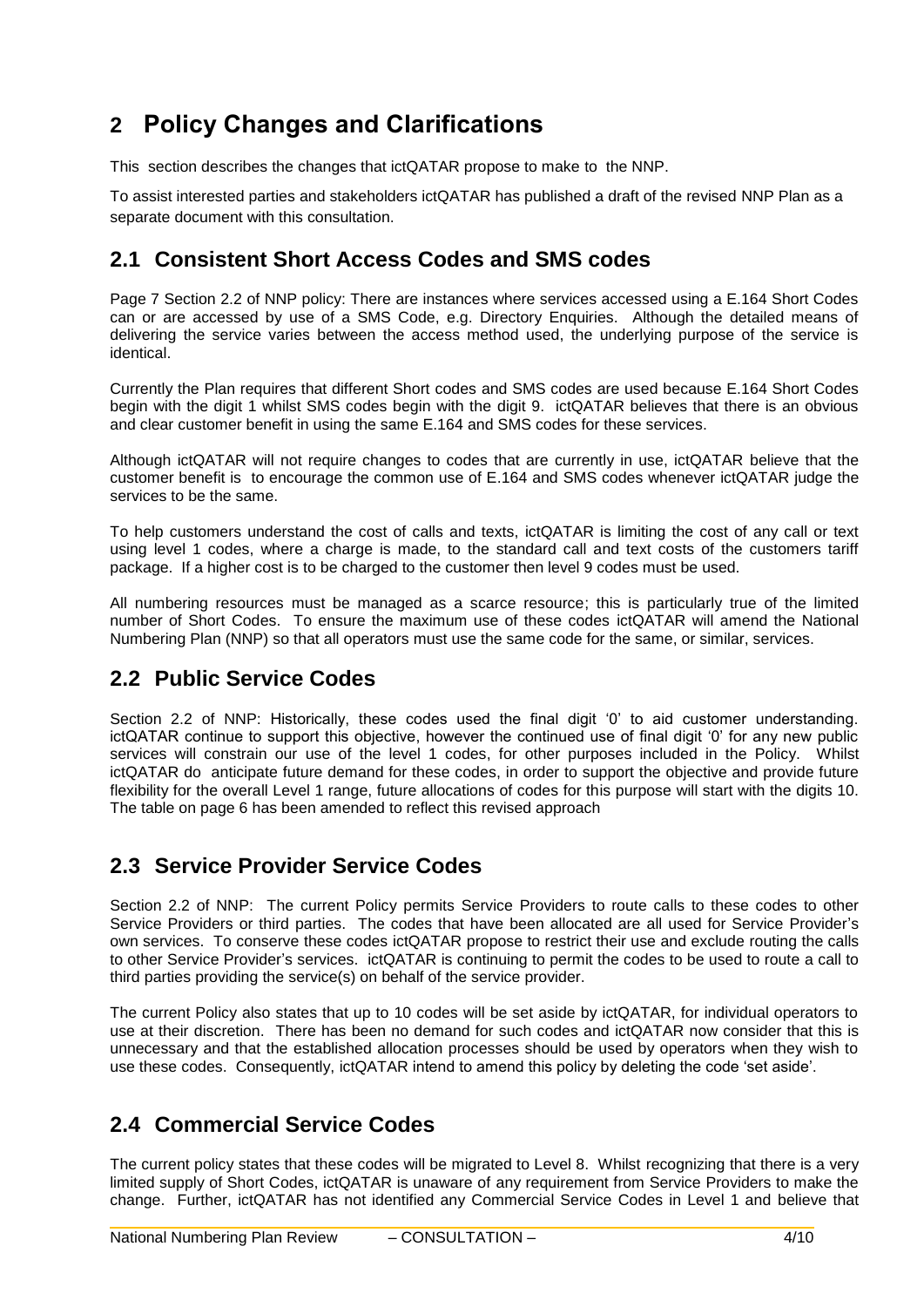# 2 Policy Changes and Clarifications

This section describes the changes that ictQATAR propose to make to the NNP.

To assist interested parties and stakeholders ictQATAR has published a draft of the revised NNP Plan as a separate document with this consultation.

## 2.1 Consistent Short Access Codes and SMS codes

Page 7 Section 2.2 of NNP policy: There are instances where services accessed using a E.164 Short Codes can or are accessed by use of a SMS Code, e.g. Directory Enquiries. Although the detailed means of delivering the service varies between the access method used, the underlying purpose of the service is identical.

Currently the Plan requires that different Short codes and SMS codes are used because E.164 Short Codes begin with the digit 1 whilst SMS codes begin with the digit 9. ictQATAR believes that there is an obvious and clear customer benefit in using the same E.164 and SMS codes for these services.

Although ictQATAR will not require changes to codes that are currently in use, ictQATAR believe that the customer benefit is to encourage the common use of E.164 and SMS codes whenever ictQATAR judge the services to be the same.

To help customers understand the cost of calls and texts, ictQATAR is limiting the cost of any call or text using level 1 codes, where a charge is made, to the standard call and text costs of the customers tariff package. If a higher cost is to be charged to the customer then level 9 codes must be used.

All numbering resources must be managed as a scarce resource; this is particularly true of the limited number of Short Codes. To ensure the maximum use of these codes ictQATAR will amend the National Numbering Plan (NNP) so that all operators must use the same code for the same, or similar, services.

## 2.2 Public Service Codes

Section 2.2 of NNP: Historically, these codes used the final digit '0' to aid customer understanding. ictQATAR continue to support this objective, however the continued use of final digit '0' for any new public services will constrain our use of the level 1 codes, for other purposes included in the Policy. Whilst ictQATAR do anticipate future demand for these codes, in order to support the objective and provide future flexibility for the overall Level 1 range, future allocations of codes for this purpose will start with the digits 10. The table on page 6 has been amended to reflect this revised approach

## 2.3 Service Provider Service Codes

Section 2.2 of NNP: The current Policy permits Service Providers to route calls to these codes to other Service Providers or third parties. The codes that have been allocated are all used for Service Provider's own services. To conserve these codes ictQATAR propose to restrict their use and exclude routing the calls to other Service Provider's services. ictQATAR is continuing to permit the codes to be used to route a call to third parties providing the service(s) on behalf of the service provider.

The current Policy also states that up to 10 codes will be set aside by ictQATAR, for individual operators to use at their discretion. There has been no demand for such codes and ictQATAR now consider that this is unnecessary and that the established allocation processes should be used by operators when they wish to use these codes. Consequently, ictQATAR intend to amend this policy by deleting the code 'set aside'.

## 2.4 Commercial Service Codes

The current policy states that these codes will be migrated to Level 8. Whilst recognizing that there is a very limited supply of Short Codes, ictQATAR is unaware of any requirement from Service Providers to make the change. Further, ictQATAR has not identified any Commercial Service Codes in Level 1 and believe that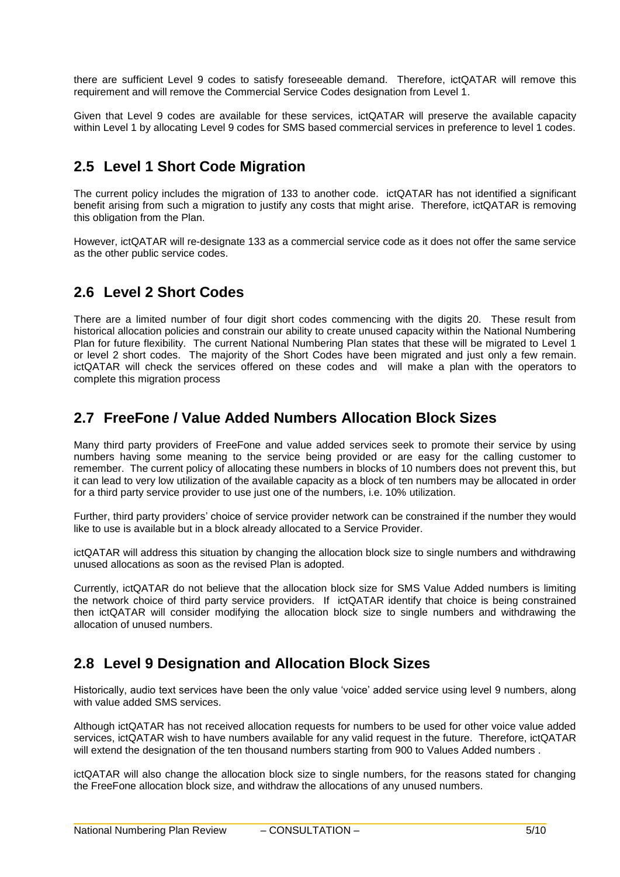there are sufficient Level 9 codes to satisfy foreseeable demand. Therefore, ictQATAR will remove this requirement and will remove the Commercial Service Codes designation from Level 1.

Given that Level 9 codes are available for these services, ictQATAR will preserve the available capacity within Level 1 by allocating Level 9 codes for SMS based commercial services in preference to level 1 codes.

## 2.5 Level 1 Short Code Migration

The current policy includes the migration of 133 to another code. ictQATAR has not identified a significant benefit arising from such a migration to justify any costs that might arise. Therefore, ictQATAR is removing this obligation from the Plan.

However, ictQATAR will re-designate 133 as a commercial service code as it does not offer the same service as the other public service codes.

## 2.6 Level 2 Short Codes

There are a limited number of four digit short codes commencing with the digits 20. These result from historical allocation policies and constrain our ability to create unused capacity within the National Numbering Plan for future flexibility. The current National Numbering Plan states that these will be migrated to Level 1 or level 2 short codes. The majority of the Short Codes have been migrated and just only a few remain. ictQATAR will check the services offered on these codes and will make a plan with the operators to complete this migration process

## 2.7 FreeFone / Value Added Numbers Allocation Block Sizes

Many third party providers of FreeFone and value added services seek to promote their service by using numbers having some meaning to the service being provided or are easy for the calling customer to remember. The current policy of allocating these numbers in blocks of 10 numbers does not prevent this, but it can lead to very low utilization of the available capacity as a block of ten numbers may be allocated in order for a third party service provider to use just one of the numbers, i.e. 10% utilization.

Further, third party providers' choice of service provider network can be constrained if the number they would like to use is available but in a block already allocated to a Service Provider.

ictQATAR will address this situation by changing the allocation block size to single numbers and withdrawing unused allocations as soon as the revised Plan is adopted.

Currently, ictQATAR do not believe that the allocation block size for SMS Value Added numbers is limiting the network choice of third party service providers. If ictQATAR identify that choice is being constrained then ictQATAR will consider modifying the allocation block size to single numbers and withdrawing the allocation of unused numbers.

## 2.8 Level 9 Designation and Allocation Block Sizes

Historically, audio text services have been the only value 'voice' added service using level 9 numbers, along with value added SMS services.

Although ictQATAR has not received allocation requests for numbers to be used for other voice value added services, ictQATAR wish to have numbers available for any valid request in the future. Therefore, ictQATAR will extend the designation of the ten thousand numbers starting from 900 to Values Added numbers .

ictQATAR will also change the allocation block size to single numbers, for the reasons stated for changing the FreeFone allocation block size, and withdraw the allocations of any unused numbers.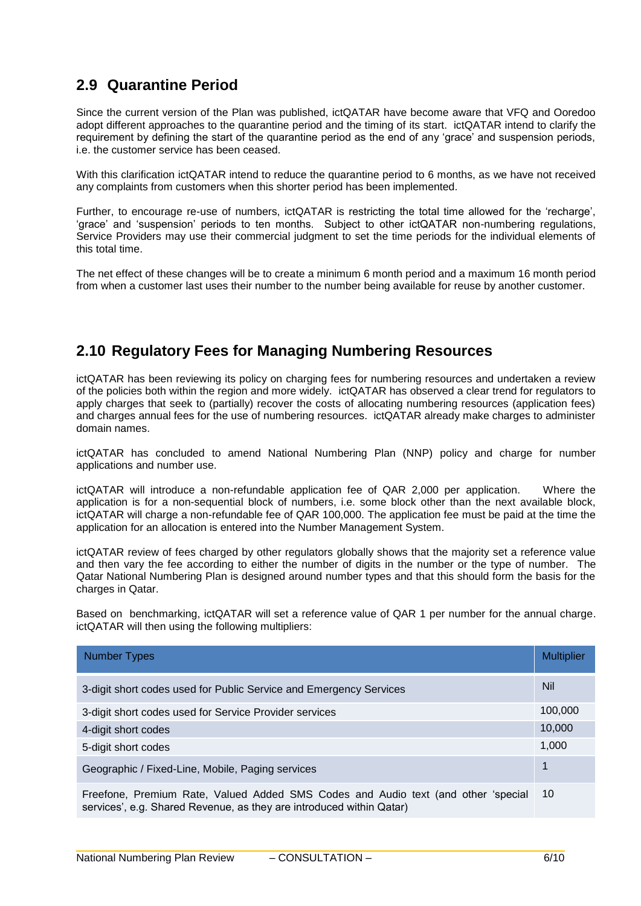## 2.9 Quarantine Period

Since the current version of the Plan was published, ictQATAR have become aware that VFQ and Ooredoo adopt different approaches to the quarantine period and the timing of its start. ictQATAR intend to clarify the requirement by defining the start of the quarantine period as the end of any 'grace' and suspension periods, i.e. the customer service has been ceased.

With this clarification ictQATAR intend to reduce the quarantine period to 6 months, as we have not received any complaints from customers when this shorter period has been implemented.

Further, to encourage re-use of numbers, ictQATAR is restricting the total time allowed for the 'recharge', 'grace' and 'suspension' periods to ten months. Subject to other ictQATAR non-numbering regulations, Service Providers may use their commercial judgment to set the time periods for the individual elements of this total time.

The net effect of these changes will be to create a minimum 6 month period and a maximum 16 month period from when a customer last uses their number to the number being available for reuse by another customer.

## 2.10 Regulatory Fees for Managing Numbering Resources

ictQATAR has been reviewing its policy on charging fees for numbering resources and undertaken a review of the policies both within the region and more widely. ictQATAR has observed a clear trend for regulators to apply charges that seek to (partially) recover the costs of allocating numbering resources (application fees) and charges annual fees for the use of numbering resources. ictQATAR already make charges to administer domain names.

ictQATAR has concluded to amend National Numbering Plan (NNP) policy and charge for number applications and number use.

ictQATAR will introduce a non-refundable application fee of QAR 2,000 per application. Where the application is for a non-sequential block of numbers, i.e. some block other than the next available block, ictQATAR will charge a non-refundable fee of QAR 100,000. The application fee must be paid at the time the application for an allocation is entered into the Number Management System.

ictQATAR review of fees charged by other regulators globally shows that the majority set a reference value and then vary the fee according to either the number of digits in the number or the type of number. The Qatar National Numbering Plan is designed around number types and that this should form the basis for the charges in Qatar.

Based on benchmarking, ictQATAR will set a reference value of QAR 1 per number for the annual charge. ictQATAR will then using the following multipliers:

| Number Types | Multiplier |
|---|---|
| 3-digit short codes used for Public Service and Emergency Services | Nil |
| 3-digit short codes used for Service Provider services | 100,000 |
| 4-digit short codes | 10,000 |
| 5-digit short codes | 1,000 |
| Geographic / Fixed-Line, Mobile, Paging services | 1 |
| Freefone, Premium Rate, Valued Added SMS Codes and Audio text (and other 'special services', e.g. Shared Revenue, as they are introduced within Qatar) | 10 |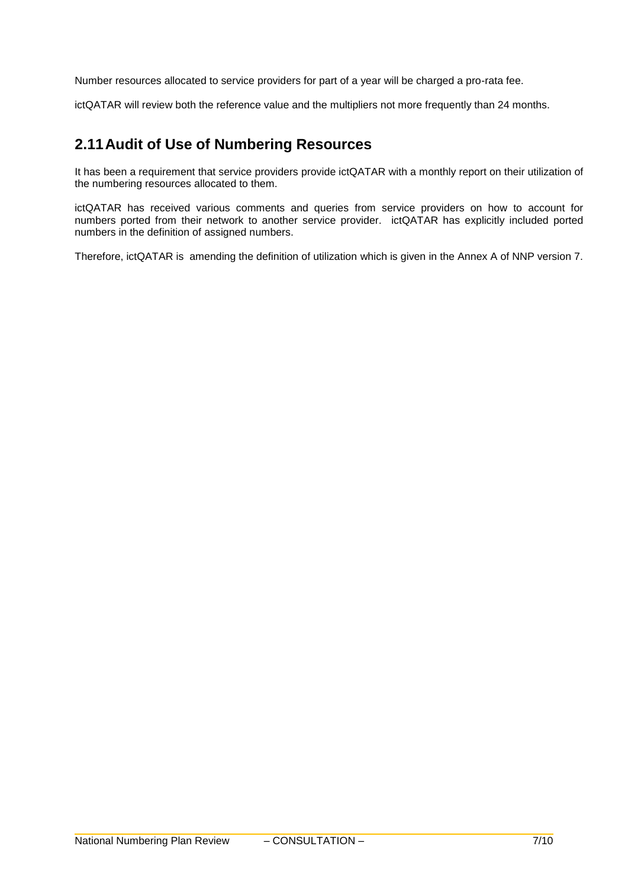Number resources allocated to service providers for part of a year will be charged a pro-rata fee.

ictQATAR will review both the reference value and the multipliers not more frequently than 24 months.

## 2.11 Audit of Use of Numbering Resources

It has been a requirement that service providers provide ictQATAR with a monthly report on their utilization of the numbering resources allocated to them.

ictQATAR has received various comments and queries from service providers on how to account for numbers ported from their network to another service provider. ictQATAR has explicitly included ported numbers in the definition of assigned numbers.

Therefore, ictQATAR is amending the definition of utilization which is given in the Annex A of NNP version 7.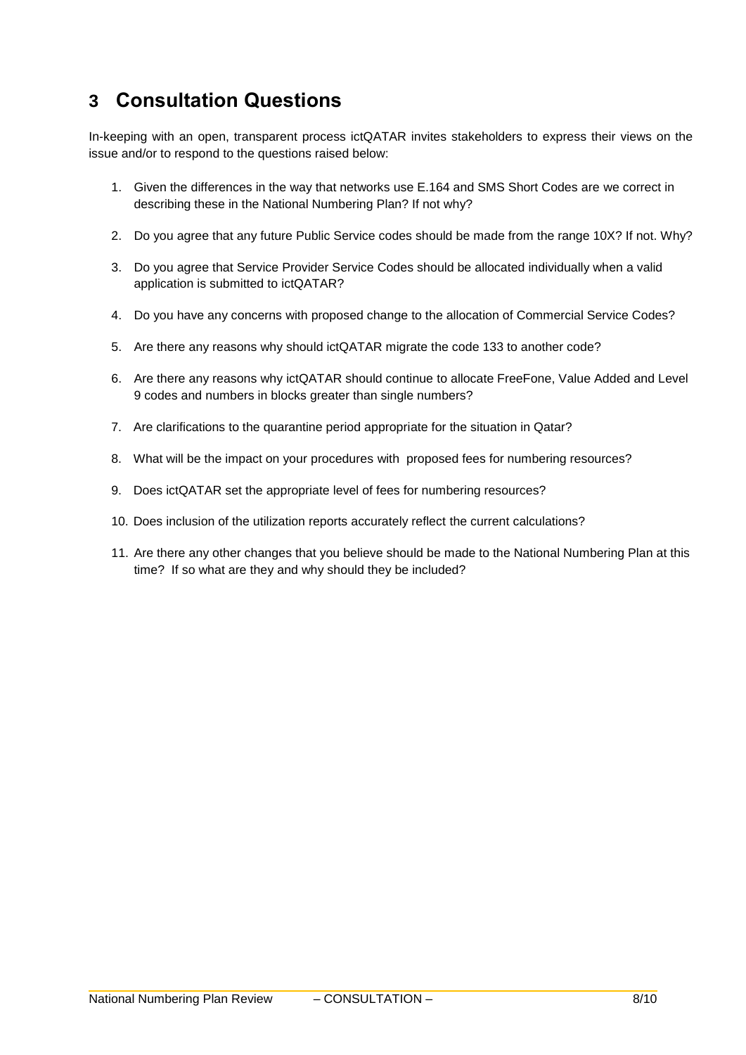# 3 Consultation Questions

In-keeping with an open, transparent process ictQATAR invites stakeholders to express their views on the issue and/or to respond to the questions raised below:

1. Given the differences in the way that networks use E.164 and SMS Short Codes are we correct in describing these in the National Numbering Plan? If not why?
2. Do you agree that any future Public Service codes should be made from the range 10X? If not. Why?
3. Do you agree that Service Provider Service Codes should be allocated individually when a valid application is submitted to ictQATAR?
4. Do you have any concerns with proposed change to the allocation of Commercial Service Codes?
5. Are there any reasons why should ictQATAR migrate the code 133 to another code?
6. Are there any reasons why ictQATAR should continue to allocate FreeFone, Value Added and Level 9 codes and numbers in blocks greater than single numbers?
7. Are clarifications to the quarantine period appropriate for the situation in Qatar?
8. What will be the impact on your procedures with proposed fees for numbering resources?
9. Does ictQATAR set the appropriate level of fees for numbering resources?
10. Does inclusion of the utilization reports accurately reflect the current calculations?
11. Are there any other changes that you believe should be made to the National Numbering Plan at this time? If so what are they and why should they be included?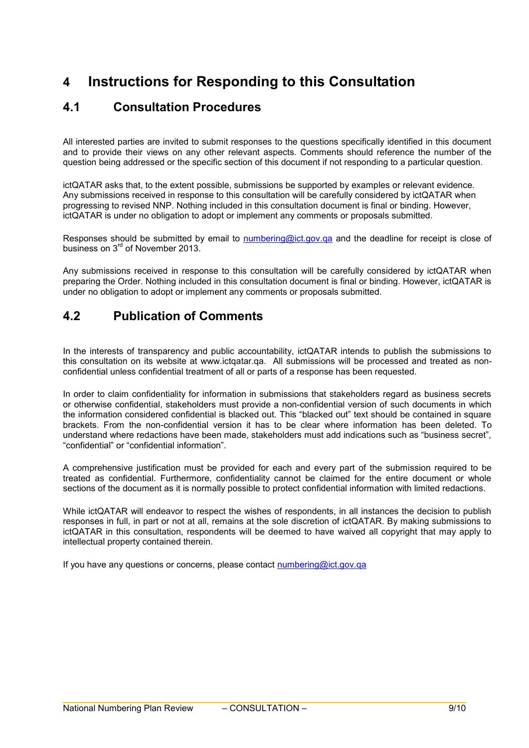# 4 Instructions for Responding to this Consultation

## 4.1 Consultation Procedures

All interested parties are invited to submit responses to the questions specifically identified in this document and to provide their views on any other relevant aspects. Comments should reference the number of the question being addressed or the specific section of this document if not responding to a particular question.

ictQATAR asks that, to the extent possible, submissions be supported by examples or relevant evidence. Any submissions received in response to this consultation will be carefully considered by ictQATAR when progressing to revised NNP. Nothing included in this consultation document is final or binding. However, ictQATAR is under no obligation to adopt or implement any comments or proposals submitted.

Responses should be submitted by email to numbering@ict.gov.qa and the deadline for receipt is close of business on 3rd of November 2013.

Any submissions received in response to this consultation will be carefully considered by ictQATAR when preparing the Order. Nothing included in this consultation document is final or binding. However, ictQATAR is under no obligation to adopt or implement any comments or proposals submitted.

## 4.2 Publication of Comments

In the interests of transparency and public accountability, ictQATAR intends to publish the submissions to this consultation on its website at www.ictqatar.qa. All submissions will be processed and treated as non-confidential unless confidential treatment of all or parts of a response has been requested.

In order to claim confidentiality for information in submissions that stakeholders regard as business secrets or otherwise confidential, stakeholders must provide a non-confidential version of such documents in which the information considered confidential is blacked out. This "blacked out" text should be contained in square brackets. From the non-confidential version it has to be clear where information has been deleted. To understand where redactions have been made, stakeholders must add indications such as "business secret", "confidential" or "confidential information".

A comprehensive justification must be provided for each and every part of the submission required to be treated as confidential. Furthermore, confidentiality cannot be claimed for the entire document or whole sections of the document as it is normally possible to protect confidential information with limited redactions.

While ictQATAR will endeavor to respect the wishes of respondents, in all instances the decision to publish responses in full, in part or not at all, remains at the sole discretion of ictQATAR. By making submissions to ictQATAR in this consultation, respondents will be deemed to have waived all copyright that may apply to intellectual property contained therein.

If you have any questions or concerns, please contact numbering@ict.gov.qa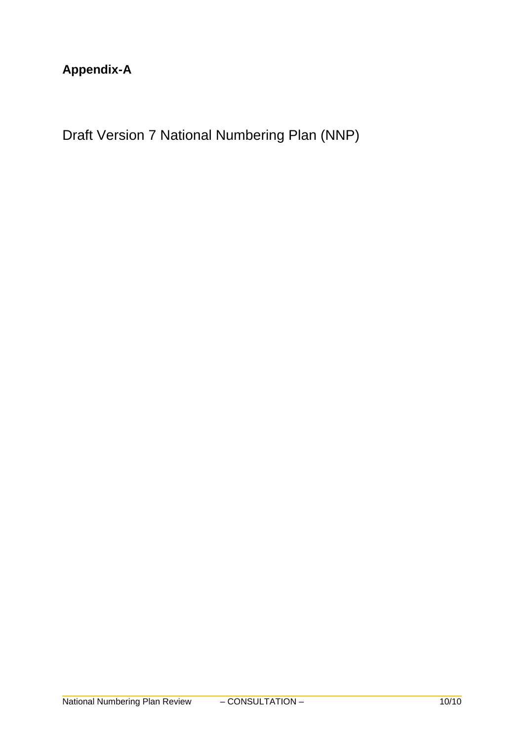**Appendix-A**

Draft Version 7 National Numbering Plan (NNP)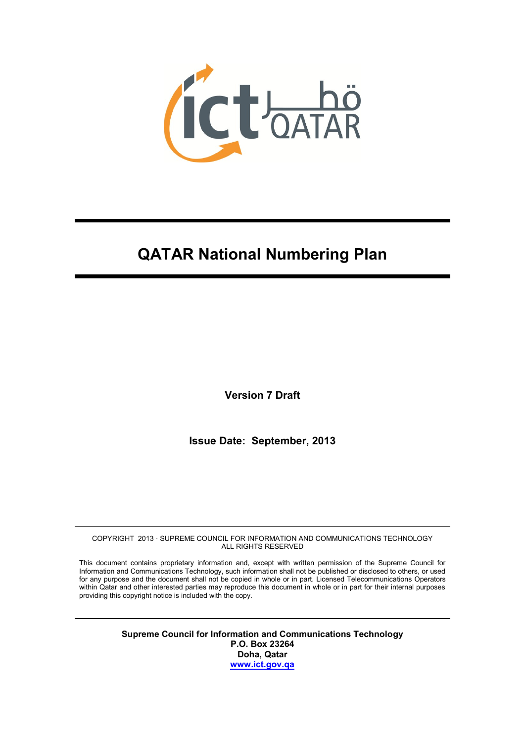# QATAR National Numbering Plan

**Version 7 Draft**

**Issue Date: September, 2013**

COPYRIGHT 2013 · SUPREME COUNCIL FOR INFORMATION AND COMMUNICATIONS TECHNOLOGY
ALL RIGHTS RESERVED

This document contains proprietary information and, except with written permission of the Supreme Council for Information and Communications Technology, such information shall not be published or disclosed to others, or used for any purpose and the document shall not be copied in whole or in part. Licensed Telecommunications Operators within Qatar and other interested parties may reproduce this document in whole or in part for their internal purposes providing this copyright notice is included with the copy.

**Supreme Council for Information and Communications Technology**
**P.O. Box 23264**
**Doha, Qatar**
**www.ict.gov.qa**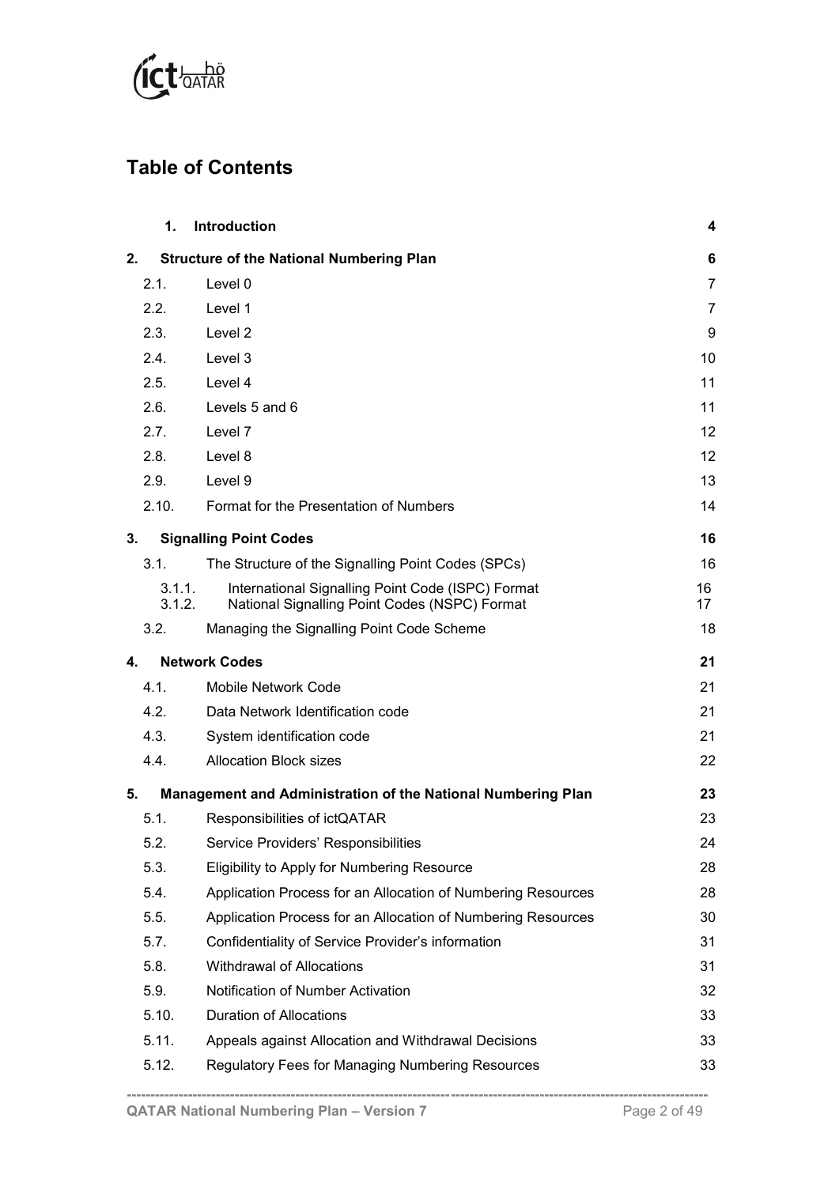## Table of Contents

| | | |
|---|---|---|
| **1.** | **Introduction** | **4** |
| **2.** | **Structure of the National Numbering Plan** | **6** |
| 2.1. | Level 0 | 7 |
| 2.2. | Level 1 | 7 |
| 2.3. | Level 2 | 9 |
| 2.4. | Level 3 | 10 |
| 2.5. | Level 4 | 11 |
| 2.6. | Levels 5 and 6 | 11 |
| 2.7. | Level 7 | 12 |
| 2.8. | Level 8 | 12 |
| 2.9. | Level 9 | 13 |
| 2.10. | Format for the Presentation of Numbers | 14 |
| **3.** | **Signalling Point Codes** | **16** |
| 3.1. | The Structure of the Signalling Point Codes (SPCs) | 16 |
| 3.1.1. | International Signalling Point Code (ISPC) Format | 16 |
| 3.1.2. | National Signalling Point Codes (NSPC) Format | 17 |
| 3.2. | Managing the Signalling Point Code Scheme | 18 |
| **4.** | **Network Codes** | **21** |
| 4.1. | Mobile Network Code | 21 |
| 4.2. | Data Network Identification code | 21 |
| 4.3. | System identification code | 21 |
| 4.4. | Allocation Block sizes | 22 |
| **5.** | **Management and Administration of the National Numbering Plan** | **23** |
| 5.1. | Responsibilities of ictQATAR | 23 |
| 5.2. | Service Providers' Responsibilities | 24 |
| 5.3. | Eligibility to Apply for Numbering Resource | 28 |
| 5.4. | Application Process for an Allocation of Numbering Resources | 28 |
| 5.5. | Application Process for an Allocation of Numbering Resources | 30 |
| 5.7. | Confidentiality of Service Provider's information | 31 |
| 5.8. | Withdrawal of Allocations | 31 |
| 5.9. | Notification of Number Activation | 32 |
| 5.10. | Duration of Allocations | 33 |
| 5.11. | Appeals against Allocation and Withdrawal Decisions | 33 |
| 5.12. | Regulatory Fees for Managing Numbering Resources | 33 |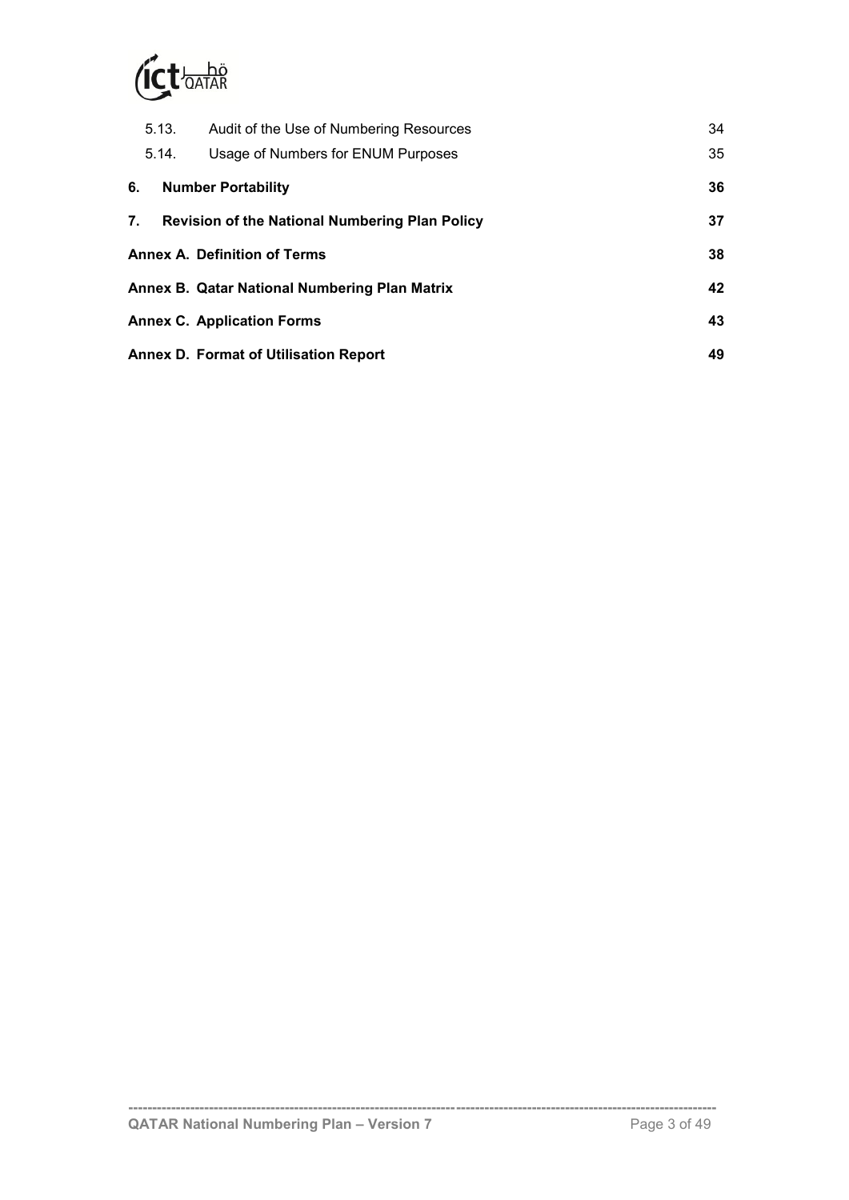| | | |
|---|---|---|
| 5.13. | Audit of the Use of Numbering Resources | 34 |
| 5.14. | Usage of Numbers for ENUM Purposes | 35 |
| **6.** | **Number Portability** | **36** |
| **7.** | **Revision of the National Numbering Plan Policy** | **37** |
| **Annex A.** | **Definition of Terms** | **38** |
| **Annex B.** | **Qatar National Numbering Plan Matrix** | **42** |
| **Annex C.** | **Application Forms** | **43** |
| **Annex D.** | **Format of Utilisation Report** | **49** |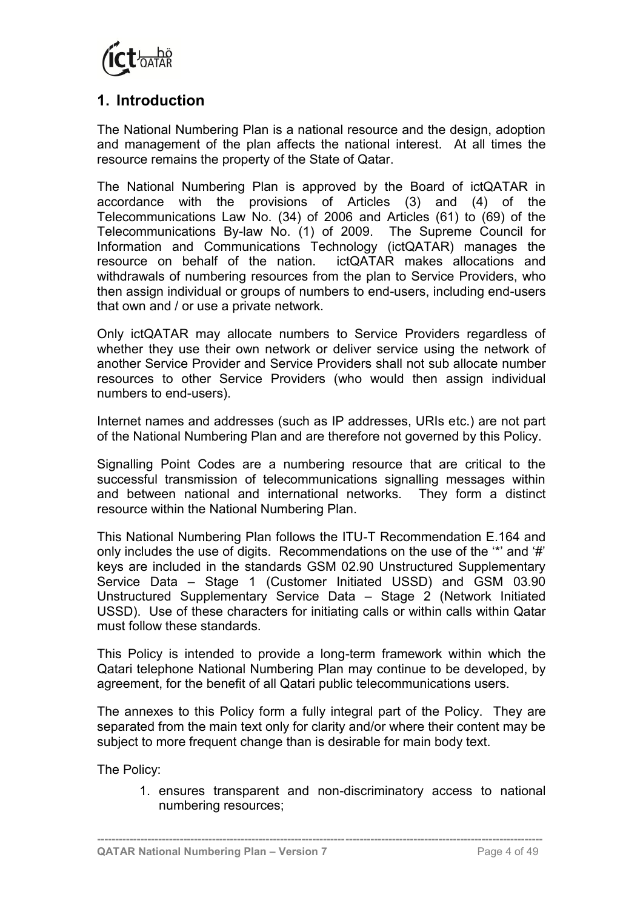## 1. Introduction

The National Numbering Plan is a national resource and the design, adoption and management of the plan affects the national interest. At all times the resource remains the property of the State of Qatar.

The National Numbering Plan is approved by the Board of ictQATAR in accordance with the provisions of Articles (3) and (4) of the Telecommunications Law No. (34) of 2006 and Articles (61) to (69) of the Telecommunications By-law No. (1) of 2009. The Supreme Council for Information and Communications Technology (ictQATAR) manages the resource on behalf of the nation. ictQATAR makes allocations and withdrawals of numbering resources from the plan to Service Providers, who then assign individual or groups of numbers to end-users, including end-users that own and / or use a private network.

Only ictQATAR may allocate numbers to Service Providers regardless of whether they use their own network or deliver service using the network of another Service Provider and Service Providers shall not sub allocate number resources to other Service Providers (who would then assign individual numbers to end-users).

Internet names and addresses (such as IP addresses, URIs etc.) are not part of the National Numbering Plan and are therefore not governed by this Policy.

Signalling Point Codes are a numbering resource that are critical to the successful transmission of telecommunications signalling messages within and between national and international networks. They form a distinct resource within the National Numbering Plan.

This National Numbering Plan follows the ITU-T Recommendation E.164 and only includes the use of digits. Recommendations on the use of the '*' and '#' keys are included in the standards GSM 02.90 Unstructured Supplementary Service Data – Stage 1 (Customer Initiated USSD) and GSM 03.90 Unstructured Supplementary Service Data – Stage 2 (Network Initiated USSD). Use of these characters for initiating calls or within calls within Qatar must follow these standards.

This Policy is intended to provide a long-term framework within which the Qatari telephone National Numbering Plan may continue to be developed, by agreement, for the benefit of all Qatari public telecommunications users.

The annexes to this Policy form a fully integral part of the Policy. They are separated from the main text only for clarity and/or where their content may be subject to more frequent change than is desirable for main body text.

The Policy:

1. ensures transparent and non-discriminatory access to national numbering resources;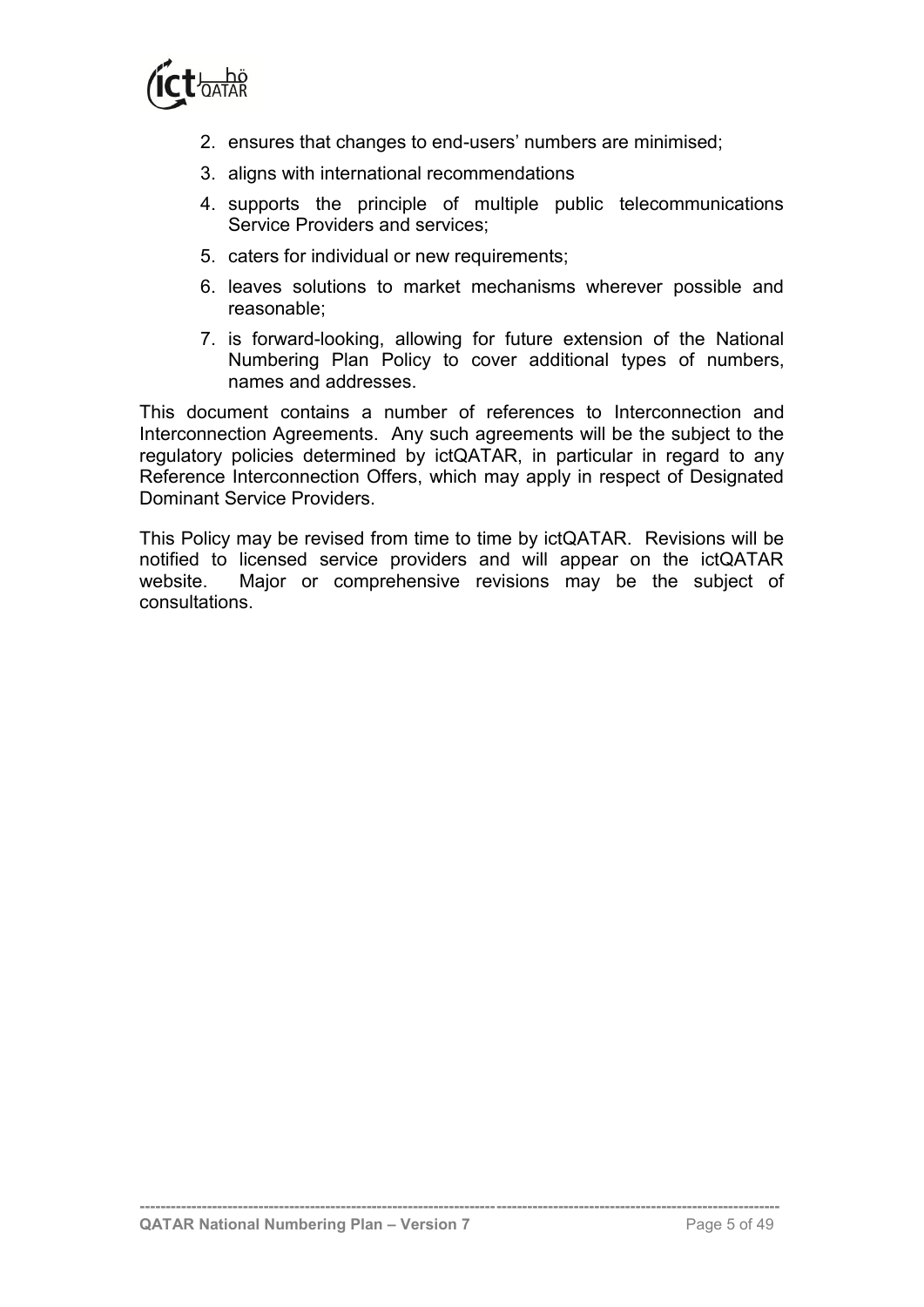2. ensures that changes to end-users' numbers are minimised;
3. aligns with international recommendations
4. supports the principle of multiple public telecommunications Service Providers and services;
5. caters for individual or new requirements;
6. leaves solutions to market mechanisms wherever possible and reasonable;
7. is forward-looking, allowing for future extension of the National Numbering Plan Policy to cover additional types of numbers, names and addresses.

This document contains a number of references to Interconnection and Interconnection Agreements. Any such agreements will be the subject to the regulatory policies determined by ictQATAR, in particular in regard to any Reference Interconnection Offers, which may apply in respect of Designated Dominant Service Providers.

This Policy may be revised from time to time by ictQATAR. Revisions will be notified to licensed service providers and will appear on the ictQATAR website. Major or comprehensive revisions may be the subject of consultations.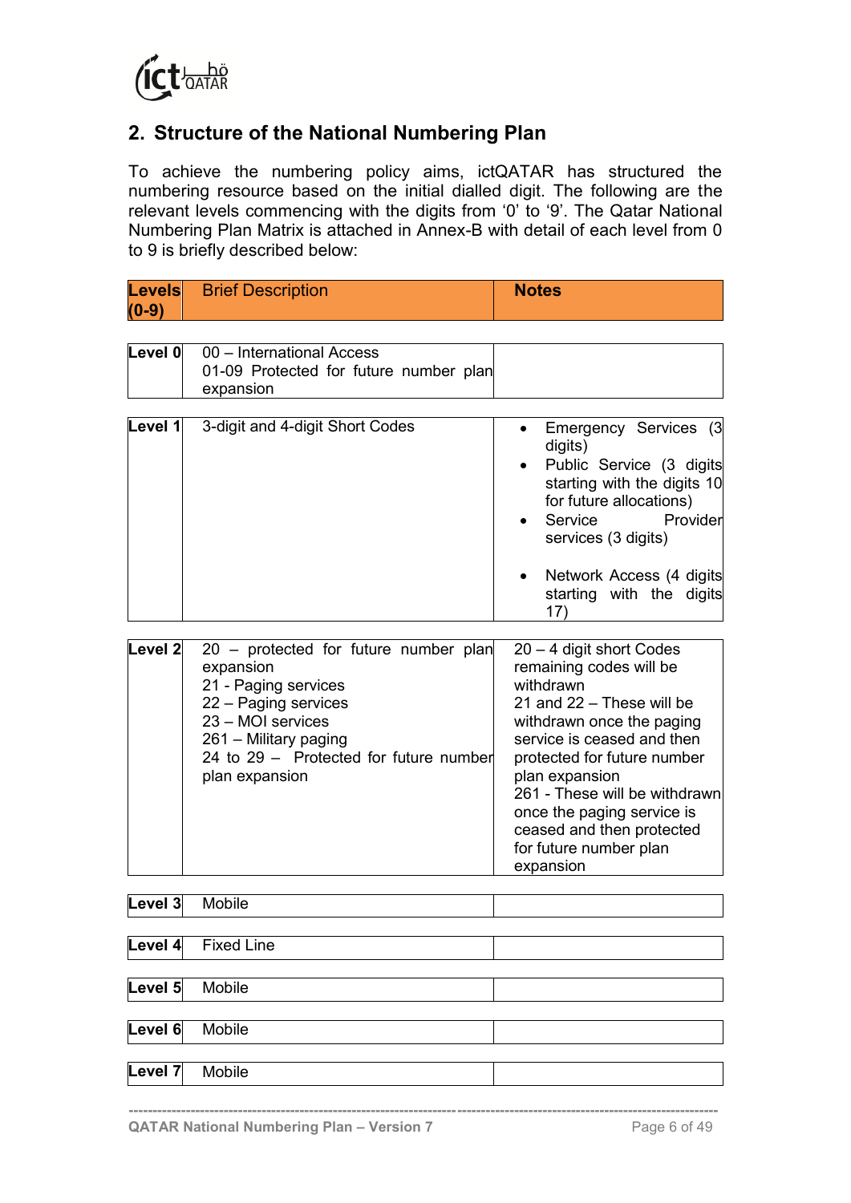## 2. Structure of the National Numbering Plan

To achieve the numbering policy aims, ictQATAR has structured the numbering resource based on the initial dialled digit. The following are the relevant levels commencing with the digits from '0' to '9'. The Qatar National Numbering Plan Matrix is attached in Annex-B with detail of each level from 0 to 9 is briefly described below:

| Levels (0-9) | Brief Description | Notes |
|---|---|---|
| Level 0 | 00 – International Access<br>01-09 Protected for future number plan expansion | |
| Level 1 | 3-digit and 4-digit Short Codes | • Emergency Services (3 digits)<br>• Public Service (3 digits starting with the digits 10 for future allocations)<br>• Service Provider services (3 digits)<br>• Network Access (4 digits starting with the digits 17) |
| Level 2 | 20 – protected for future number plan expansion<br>21 - Paging services<br>22 – Paging services<br>23 – MOI services<br>261 – Military paging<br>24 to 29 – Protected for future number plan expansion | 20 – 4 digit short Codes remaining codes will be withdrawn<br>21 and 22 – These will be withdrawn once the paging service is ceased and then protected for future number plan expansion<br>261 - These will be withdrawn once the paging service is ceased and then protected for future number plan expansion |
| Level 3 | Mobile | |
| Level 4 | Fixed Line | |
| Level 5 | Mobile | |
| Level 6 | Mobile | |
| Level 7 | Mobile | |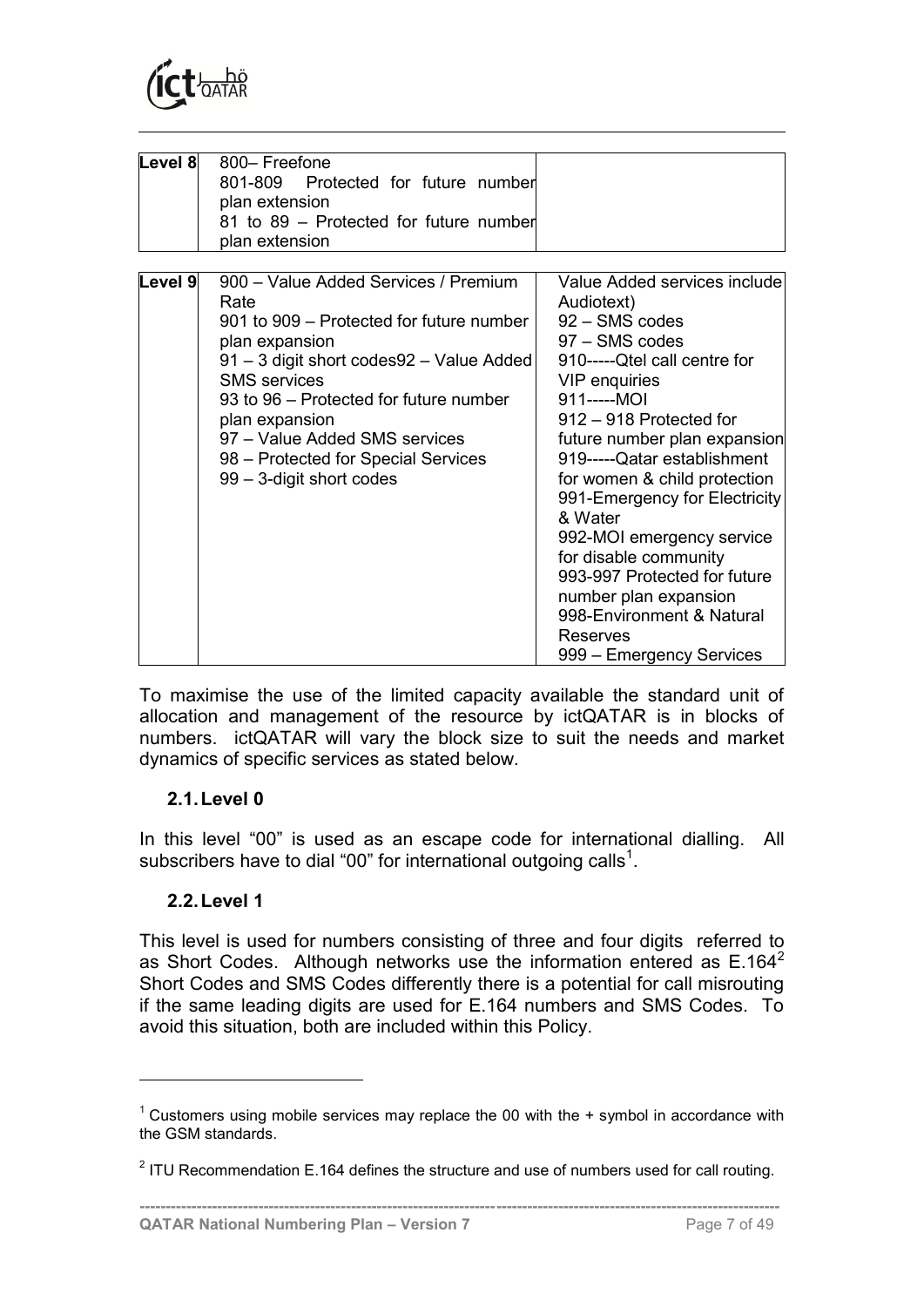| Level 8 | 800– Freefone<br>801-809 Protected for future number plan extension<br>81 to 89 – Protected for future number plan extension | |
|---|---|---|
| Level 9 | 900 – Value Added Services / Premium Rate<br>901 to 909 – Protected for future number plan expansion<br>91 – 3 digit short codes92 – Value Added SMS services<br>93 to 96 – Protected for future number plan expansion<br>97 – Value Added SMS services<br>98 – Protected for Special Services<br>99 – 3-digit short codes | Value Added services include Audiotext)<br>92 – SMS codes<br>97 – SMS codes<br>910-----Qtel call centre for VIP enquiries<br>911-----MOI<br>912 – 918 Protected for future number plan expansion<br>919-----Qatar establishment for women & child protection<br>991-Emergency for Electricity & Water<br>992-MOI emergency service for disable community<br>993-997 Protected for future number plan expansion<br>998-Environment & Natural Reserves<br>999 – Emergency Services |

To maximise the use of the limited capacity available the standard unit of allocation and management of the resource by ictQATAR is in blocks of numbers. ictQATAR will vary the block size to suit the needs and market dynamics of specific services as stated below.

### 2.1. Level 0

In this level "00" is used as an escape code for international dialling. All subscribers have to dial "00" for international outgoing calls[1].

### 2.2. Level 1

This level is used for numbers consisting of three and four digits referred to as Short Codes. Although networks use the information entered as E.164[2] Short Codes and SMS Codes differently there is a potential for call misrouting if the same leading digits are used for E.164 numbers and SMS Codes. To avoid this situation, both are included within this Policy.

---

[1] Customers using mobile services may replace the 00 with the + symbol in accordance with the GSM standards.

[2] ITU Recommendation E.164 defines the structure and use of numbers used for call routing.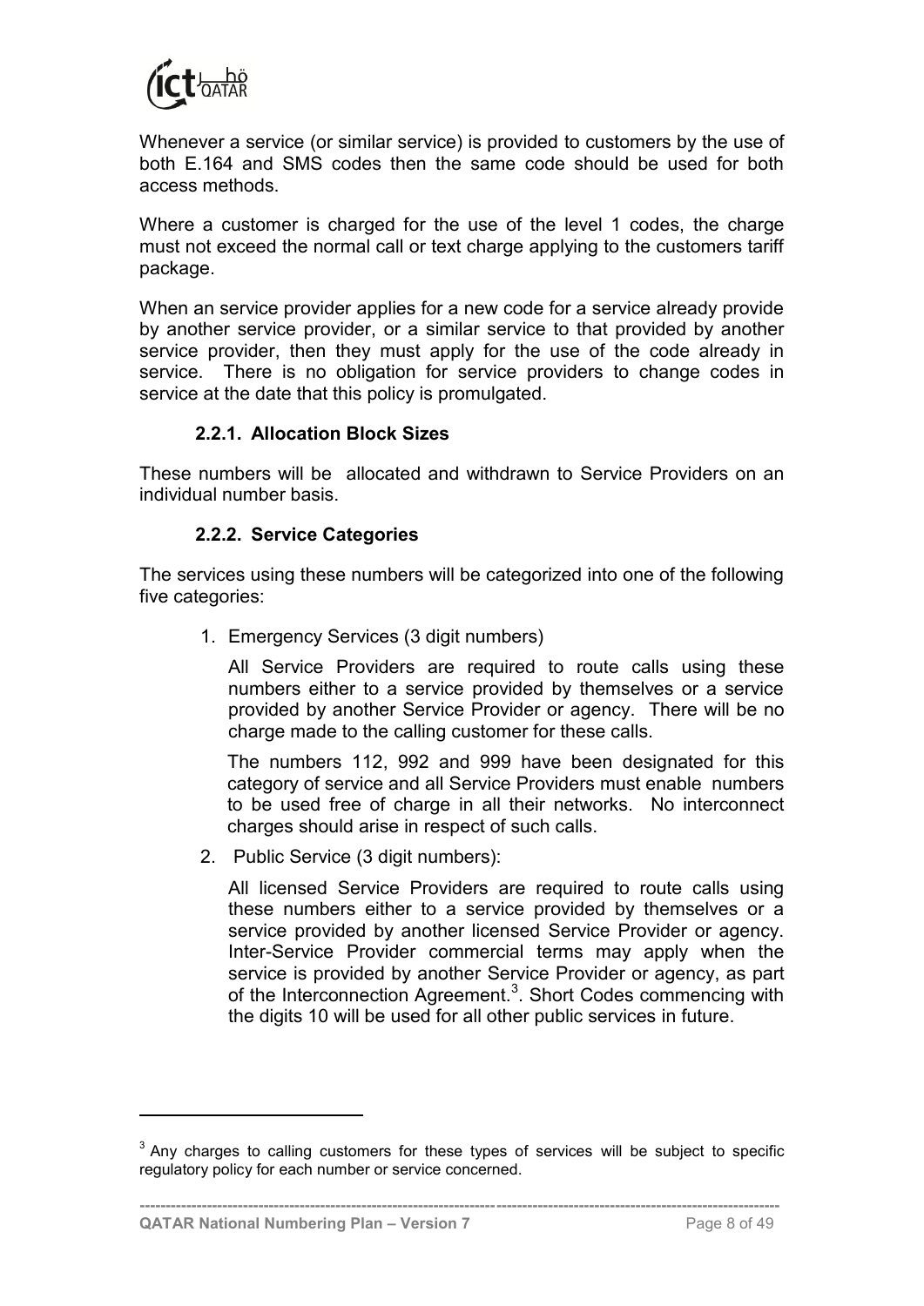Whenever a service (or similar service) is provided to customers by the use of both E.164 and SMS codes then the same code should be used for both access methods.

Where a customer is charged for the use of the level 1 codes, the charge must not exceed the normal call or text charge applying to the customers tariff package.

When an service provider applies for a new code for a service already provide by another service provider, or a similar service to that provided by another service provider, then they must apply for the use of the code already in service. There is no obligation for service providers to change codes in service at the date that this policy is promulgated.

#### 2.2.1. Allocation Block Sizes

These numbers will be allocated and withdrawn to Service Providers on an individual number basis.

#### 2.2.2. Service Categories

The services using these numbers will be categorized into one of the following five categories:

1. Emergency Services (3 digit numbers)

   All Service Providers are required to route calls using these numbers either to a service provided by themselves or a service provided by another Service Provider or agency. There will be no charge made to the calling customer for these calls.

   The numbers 112, 992 and 999 have been designated for this category of service and all Service Providers must enable numbers to be used free of charge in all their networks. No interconnect charges should arise in respect of such calls.

2. Public Service (3 digit numbers):

   All licensed Service Providers are required to route calls using these numbers either to a service provided by themselves or a service provided by another licensed Service Provider or agency. Inter-Service Provider commercial terms may apply when the service is provided by another Service Provider or agency, as part of the Interconnection Agreement.[3]. Short Codes commencing with the digits 10 will be used for all other public services in future.

---

[3] Any charges to calling customers for these types of services will be subject to specific regulatory policy for each number or service concerned.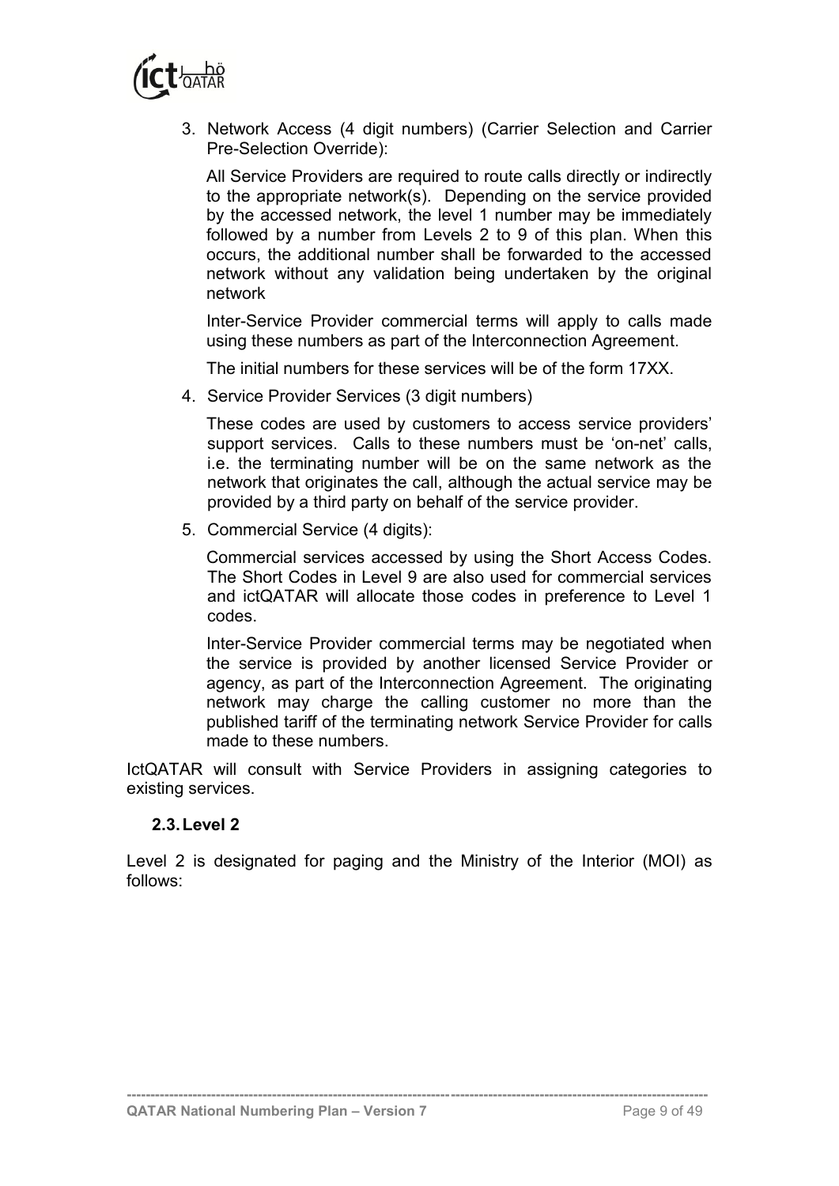3. Network Access (4 digit numbers) (Carrier Selection and Carrier Pre-Selection Override):

   All Service Providers are required to route calls directly or indirectly to the appropriate network(s). Depending on the service provided by the accessed network, the level 1 number may be immediately followed by a number from Levels 2 to 9 of this plan. When this occurs, the additional number shall be forwarded to the accessed network without any validation being undertaken by the original network

   Inter-Service Provider commercial terms will apply to calls made using these numbers as part of the Interconnection Agreement.

   The initial numbers for these services will be of the form 17XX.

4. Service Provider Services (3 digit numbers)

   These codes are used by customers to access service providers' support services. Calls to these numbers must be 'on-net' calls, i.e. the terminating number will be on the same network as the network that originates the call, although the actual service may be provided by a third party on behalf of the service provider.

5. Commercial Service (4 digits):

   Commercial services accessed by using the Short Access Codes. The Short Codes in Level 9 are also used for commercial services and ictQATAR will allocate those codes in preference to Level 1 codes.

   Inter-Service Provider commercial terms may be negotiated when the service is provided by another licensed Service Provider or agency, as part of the Interconnection Agreement. The originating network may charge the calling customer no more than the published tariff of the terminating network Service Provider for calls made to these numbers.

IctQATAR will consult with Service Providers in assigning categories to existing services.

### 2.3. Level 2

Level 2 is designated for paging and the Ministry of the Interior (MOI) as follows: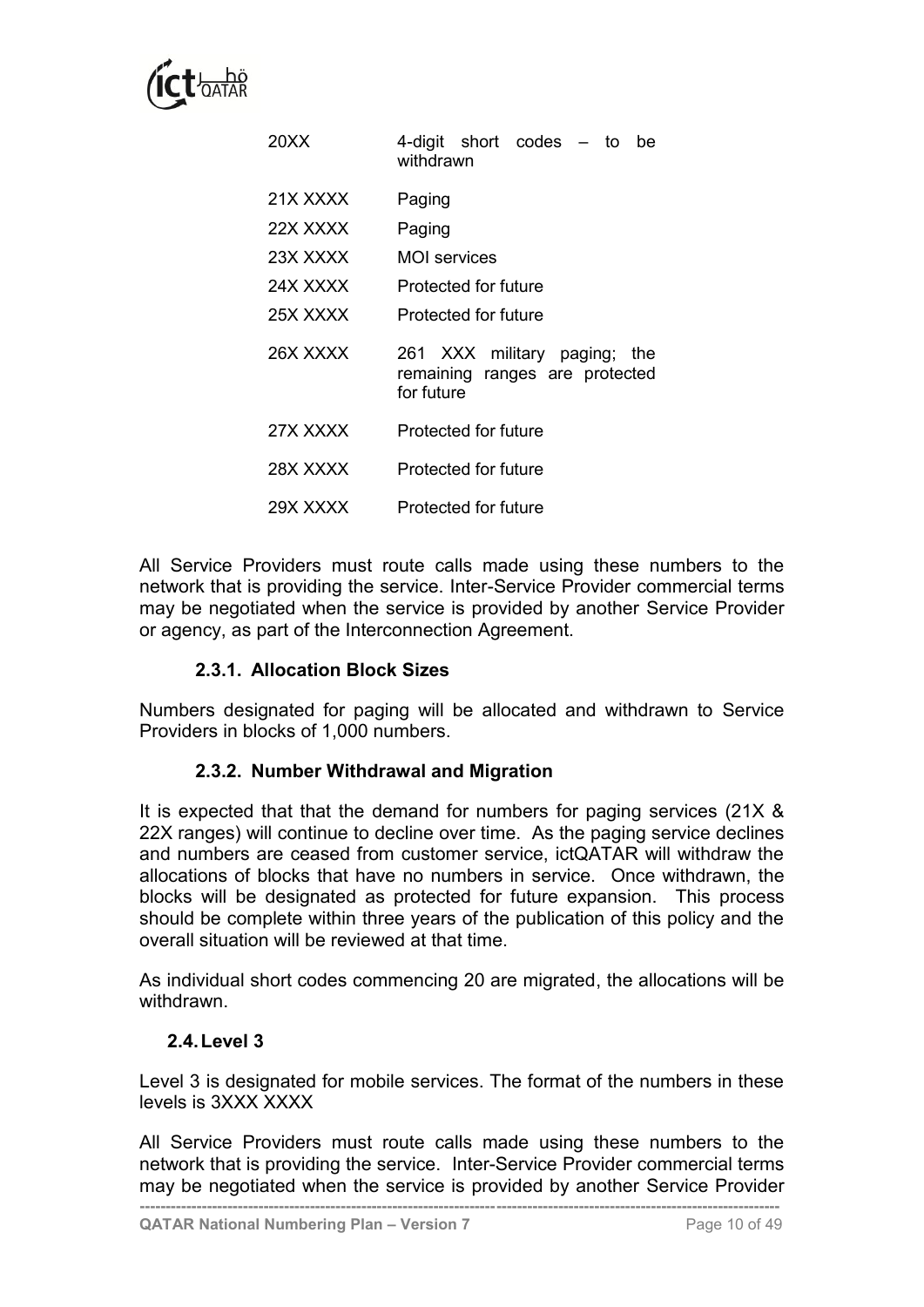| | |
|---|---|
| 20XX | 4-digit short codes – to be withdrawn |
| 21X XXXX | Paging |
| 22X XXXX | Paging |
| 23X XXXX | MOI services |
| 24X XXXX | Protected for future |
| 25X XXXX | Protected for future |
| 26X XXXX | 261 XXX military paging; the remaining ranges are protected for future |
| 27X XXXX | Protected for future |
| 28X XXXX | Protected for future |
| 29X XXXX | Protected for future |

All Service Providers must route calls made using these numbers to the network that is providing the service. Inter-Service Provider commercial terms may be negotiated when the service is provided by another Service Provider or agency, as part of the Interconnection Agreement.

### 2.3.1. Allocation Block Sizes

Numbers designated for paging will be allocated and withdrawn to Service Providers in blocks of 1,000 numbers.

### 2.3.2. Number Withdrawal and Migration

It is expected that that the demand for numbers for paging services (21X & 22X ranges) will continue to decline over time. As the paging service declines and numbers are ceased from customer service, ictQATAR will withdraw the allocations of blocks that have no numbers in service. Once withdrawn, the blocks will be designated as protected for future expansion. This process should be complete within three years of the publication of this policy and the overall situation will be reviewed at that time.

As individual short codes commencing 20 are migrated, the allocations will be withdrawn.

## 2.4. Level 3

Level 3 is designated for mobile services. The format of the numbers in these levels is 3XXX XXXX

All Service Providers must route calls made using these numbers to the network that is providing the service. Inter-Service Provider commercial terms may be negotiated when the service is provided by another Service Provider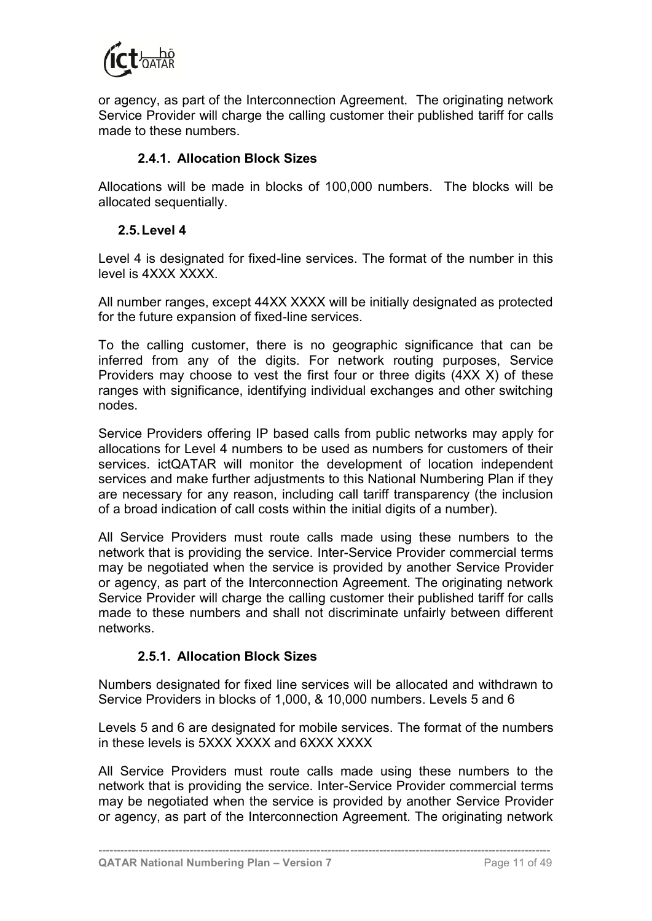or agency, as part of the Interconnection Agreement. The originating network Service Provider will charge the calling customer their published tariff for calls made to these numbers.

#### 2.4.1. Allocation Block Sizes

Allocations will be made in blocks of 100,000 numbers. The blocks will be allocated sequentially.

### 2.5. Level 4

Level 4 is designated for fixed-line services. The format of the number in this level is 4XXX XXXX.

All number ranges, except 44XX XXXX will be initially designated as protected for the future expansion of fixed-line services.

To the calling customer, there is no geographic significance that can be inferred from any of the digits. For network routing purposes, Service Providers may choose to vest the first four or three digits (4XX X) of these ranges with significance, identifying individual exchanges and other switching nodes.

Service Providers offering IP based calls from public networks may apply for allocations for Level 4 numbers to be used as numbers for customers of their services. ictQATAR will monitor the development of location independent services and make further adjustments to this National Numbering Plan if they are necessary for any reason, including call tariff transparency (the inclusion of a broad indication of call costs within the initial digits of a number).

All Service Providers must route calls made using these numbers to the network that is providing the service. Inter-Service Provider commercial terms may be negotiated when the service is provided by another Service Provider or agency, as part of the Interconnection Agreement. The originating network Service Provider will charge the calling customer their published tariff for calls made to these numbers and shall not discriminate unfairly between different networks.

#### 2.5.1. Allocation Block Sizes

Numbers designated for fixed line services will be allocated and withdrawn to Service Providers in blocks of 1,000, & 10,000 numbers. Levels 5 and 6

Levels 5 and 6 are designated for mobile services. The format of the numbers in these levels is 5XXX XXXX and 6XXX XXXX

All Service Providers must route calls made using these numbers to the network that is providing the service. Inter-Service Provider commercial terms may be negotiated when the service is provided by another Service Provider or agency, as part of the Interconnection Agreement. The originating network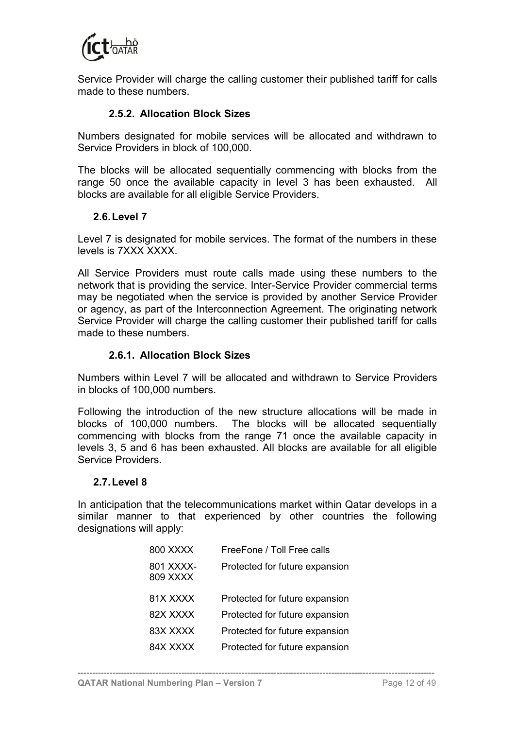Service Provider will charge the calling customer their published tariff for calls made to these numbers.

#### 2.5.2. Allocation Block Sizes

Numbers designated for mobile services will be allocated and withdrawn to Service Providers in block of 100,000.

The blocks will be allocated sequentially commencing with blocks from the range 50 once the available capacity in level 3 has been exhausted. All blocks are available for all eligible Service Providers.

### 2.6. Level 7

Level 7 is designated for mobile services. The format of the numbers in these levels is 7XXX XXXX.

All Service Providers must route calls made using these numbers to the network that is providing the service. Inter-Service Provider commercial terms may be negotiated when the service is provided by another Service Provider or agency, as part of the Interconnection Agreement. The originating network Service Provider will charge the calling customer their published tariff for calls made to these numbers.

#### 2.6.1. Allocation Block Sizes

Numbers within Level 7 will be allocated and withdrawn to Service Providers in blocks of 100,000 numbers.

Following the introduction of the new structure allocations will be made in blocks of 100,000 numbers. The blocks will be allocated sequentially commencing with blocks from the range 71 once the available capacity in levels 3, 5 and 6 has been exhausted. All blocks are available for all eligible Service Providers.

### 2.7. Level 8

In anticipation that the telecommunications market within Qatar develops in a similar manner to that experienced by other countries the following designations will apply:

| | |
|---|---|
| 800 XXXX | FreeFone / Toll Free calls |
| 801 XXXX-809 XXXX | Protected for future expansion |
| 81X XXXX | Protected for future expansion |
| 82X XXXX | Protected for future expansion |
| 83X XXXX | Protected for future expansion |
| 84X XXXX | Protected for future expansion |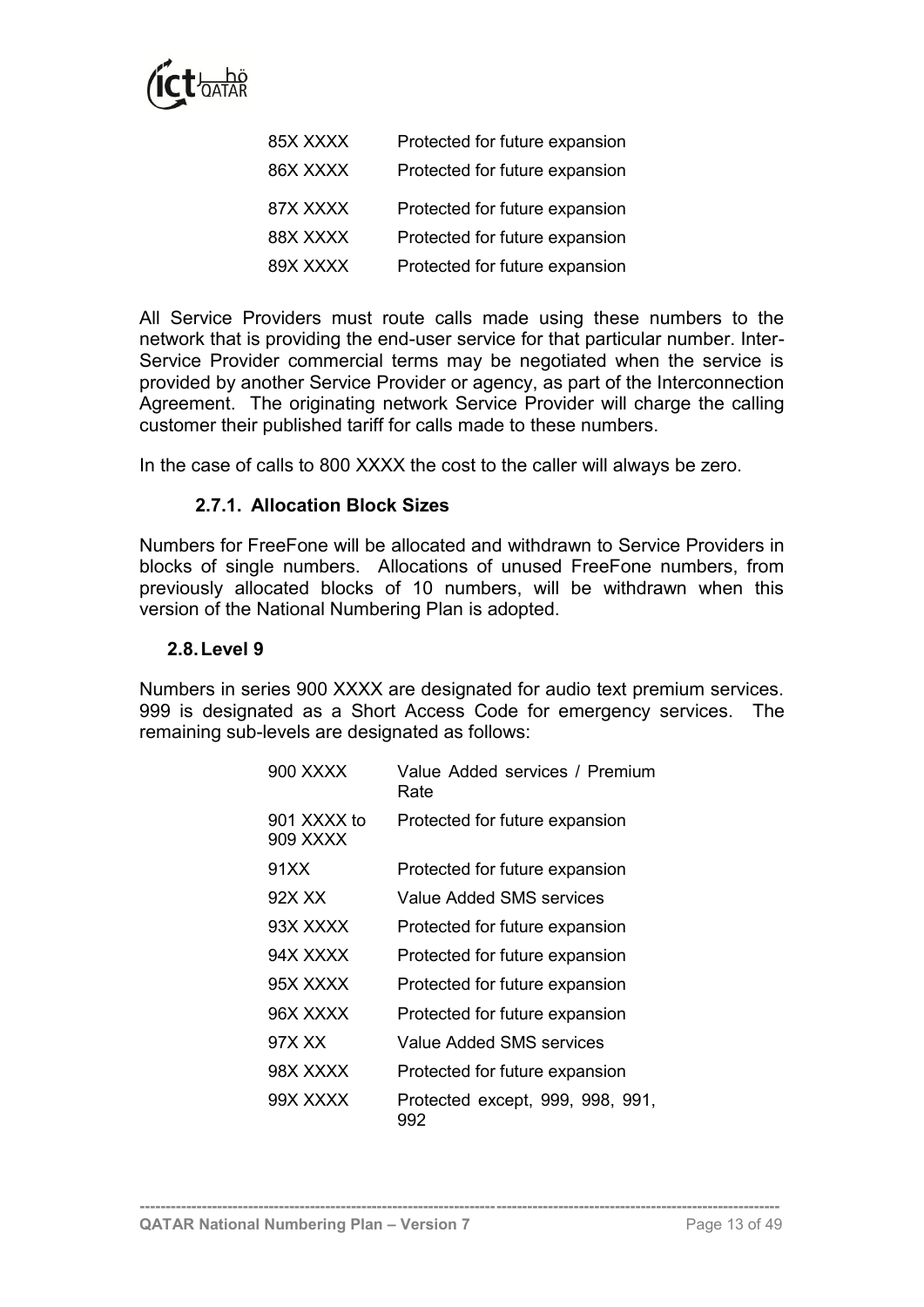| | |
|---|---|
| 85X XXXX | Protected for future expansion |
| 86X XXXX | Protected for future expansion |
| 87X XXXX | Protected for future expansion |
| 88X XXXX | Protected for future expansion |
| 89X XXXX | Protected for future expansion |

All Service Providers must route calls made using these numbers to the network that is providing the end-user service for that particular number. Inter-Service Provider commercial terms may be negotiated when the service is provided by another Service Provider or agency, as part of the Interconnection Agreement. The originating network Service Provider will charge the calling customer their published tariff for calls made to these numbers.

In the case of calls to 800 XXXX the cost to the caller will always be zero.

#### 2.7.1. Allocation Block Sizes

Numbers for FreeFone will be allocated and withdrawn to Service Providers in blocks of single numbers. Allocations of unused FreeFone numbers, from previously allocated blocks of 10 numbers, will be withdrawn when this version of the National Numbering Plan is adopted.

### 2.8. Level 9

Numbers in series 900 XXXX are designated for audio text premium services. 999 is designated as a Short Access Code for emergency services. The remaining sub-levels are designated as follows:

| | |
|---|---|
| 900 XXXX | Value Added services / Premium Rate |
| 901 XXXX to 909 XXXX | Protected for future expansion |
| 91XX | Protected for future expansion |
| 92X XX | Value Added SMS services |
| 93X XXXX | Protected for future expansion |
| 94X XXXX | Protected for future expansion |
| 95X XXXX | Protected for future expansion |
| 96X XXXX | Protected for future expansion |
| 97X XX | Value Added SMS services |
| 98X XXXX | Protected for future expansion |
| 99X XXXX | Protected except, 999, 998, 991, 992 |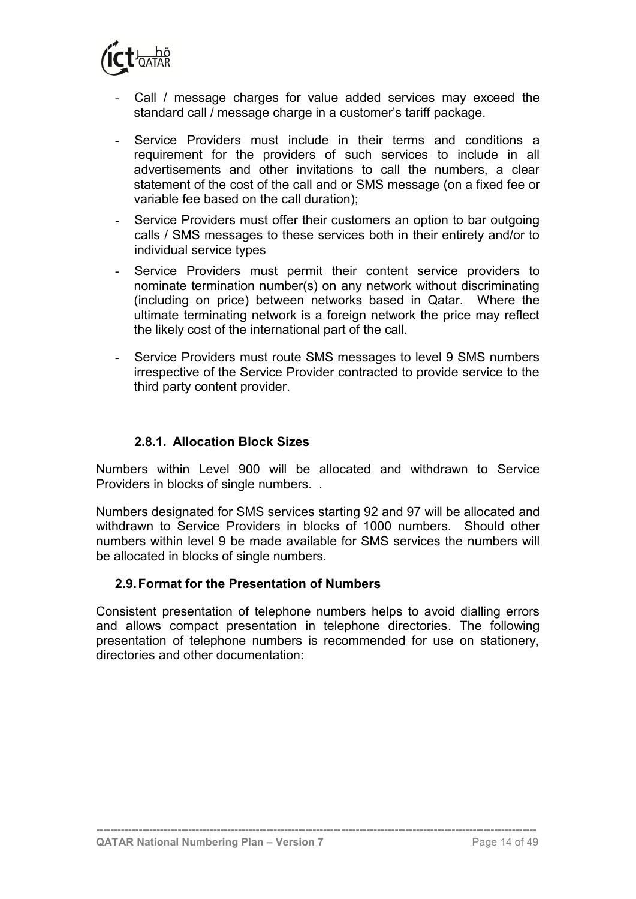- Call / message charges for value added services may exceed the standard call / message charge in a customer's tariff package.
- Service Providers must include in their terms and conditions a requirement for the providers of such services to include in all advertisements and other invitations to call the numbers, a clear statement of the cost of the call and or SMS message (on a fixed fee or variable fee based on the call duration);
- Service Providers must offer their customers an option to bar outgoing calls / SMS messages to these services both in their entirety and/or to individual service types
- Service Providers must permit their content service providers to nominate termination number(s) on any network without discriminating (including on price) between networks based in Qatar. Where the ultimate terminating network is a foreign network the price may reflect the likely cost of the international part of the call.
- Service Providers must route SMS messages to level 9 SMS numbers irrespective of the Service Provider contracted to provide service to the third party content provider.

#### 2.8.1. Allocation Block Sizes

Numbers within Level 900 will be allocated and withdrawn to Service Providers in blocks of single numbers. .

Numbers designated for SMS services starting 92 and 97 will be allocated and withdrawn to Service Providers in blocks of 1000 numbers. Should other numbers within level 9 be made available for SMS services the numbers will be allocated in blocks of single numbers.

### 2.9. Format for the Presentation of Numbers

Consistent presentation of telephone numbers helps to avoid dialling errors and allows compact presentation in telephone directories. The following presentation of telephone numbers is recommended for use on stationery, directories and other documentation: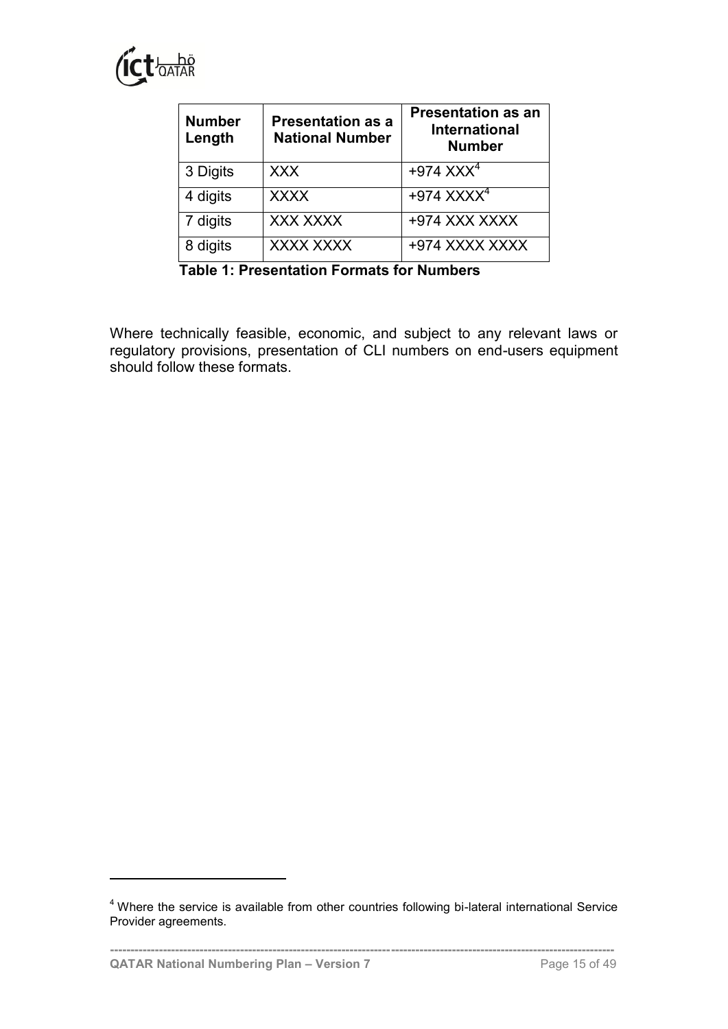| Number Length | Presentation as a National Number | Presentation as an International Number |
|---|---|---|
| 3 Digits | XXX | +974 XXX[4] |
| 4 digits | XXXX | +974 XXXX[4] |
| 7 digits | XXX XXXX | +974 XXX XXXX |
| 8 digits | XXXX XXXX | +974 XXXX XXXX |

**Table 1: Presentation Formats for Numbers**

Where technically feasible, economic, and subject to any relevant laws or regulatory provisions, presentation of CLI numbers on end-users equipment should follow these formats.

[4] Where the service is available from other countries following bi-lateral international Service Provider agreements.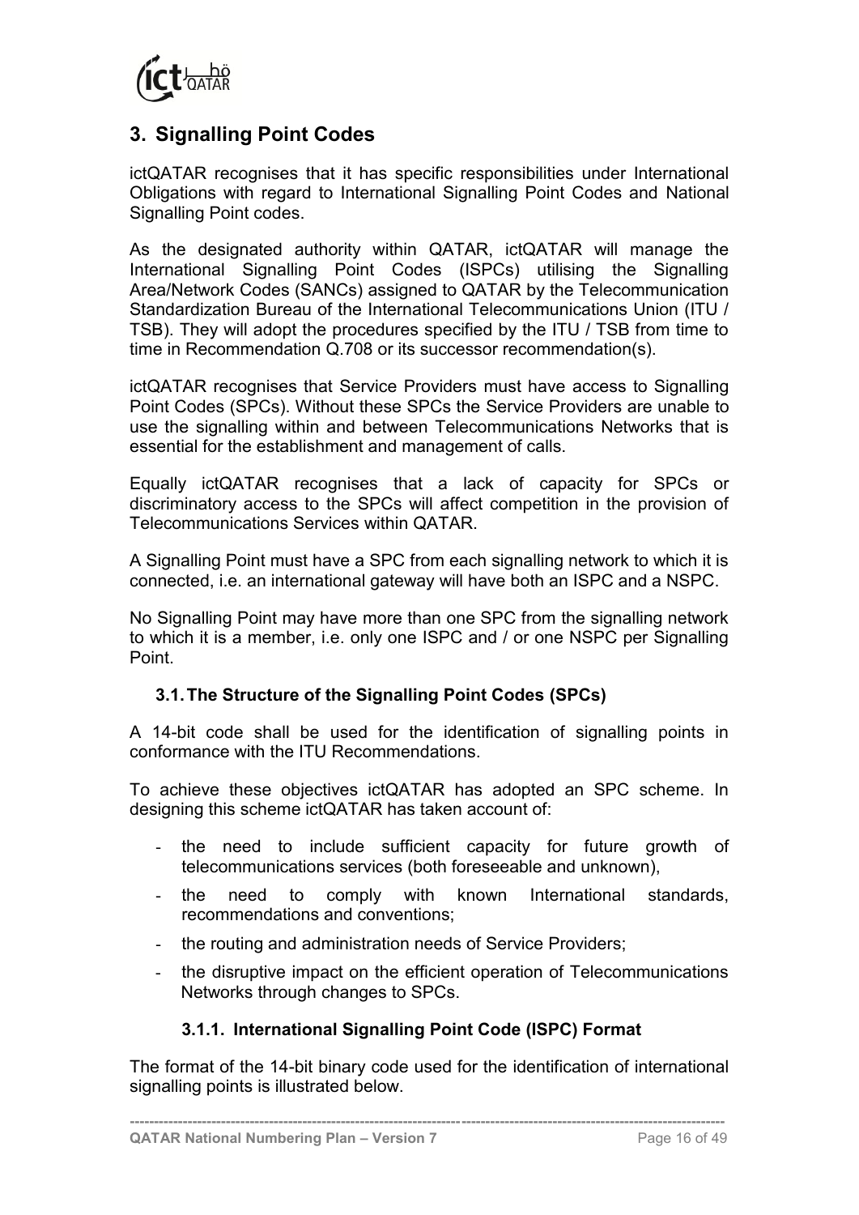# 3. Signalling Point Codes

ictQATAR recognises that it has specific responsibilities under International Obligations with regard to International Signalling Point Codes and National Signalling Point codes.

As the designated authority within QATAR, ictQATAR will manage the International Signalling Point Codes (ISPCs) utilising the Signalling Area/Network Codes (SANCs) assigned to QATAR by the Telecommunication Standardization Bureau of the International Telecommunications Union (ITU / TSB). They will adopt the procedures specified by the ITU / TSB from time to time in Recommendation Q.708 or its successor recommendation(s).

ictQATAR recognises that Service Providers must have access to Signalling Point Codes (SPCs). Without these SPCs the Service Providers are unable to use the signalling within and between Telecommunications Networks that is essential for the establishment and management of calls.

Equally ictQATAR recognises that a lack of capacity for SPCs or discriminatory access to the SPCs will affect competition in the provision of Telecommunications Services within QATAR.

A Signalling Point must have a SPC from each signalling network to which it is connected, i.e. an international gateway will have both an ISPC and a NSPC.

No Signalling Point may have more than one SPC from the signalling network to which it is a member, i.e. only one ISPC and / or one NSPC per Signalling Point.

## 3.1. The Structure of the Signalling Point Codes (SPCs)

A 14-bit code shall be used for the identification of signalling points in conformance with the ITU Recommendations.

To achieve these objectives ictQATAR has adopted an SPC scheme. In designing this scheme ictQATAR has taken account of:

- the need to include sufficient capacity for future growth of telecommunications services (both foreseeable and unknown),
- the need to comply with known International standards, recommendations and conventions;
- the routing and administration needs of Service Providers;
- the disruptive impact on the efficient operation of Telecommunications Networks through changes to SPCs.

### 3.1.1. International Signalling Point Code (ISPC) Format

The format of the 14-bit binary code used for the identification of international signalling points is illustrated below.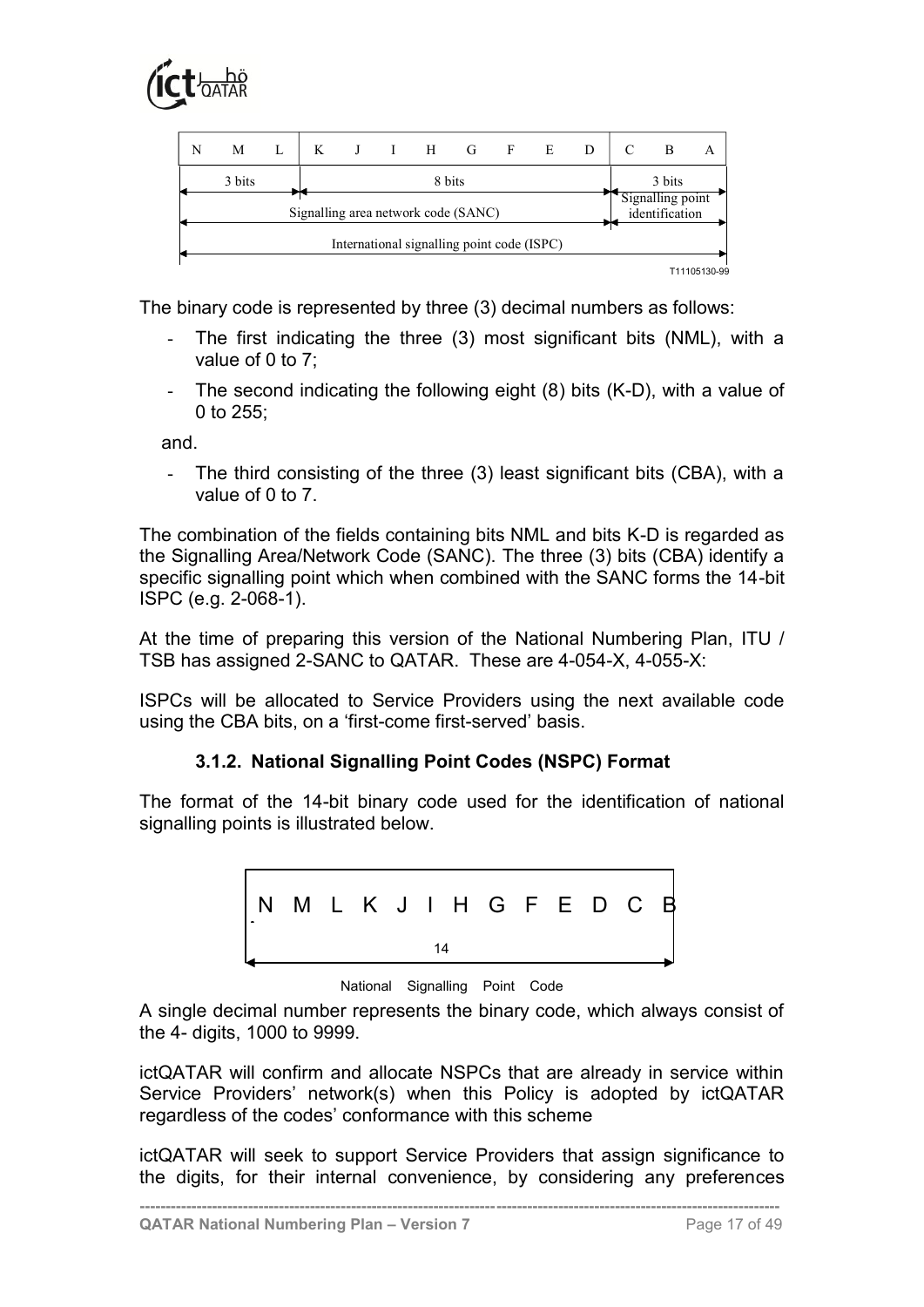| N | M | L | K | J | I | H | G | F | E | D | C | B | A |
|---|---|---|---|---|---|---|---|---|---|---|---|---|---|
| 3 bits | | | 8 bits | | | | | | | | 3 bits | | |
| Signalling area network code (SANC) | | | | | | | | | | | Signalling point identification | | |
| International signalling point code (ISPC) | | | | | | | | | | | | | |

T11105130-99

The binary code is represented by three (3) decimal numbers as follows:

- The first indicating the three (3) most significant bits (NML), with a value of 0 to 7;
- The second indicating the following eight (8) bits (K-D), with a value of 0 to 255;

and.

- The third consisting of the three (3) least significant bits (CBA), with a value of 0 to 7.

The combination of the fields containing bits NML and bits K-D is regarded as the Signalling Area/Network Code (SANC). The three (3) bits (CBA) identify a specific signalling point which when combined with the SANC forms the 14-bit ISPC (e.g. 2-068-1).

At the time of preparing this version of the National Numbering Plan, ITU / TSB has assigned 2-SANC to QATAR. These are 4-054-X, 4-055-X:

ISPCs will be allocated to Service Providers using the next available code using the CBA bits, on a 'first-come first-served' basis.

### 3.1.2. National Signalling Point Codes (NSPC) Format

The format of the 14-bit binary code used for the identification of national signalling points is illustrated below.

| N | M | L | K | J | I | H | G | F | E | D | C | B |
|---|---|---|---|---|---|---|---|---|---|---|---|---|
| 14 | | | | | | | | | | | | |

National Signalling Point Code

A single decimal number represents the binary code, which always consist of the 4- digits, 1000 to 9999.

ictQATAR will confirm and allocate NSPCs that are already in service within Service Providers' network(s) when this Policy is adopted by ictQATAR regardless of the codes' conformance with this scheme

ictQATAR will seek to support Service Providers that assign significance to the digits, for their internal convenience, by considering any preferences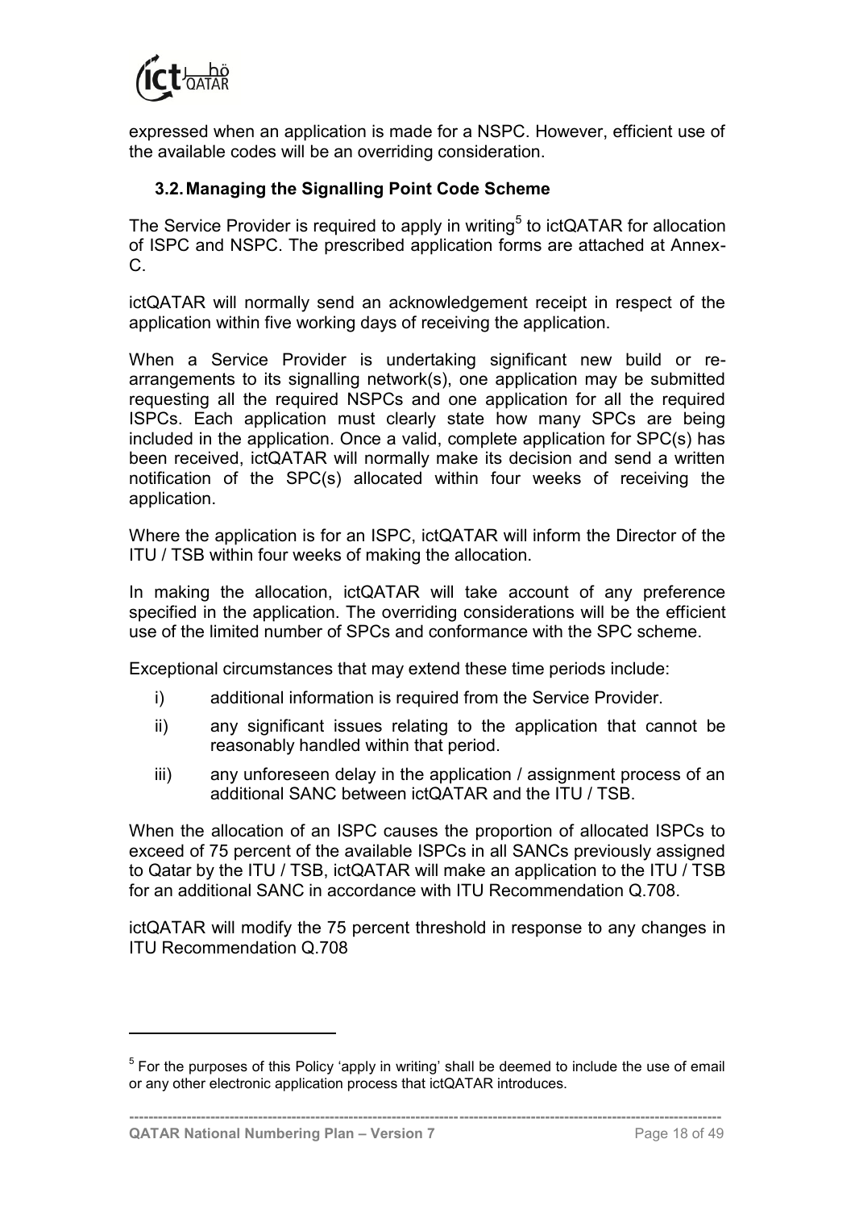expressed when an application is made for a NSPC. However, efficient use of the available codes will be an overriding consideration.

### 3.2. Managing the Signalling Point Code Scheme

The Service Provider is required to apply in writing[5] to ictQATAR for allocation of ISPC and NSPC. The prescribed application forms are attached at Annex-C.

ictQATAR will normally send an acknowledgement receipt in respect of the application within five working days of receiving the application.

When a Service Provider is undertaking significant new build or re-arrangements to its signalling network(s), one application may be submitted requesting all the required NSPCs and one application for all the required ISPCs. Each application must clearly state how many SPCs are being included in the application. Once a valid, complete application for SPC(s) has been received, ictQATAR will normally make its decision and send a written notification of the SPC(s) allocated within four weeks of receiving the application.

Where the application is for an ISPC, ictQATAR will inform the Director of the ITU / TSB within four weeks of making the allocation.

In making the allocation, ictQATAR will take account of any preference specified in the application. The overriding considerations will be the efficient use of the limited number of SPCs and conformance with the SPC scheme.

Exceptional circumstances that may extend these time periods include:

i) additional information is required from the Service Provider.

ii) any significant issues relating to the application that cannot be reasonably handled within that period.

iii) any unforeseen delay in the application / assignment process of an additional SANC between ictQATAR and the ITU / TSB.

When the allocation of an ISPC causes the proportion of allocated ISPCs to exceed of 75 percent of the available ISPCs in all SANCs previously assigned to Qatar by the ITU / TSB, ictQATAR will make an application to the ITU / TSB for an additional SANC in accordance with ITU Recommendation Q.708.

ictQATAR will modify the 75 percent threshold in response to any changes in ITU Recommendation Q.708

[5] For the purposes of this Policy 'apply in writing' shall be deemed to include the use of email or any other electronic application process that ictQATAR introduces.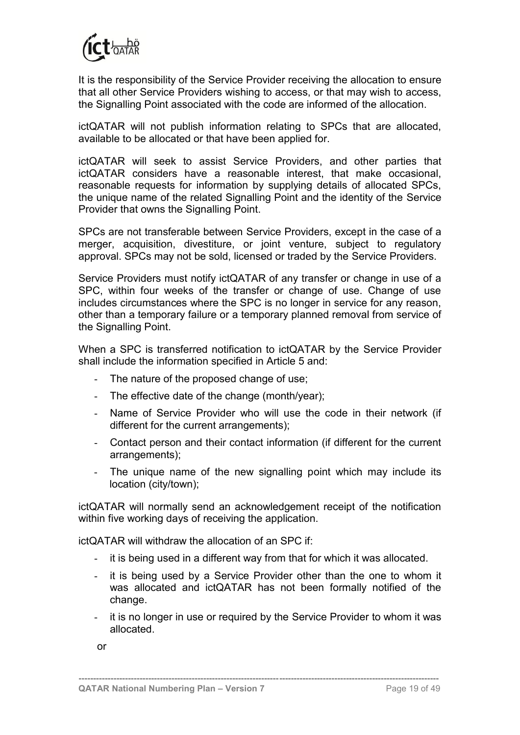It is the responsibility of the Service Provider receiving the allocation to ensure that all other Service Providers wishing to access, or that may wish to access, the Signalling Point associated with the code are informed of the allocation.

ictQATAR will not publish information relating to SPCs that are allocated, available to be allocated or that have been applied for.

ictQATAR will seek to assist Service Providers, and other parties that ictQATAR considers have a reasonable interest, that make occasional, reasonable requests for information by supplying details of allocated SPCs, the unique name of the related Signalling Point and the identity of the Service Provider that owns the Signalling Point.

SPCs are not transferable between Service Providers, except in the case of a merger, acquisition, divestiture, or joint venture, subject to regulatory approval. SPCs may not be sold, licensed or traded by the Service Providers.

Service Providers must notify ictQATAR of any transfer or change in use of a SPC, within four weeks of the transfer or change of use. Change of use includes circumstances where the SPC is no longer in service for any reason, other than a temporary failure or a temporary planned removal from service of the Signalling Point.

When a SPC is transferred notification to ictQATAR by the Service Provider shall include the information specified in Article 5 and:

- The nature of the proposed change of use;
- The effective date of the change (month/year);
- Name of Service Provider who will use the code in their network (if different for the current arrangements);
- Contact person and their contact information (if different for the current arrangements);
- The unique name of the new signalling point which may include its location (city/town);

ictQATAR will normally send an acknowledgement receipt of the notification within five working days of receiving the application.

ictQATAR will withdraw the allocation of an SPC if:

- it is being used in a different way from that for which it was allocated.
- it is being used by a Service Provider other than the one to whom it was allocated and ictQATAR has not been formally notified of the change.
- it is no longer in use or required by the Service Provider to whom it was allocated.

or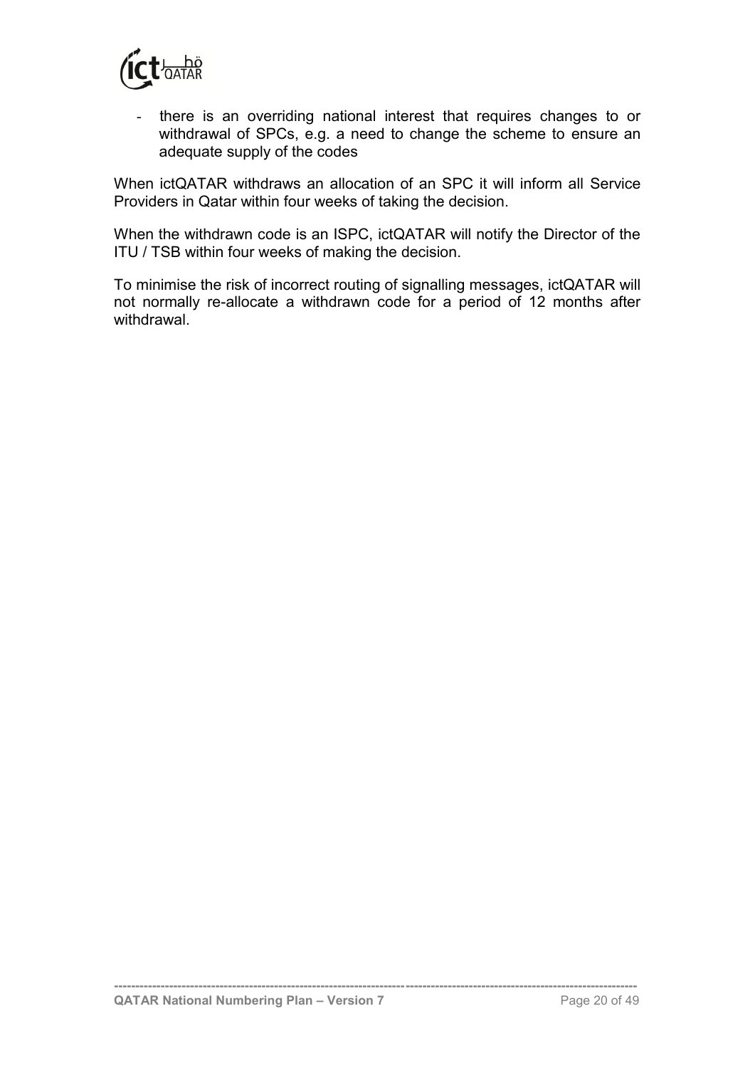- there is an overriding national interest that requires changes to or withdrawal of SPCs, e.g. a need to change the scheme to ensure an adequate supply of the codes

When ictQATAR withdraws an allocation of an SPC it will inform all Service Providers in Qatar within four weeks of taking the decision.

When the withdrawn code is an ISPC, ictQATAR will notify the Director of the ITU / TSB within four weeks of making the decision.

To minimise the risk of incorrect routing of signalling messages, ictQATAR will not normally re-allocate a withdrawn code for a period of 12 months after withdrawal.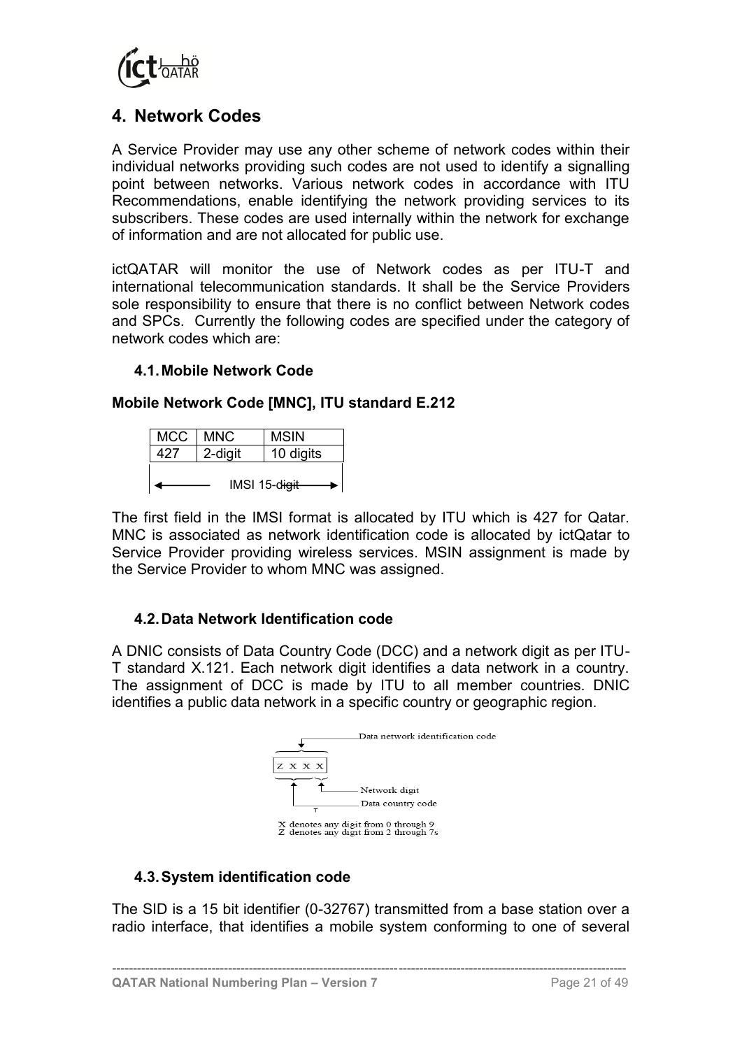## 4. Network Codes

A Service Provider may use any other scheme of network codes within their individual networks providing such codes are not used to identify a signalling point between networks. Various network codes in accordance with ITU Recommendations, enable identifying the network providing services to its subscribers. These codes are used internally within the network for exchange of information and are not allocated for public use.

ictQATAR will monitor the use of Network codes as per ITU-T and international telecommunication standards. It shall be the Service Providers sole responsibility to ensure that there is no conflict between Network codes and SPCs. Currently the following codes are specified under the category of network codes which are:

### 4.1. Mobile Network Code

**Mobile Network Code [MNC], ITU standard E.212**

| MCC | MNC | MSIN |
|---|---|---|
| 427 | 2-digit | 10 digits |

← IMSI 15-digit →

The first field in the IMSI format is allocated by ITU which is 427 for Qatar. MNC is associated as network identification code is allocated by ictQatar to Service Provider providing wireless services. MSIN assignment is made by the Service Provider to whom MNC was assigned.

### 4.2. Data Network Identification code

A DNIC consists of Data Country Code (DCC) and a network digit as per ITU-T standard X.121. Each network digit identifies a data network in a country. The assignment of DCC is made by ITU to all member countries. DNIC identifies a public data network in a specific country or geographic region.

Data network identification code

Z X X X

Network digit

Data country code

X denotes any digit from 0 through 9
Z denotes any digit from 2 through 7s

### 4.3. System identification code

The SID is a 15 bit identifier (0-32767) transmitted from a base station over a radio interface, that identifies a mobile system conforming to one of several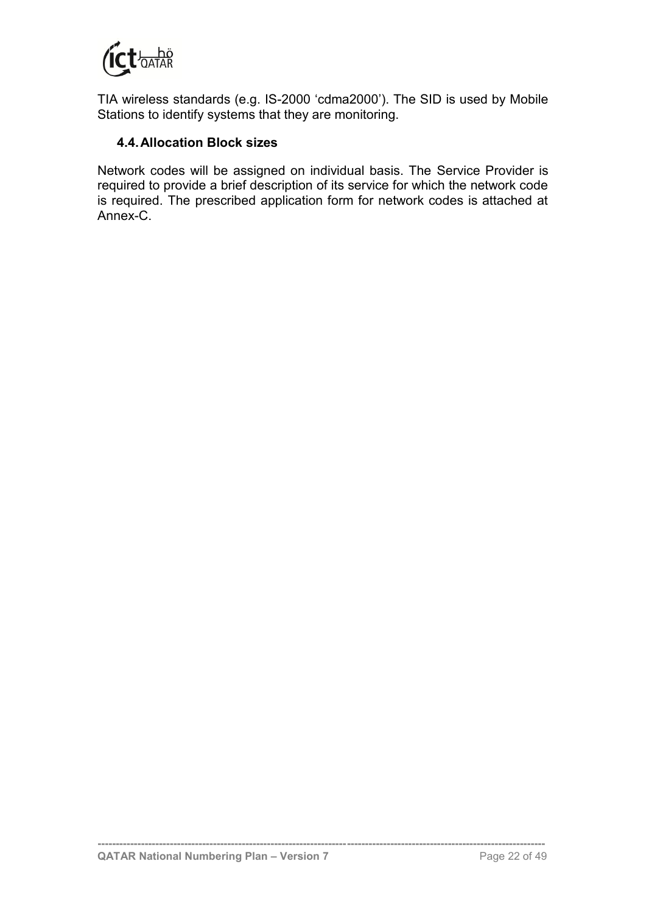TIA wireless standards (e.g. IS-2000 'cdma2000'). The SID is used by Mobile Stations to identify systems that they are monitoring.

### 4.4. Allocation Block sizes

Network codes will be assigned on individual basis. The Service Provider is required to provide a brief description of its service for which the network code is required. The prescribed application form for network codes is attached at Annex-C.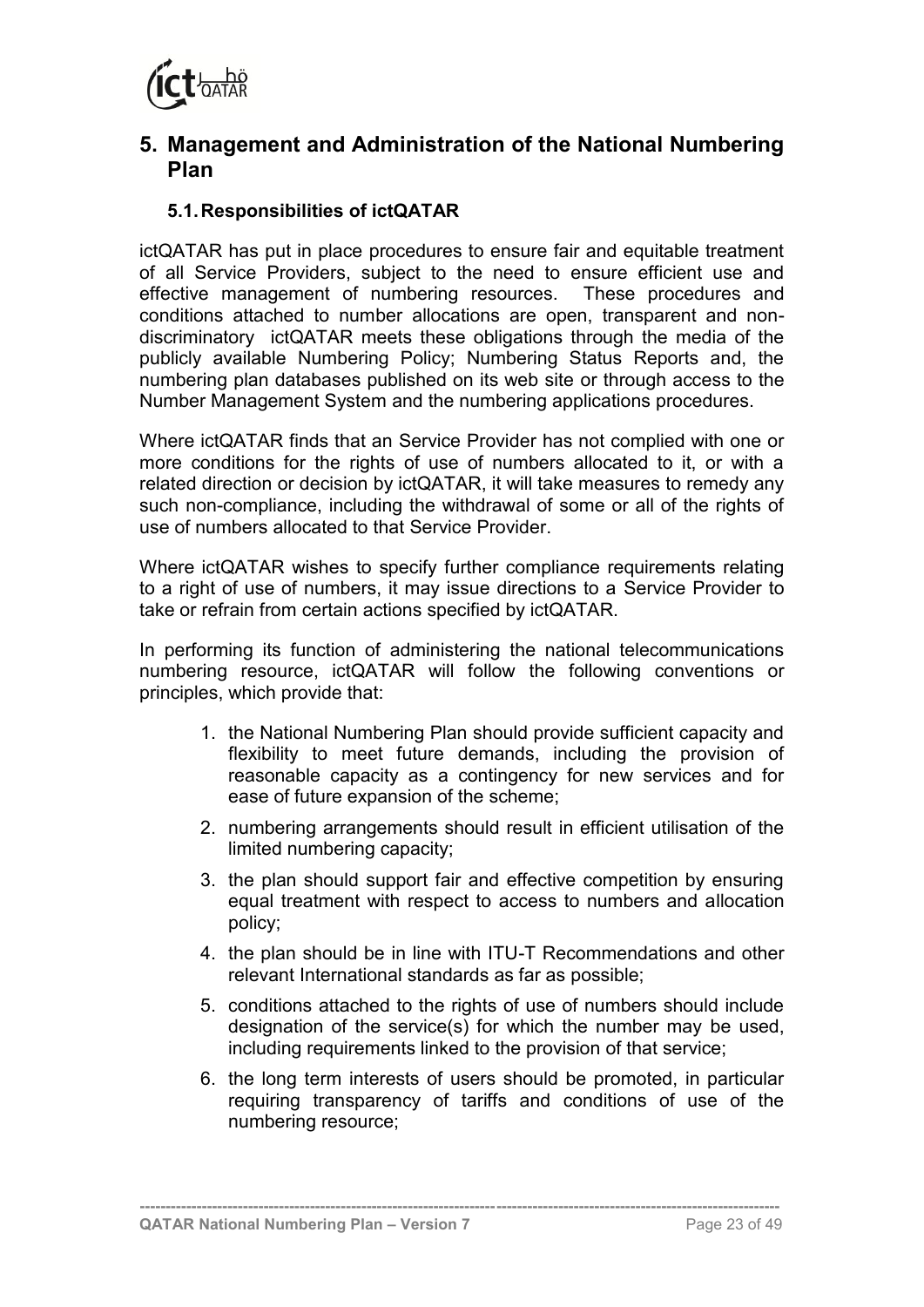## 5. Management and Administration of the National Numbering Plan

### 5.1. Responsibilities of ictQATAR

ictQATAR has put in place procedures to ensure fair and equitable treatment of all Service Providers, subject to the need to ensure efficient use and effective management of numbering resources. These procedures and conditions attached to number allocations are open, transparent and non-discriminatory ictQATAR meets these obligations through the media of the publicly available Numbering Policy; Numbering Status Reports and, the numbering plan databases published on its web site or through access to the Number Management System and the numbering applications procedures.

Where ictQATAR finds that an Service Provider has not complied with one or more conditions for the rights of use of numbers allocated to it, or with a related direction or decision by ictQATAR, it will take measures to remedy any such non-compliance, including the withdrawal of some or all of the rights of use of numbers allocated to that Service Provider.

Where ictQATAR wishes to specify further compliance requirements relating to a right of use of numbers, it may issue directions to a Service Provider to take or refrain from certain actions specified by ictQATAR.

In performing its function of administering the national telecommunications numbering resource, ictQATAR will follow the following conventions or principles, which provide that:

1. the National Numbering Plan should provide sufficient capacity and flexibility to meet future demands, including the provision of reasonable capacity as a contingency for new services and for ease of future expansion of the scheme;
2. numbering arrangements should result in efficient utilisation of the limited numbering capacity;
3. the plan should support fair and effective competition by ensuring equal treatment with respect to access to numbers and allocation policy;
4. the plan should be in line with ITU-T Recommendations and other relevant International standards as far as possible;
5. conditions attached to the rights of use of numbers should include designation of the service(s) for which the number may be used, including requirements linked to the provision of that service;
6. the long term interests of users should be promoted, in particular requiring transparency of tariffs and conditions of use of the numbering resource;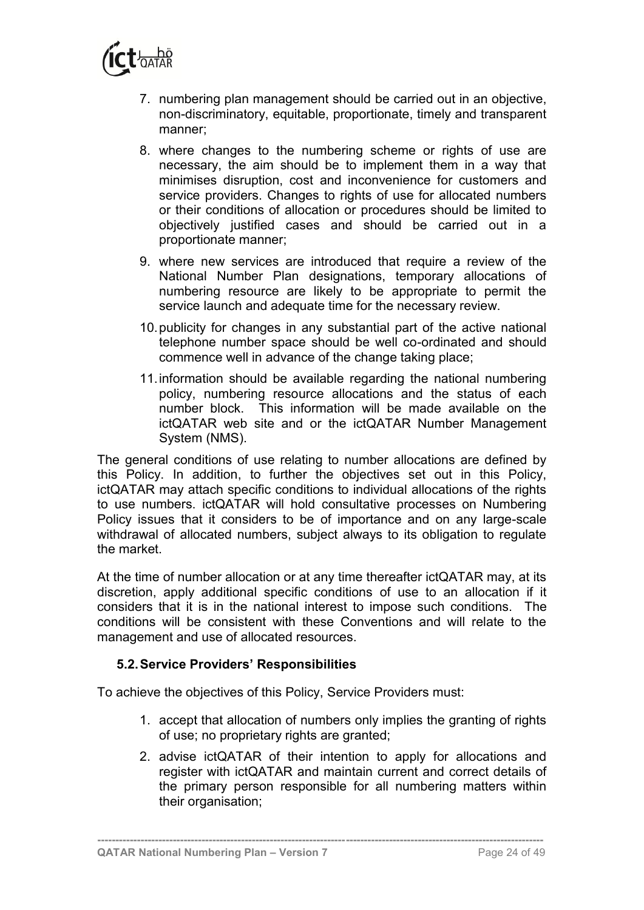7. numbering plan management should be carried out in an objective, non-discriminatory, equitable, proportionate, timely and transparent manner;
8. where changes to the numbering scheme or rights of use are necessary, the aim should be to implement them in a way that minimises disruption, cost and inconvenience for customers and service providers. Changes to rights of use for allocated numbers or their conditions of allocation or procedures should be limited to objectively justified cases and should be carried out in a proportionate manner;
9. where new services are introduced that require a review of the National Number Plan designations, temporary allocations of numbering resource are likely to be appropriate to permit the service launch and adequate time for the necessary review.
10. publicity for changes in any substantial part of the active national telephone number space should be well co-ordinated and should commence well in advance of the change taking place;
11. information should be available regarding the national numbering policy, numbering resource allocations and the status of each number block. This information will be made available on the ictQATAR web site and or the ictQATAR Number Management System (NMS).

The general conditions of use relating to number allocations are defined by this Policy. In addition, to further the objectives set out in this Policy, ictQATAR may attach specific conditions to individual allocations of the rights to use numbers. ictQATAR will hold consultative processes on Numbering Policy issues that it considers to be of importance and on any large-scale withdrawal of allocated numbers, subject always to its obligation to regulate the market.

At the time of number allocation or at any time thereafter ictQATAR may, at its discretion, apply additional specific conditions of use to an allocation if it considers that it is in the national interest to impose such conditions. The conditions will be consistent with these Conventions and will relate to the management and use of allocated resources.

### 5.2. Service Providers' Responsibilities

To achieve the objectives of this Policy, Service Providers must:

1. accept that allocation of numbers only implies the granting of rights of use; no proprietary rights are granted;
2. advise ictQATAR of their intention to apply for allocations and register with ictQATAR and maintain current and correct details of the primary person responsible for all numbering matters within their organisation;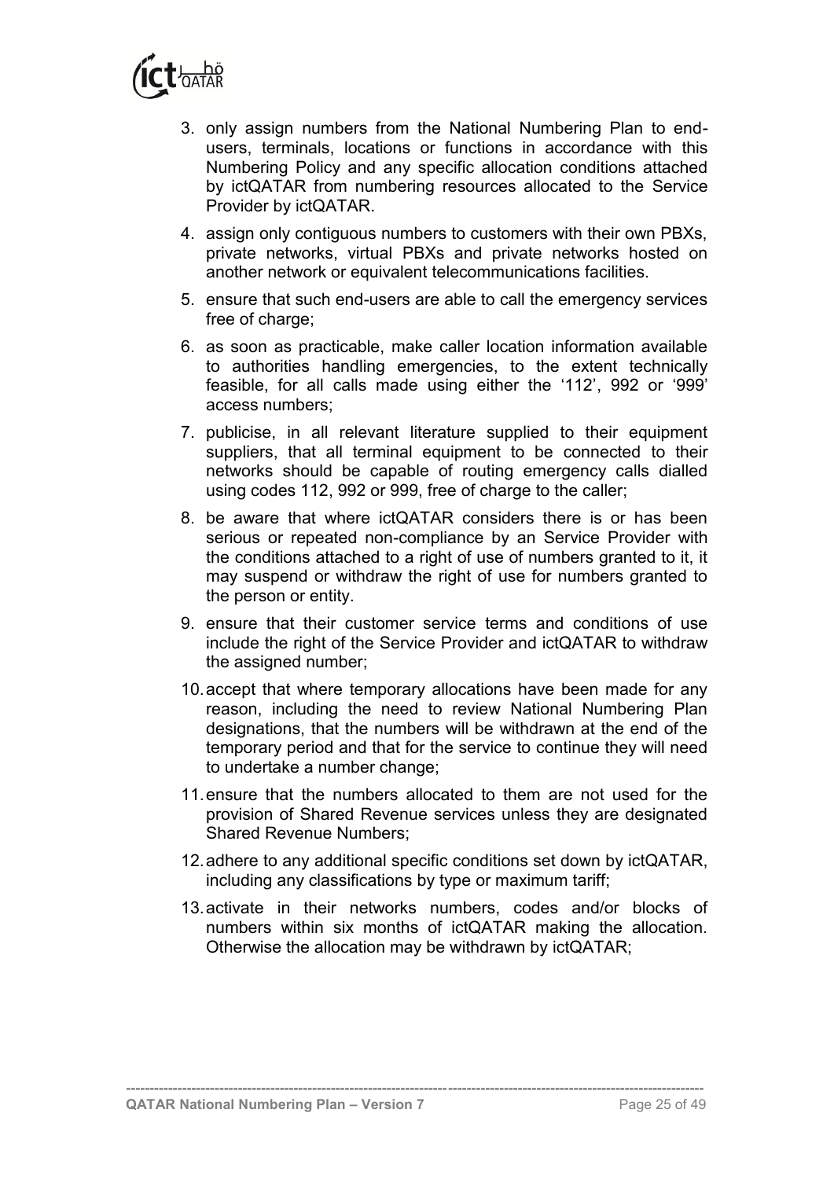3. only assign numbers from the National Numbering Plan to end-users, terminals, locations or functions in accordance with this Numbering Policy and any specific allocation conditions attached by ictQATAR from numbering resources allocated to the Service Provider by ictQATAR.
4. assign only contiguous numbers to customers with their own PBXs, private networks, virtual PBXs and private networks hosted on another network or equivalent telecommunications facilities.
5. ensure that such end-users are able to call the emergency services free of charge;
6. as soon as practicable, make caller location information available to authorities handling emergencies, to the extent technically feasible, for all calls made using either the '112', 992 or '999' access numbers;
7. publicise, in all relevant literature supplied to their equipment suppliers, that all terminal equipment to be connected to their networks should be capable of routing emergency calls dialled using codes 112, 992 or 999, free of charge to the caller;
8. be aware that where ictQATAR considers there is or has been serious or repeated non-compliance by an Service Provider with the conditions attached to a right of use of numbers granted to it, it may suspend or withdraw the right of use for numbers granted to the person or entity.
9. ensure that their customer service terms and conditions of use include the right of the Service Provider and ictQATAR to withdraw the assigned number;
10. accept that where temporary allocations have been made for any reason, including the need to review National Numbering Plan designations, that the numbers will be withdrawn at the end of the temporary period and that for the service to continue they will need to undertake a number change;
11. ensure that the numbers allocated to them are not used for the provision of Shared Revenue services unless they are designated Shared Revenue Numbers;
12. adhere to any additional specific conditions set down by ictQATAR, including any classifications by type or maximum tariff;
13. activate in their networks numbers, codes and/or blocks of numbers within six months of ictQATAR making the allocation. Otherwise the allocation may be withdrawn by ictQATAR;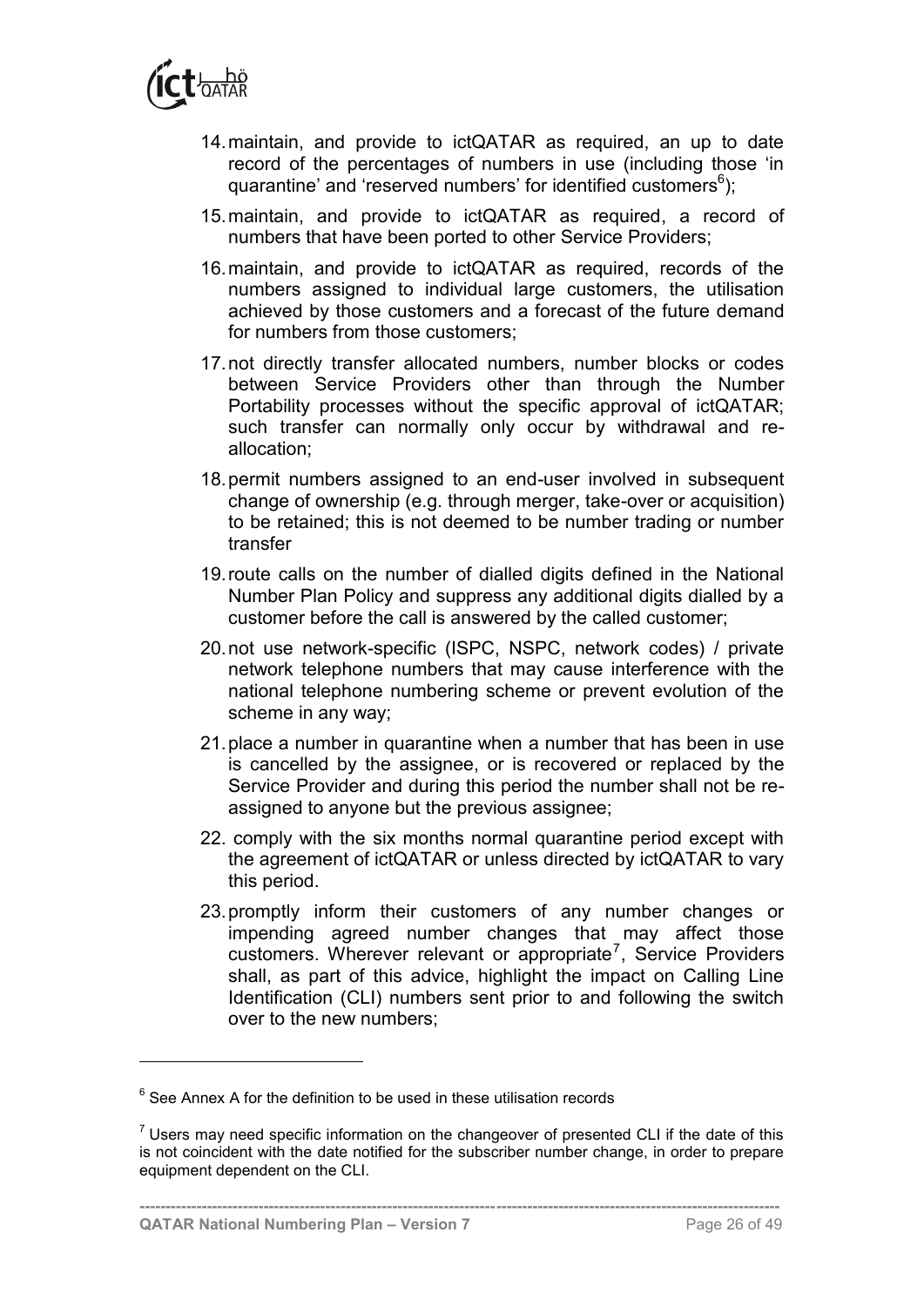14. maintain, and provide to ictQATAR as required, an up to date record of the percentages of numbers in use (including those 'in quarantine' and 'reserved numbers' for identified customers[6]);

15. maintain, and provide to ictQATAR as required, a record of numbers that have been ported to other Service Providers;

16. maintain, and provide to ictQATAR as required, records of the numbers assigned to individual large customers, the utilisation achieved by those customers and a forecast of the future demand for numbers from those customers;

17. not directly transfer allocated numbers, number blocks or codes between Service Providers other than through the Number Portability processes without the specific approval of ictQATAR; such transfer can normally only occur by withdrawal and re-allocation;

18. permit numbers assigned to an end-user involved in subsequent change of ownership (e.g. through merger, take-over or acquisition) to be retained; this is not deemed to be number trading or number transfer

19. route calls on the number of dialled digits defined in the National Number Plan Policy and suppress any additional digits dialled by a customer before the call is answered by the called customer;

20. not use network-specific (ISPC, NSPC, network codes) / private network telephone numbers that may cause interference with the national telephone numbering scheme or prevent evolution of the scheme in any way;

21. place a number in quarantine when a number that has been in use is cancelled by the assignee, or is recovered or replaced by the Service Provider and during this period the number shall not be re-assigned to anyone but the previous assignee;

22. comply with the six months normal quarantine period except with the agreement of ictQATAR or unless directed by ictQATAR to vary this period.

23. promptly inform their customers of any number changes or impending agreed number changes that may affect those customers. Wherever relevant or appropriate[7], Service Providers shall, as part of this advice, highlight the impact on Calling Line Identification (CLI) numbers sent prior to and following the switch over to the new numbers;

---

[6] See Annex A for the definition to be used in these utilisation records

[7] Users may need specific information on the changeover of presented CLI if the date of this is not coincident with the date notified for the subscriber number change, in order to prepare equipment dependent on the CLI.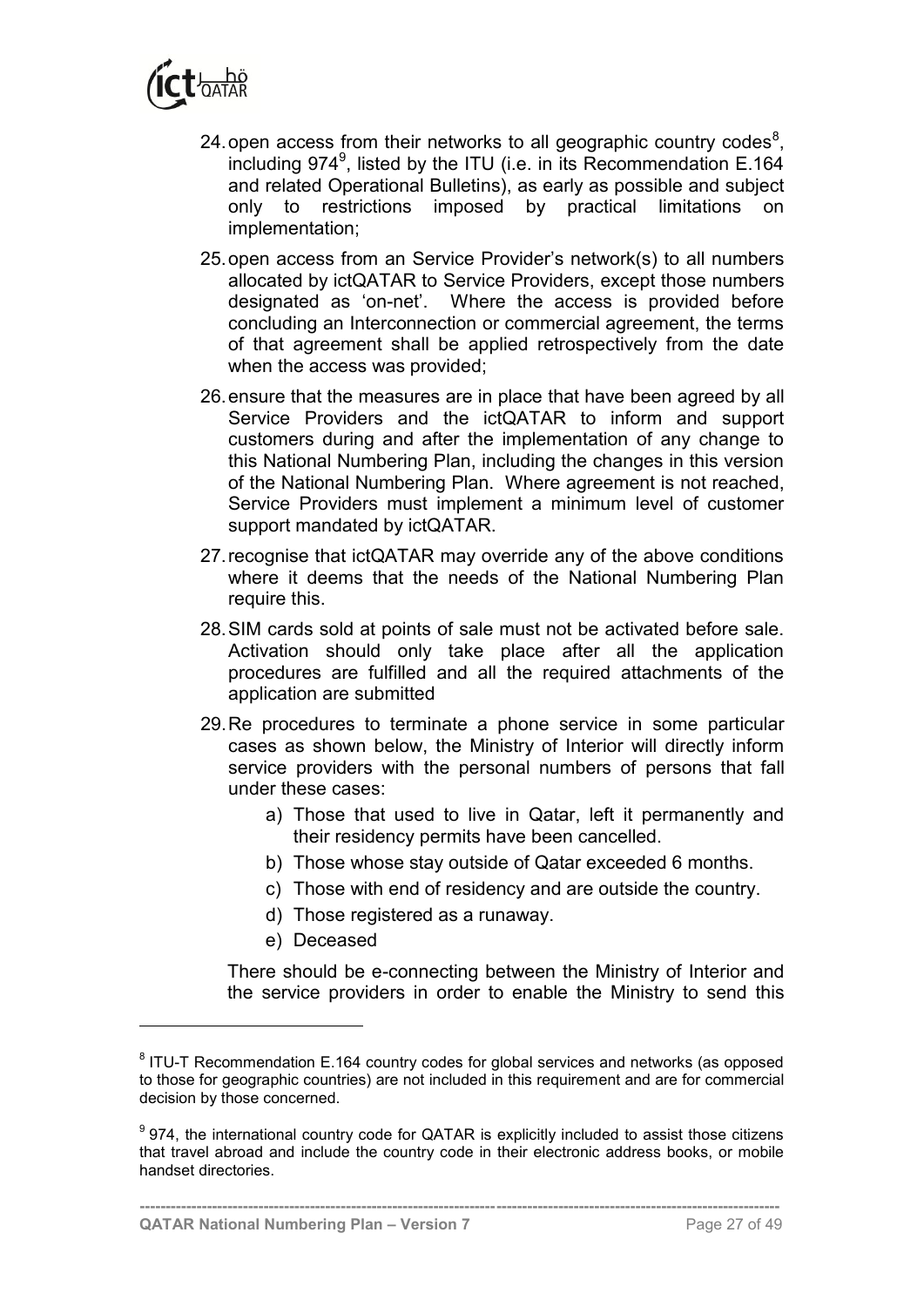24. open access from their networks to all geographic country codes[8], including 974[9], listed by the ITU (i.e. in its Recommendation E.164 and related Operational Bulletins), as early as possible and subject only to restrictions imposed by practical limitations on implementation;

25. open access from an Service Provider's network(s) to all numbers allocated by ictQATAR to Service Providers, except those numbers designated as 'on-net'. Where the access is provided before concluding an Interconnection or commercial agreement, the terms of that agreement shall be applied retrospectively from the date when the access was provided;

26. ensure that the measures are in place that have been agreed by all Service Providers and the ictQATAR to inform and support customers during and after the implementation of any change to this National Numbering Plan, including the changes in this version of the National Numbering Plan. Where agreement is not reached, Service Providers must implement a minimum level of customer support mandated by ictQATAR.

27. recognise that ictQATAR may override any of the above conditions where it deems that the needs of the National Numbering Plan require this.

28. SIM cards sold at points of sale must not be activated before sale. Activation should only take place after all the application procedures are fulfilled and all the required attachments of the application are submitted

29. Re procedures to terminate a phone service in some particular cases as shown below, the Ministry of Interior will directly inform service providers with the personal numbers of persons that fall under these cases:

    a) Those that used to live in Qatar, left it permanently and their residency permits have been cancelled.
    b) Those whose stay outside of Qatar exceeded 6 months.
    c) Those with end of residency and are outside the country.
    d) Those registered as a runaway.
    e) Deceased

    There should be e-connecting between the Ministry of Interior and the service providers in order to enable the Ministry to send this

---

[8] ITU-T Recommendation E.164 country codes for global services and networks (as opposed to those for geographic countries) are not included in this requirement and are for commercial decision by those concerned.

[9] 974, the international country code for QATAR is explicitly included to assist those citizens that travel abroad and include the country code in their electronic address books, or mobile handset directories.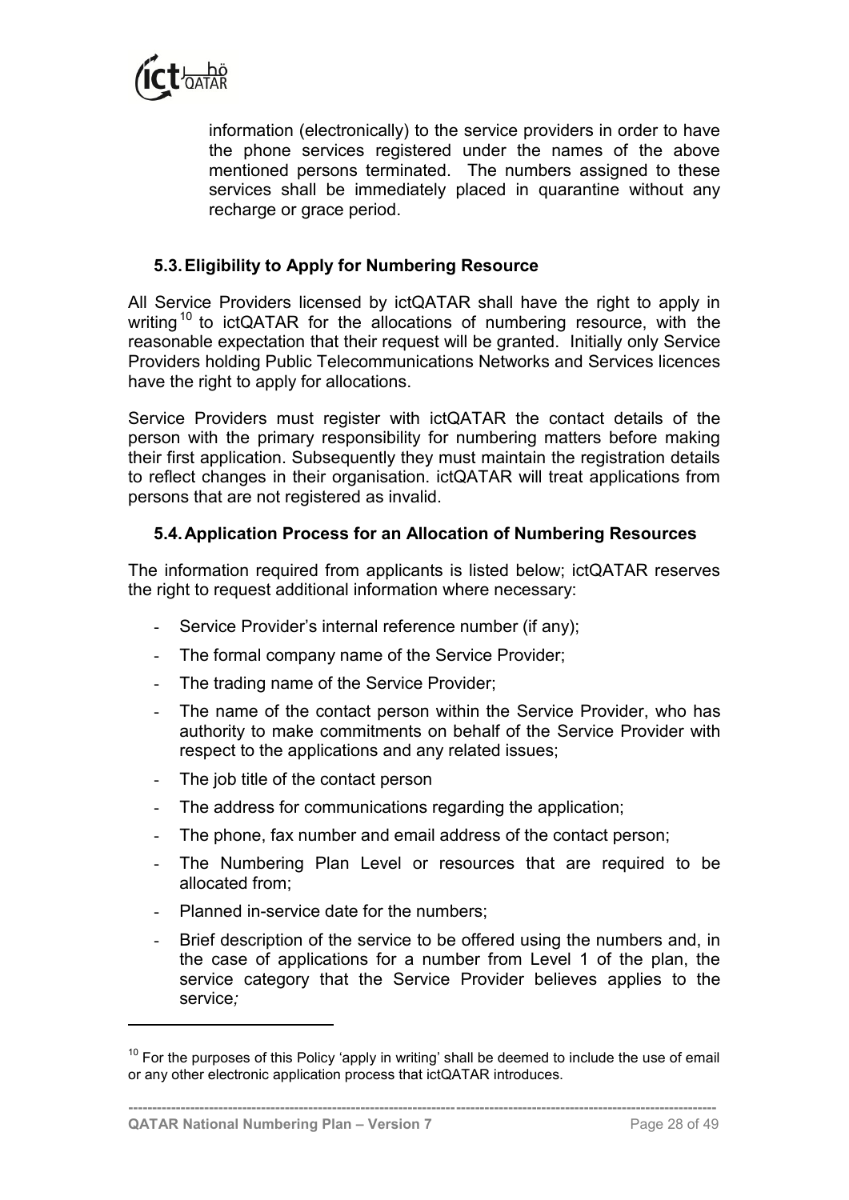information (electronically) to the service providers in order to have the phone services registered under the names of the above mentioned persons terminated. The numbers assigned to these services shall be immediately placed in quarantine without any recharge or grace period.

### 5.3. Eligibility to Apply for Numbering Resource

All Service Providers licensed by ictQATAR shall have the right to apply in writing[10] to ictQATAR for the allocations of numbering resource, with the reasonable expectation that their request will be granted. Initially only Service Providers holding Public Telecommunications Networks and Services licences have the right to apply for allocations.

Service Providers must register with ictQATAR the contact details of the person with the primary responsibility for numbering matters before making their first application. Subsequently they must maintain the registration details to reflect changes in their organisation. ictQATAR will treat applications from persons that are not registered as invalid.

### 5.4. Application Process for an Allocation of Numbering Resources

The information required from applicants is listed below; ictQATAR reserves the right to request additional information where necessary:

- Service Provider's internal reference number (if any);
- The formal company name of the Service Provider;
- The trading name of the Service Provider;
- The name of the contact person within the Service Provider, who has authority to make commitments on behalf of the Service Provider with respect to the applications and any related issues;
- The job title of the contact person
- The address for communications regarding the application;
- The phone, fax number and email address of the contact person;
- The Numbering Plan Level or resources that are required to be allocated from;
- Planned in-service date for the numbers;
- Brief description of the service to be offered using the numbers and, in the case of applications for a number from Level 1 of the plan, the service category that the Service Provider believes applies to the service*;*

[10] For the purposes of this Policy 'apply in writing' shall be deemed to include the use of email or any other electronic application process that ictQATAR introduces.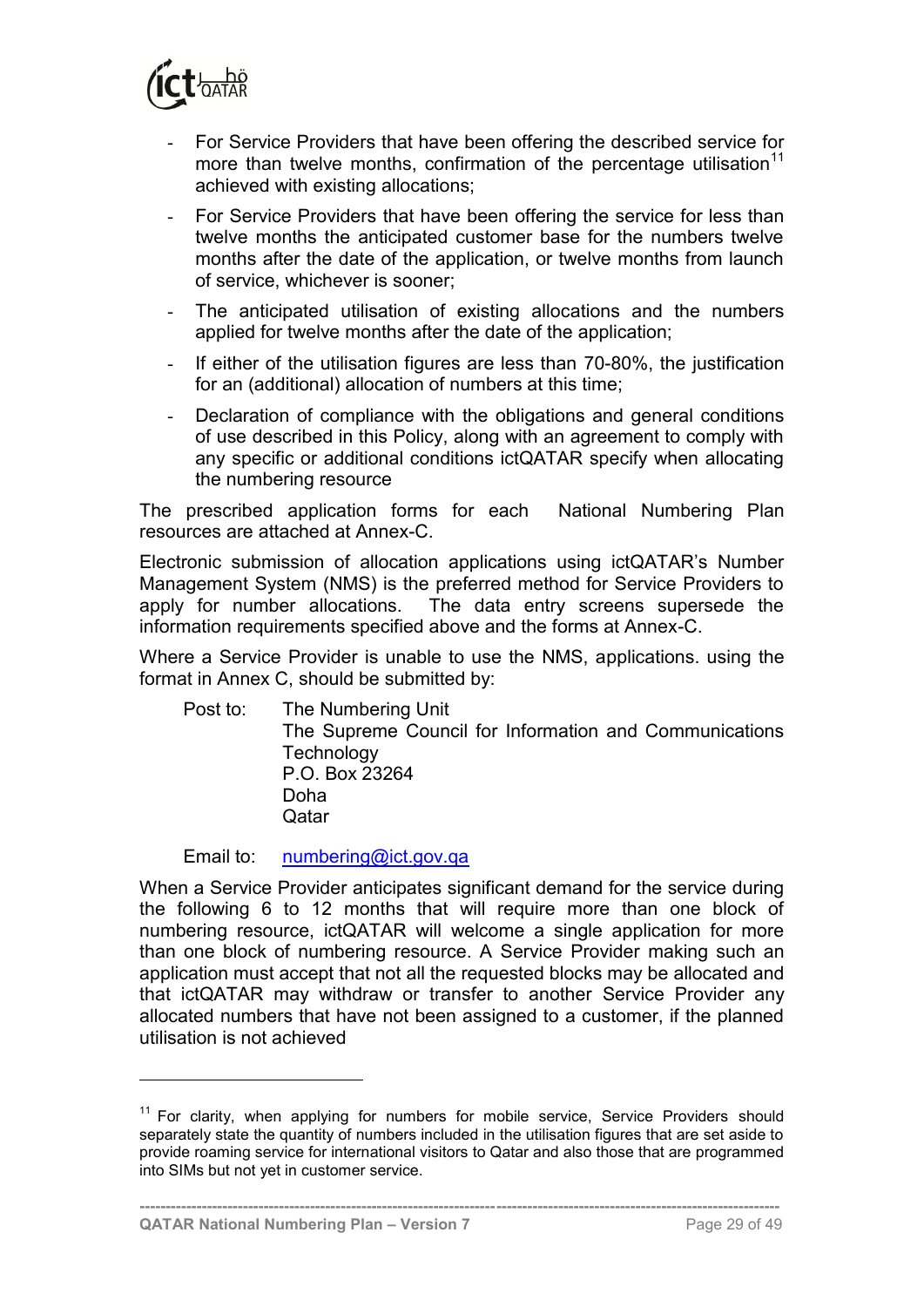- For Service Providers that have been offering the described service for more than twelve months, confirmation of the percentage utilisation[11] achieved with existing allocations;
- For Service Providers that have been offering the service for less than twelve months the anticipated customer base for the numbers twelve months after the date of the application, or twelve months from launch of service, whichever is sooner;
- The anticipated utilisation of existing allocations and the numbers applied for twelve months after the date of the application;
- If either of the utilisation figures are less than 70-80%, the justification for an (additional) allocation of numbers at this time;
- Declaration of compliance with the obligations and general conditions of use described in this Policy, along with an agreement to comply with any specific or additional conditions ictQATAR specify when allocating the numbering resource

The prescribed application forms for each National Numbering Plan resources are attached at Annex-C.

Electronic submission of allocation applications using ictQATAR's Number Management System (NMS) is the preferred method for Service Providers to apply for number allocations. The data entry screens supersede the information requirements specified above and the forms at Annex-C.

Where a Service Provider is unable to use the NMS, applications. using the format in Annex C, should be submitted by:

Post to: The Numbering Unit
The Supreme Council for Information and Communications Technology
P.O. Box 23264
Doha
Qatar

Email to: numbering@ict.gov.qa

When a Service Provider anticipates significant demand for the service during the following 6 to 12 months that will require more than one block of numbering resource, ictQATAR will welcome a single application for more than one block of numbering resource. A Service Provider making such an application must accept that not all the requested blocks may be allocated and that ictQATAR may withdraw or transfer to another Service Provider any allocated numbers that have not been assigned to a customer, if the planned utilisation is not achieved

[11] For clarity, when applying for numbers for mobile service, Service Providers should separately state the quantity of numbers included in the utilisation figures that are set aside to provide roaming service for international visitors to Qatar and also those that are programmed into SIMs but not yet in customer service.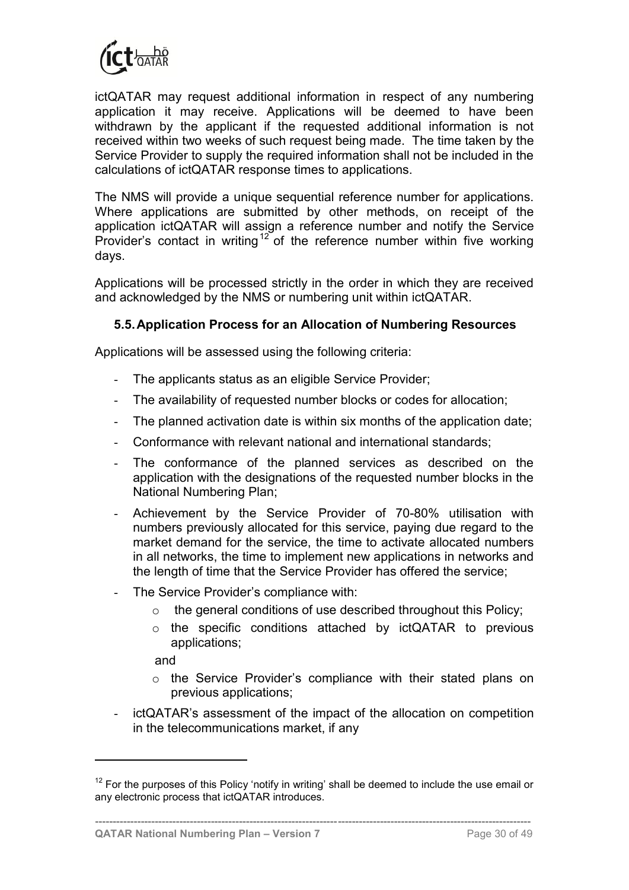ictQATAR may request additional information in respect of any numbering application it may receive. Applications will be deemed to have been withdrawn by the applicant if the requested additional information is not received within two weeks of such request being made. The time taken by the Service Provider to supply the required information shall not be included in the calculations of ictQATAR response times to applications.

The NMS will provide a unique sequential reference number for applications. Where applications are submitted by other methods, on receipt of the application ictQATAR will assign a reference number and notify the Service Provider's contact in writing[12] of the reference number within five working days.

Applications will be processed strictly in the order in which they are received and acknowledged by the NMS or numbering unit within ictQATAR.

### 5.5. Application Process for an Allocation of Numbering Resources

Applications will be assessed using the following criteria:

- The applicants status as an eligible Service Provider;
- The availability of requested number blocks or codes for allocation;
- The planned activation date is within six months of the application date;
- Conformance with relevant national and international standards;
- The conformance of the planned services as described on the application with the designations of the requested number blocks in the National Numbering Plan;
- Achievement by the Service Provider of 70-80% utilisation with numbers previously allocated for this service, paying due regard to the market demand for the service, the time to activate allocated numbers in all networks, the time to implement new applications in networks and the length of time that the Service Provider has offered the service;
- The Service Provider's compliance with:
  - the general conditions of use described throughout this Policy;
  - the specific conditions attached by ictQATAR to previous applications;

  and

  - the Service Provider's compliance with their stated plans on previous applications;
- ictQATAR's assessment of the impact of the allocation on competition in the telecommunications market, if any

[12] For the purposes of this Policy 'notify in writing' shall be deemed to include the use email or any electronic process that ictQATAR introduces.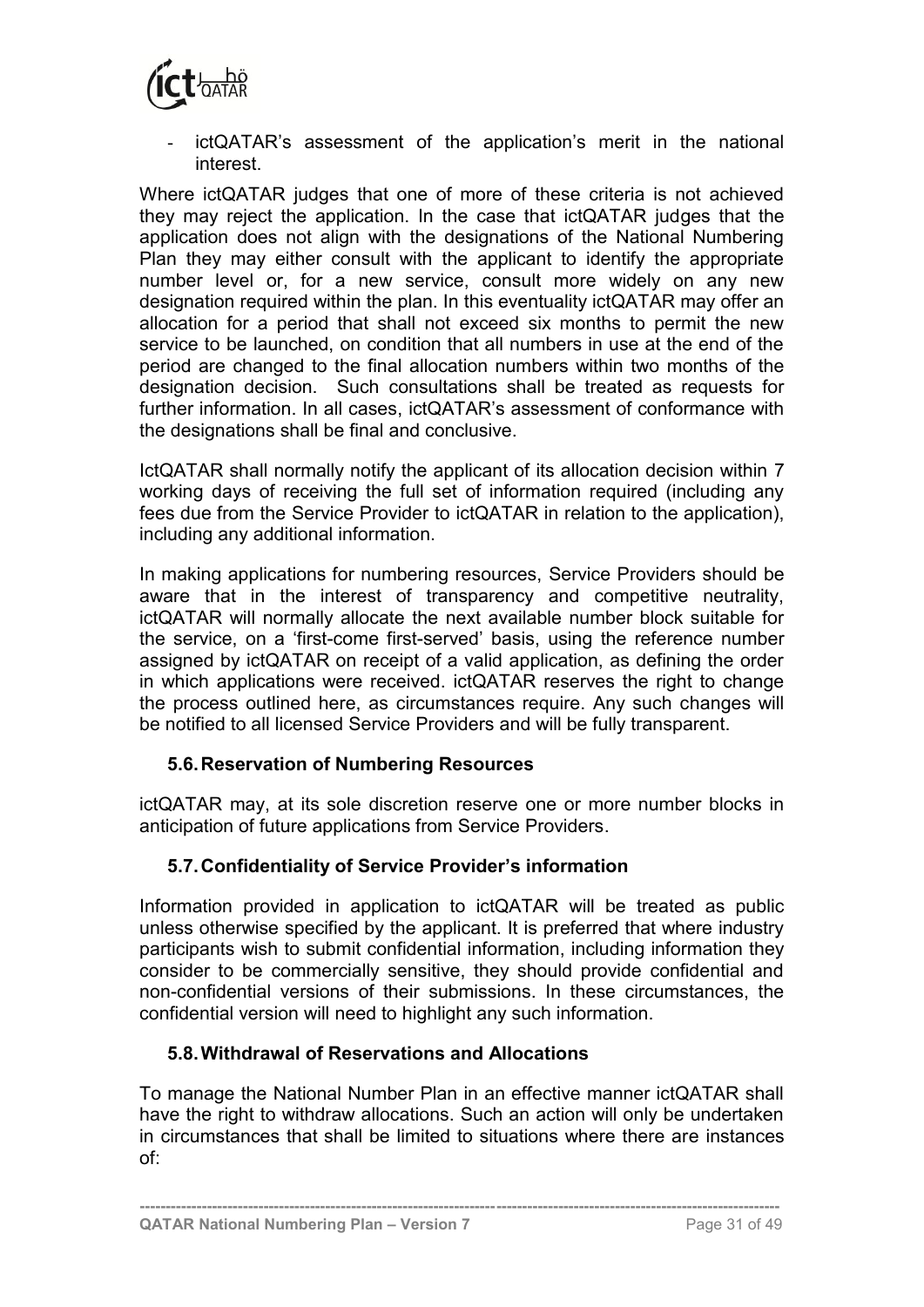- ictQATAR's assessment of the application's merit in the national interest.

Where ictQATAR judges that one of more of these criteria is not achieved they may reject the application. In the case that ictQATAR judges that the application does not align with the designations of the National Numbering Plan they may either consult with the applicant to identify the appropriate number level or, for a new service, consult more widely on any new designation required within the plan. In this eventuality ictQATAR may offer an allocation for a period that shall not exceed six months to permit the new service to be launched, on condition that all numbers in use at the end of the period are changed to the final allocation numbers within two months of the designation decision. Such consultations shall be treated as requests for further information. In all cases, ictQATAR's assessment of conformance with the designations shall be final and conclusive.

IctQATAR shall normally notify the applicant of its allocation decision within 7 working days of receiving the full set of information required (including any fees due from the Service Provider to ictQATAR in relation to the application), including any additional information.

In making applications for numbering resources, Service Providers should be aware that in the interest of transparency and competitive neutrality, ictQATAR will normally allocate the next available number block suitable for the service, on a 'first-come first-served' basis, using the reference number assigned by ictQATAR on receipt of a valid application, as defining the order in which applications were received. ictQATAR reserves the right to change the process outlined here, as circumstances require. Any such changes will be notified to all licensed Service Providers and will be fully transparent.

### 5.6. Reservation of Numbering Resources

ictQATAR may, at its sole discretion reserve one or more number blocks in anticipation of future applications from Service Providers.

### 5.7. Confidentiality of Service Provider's information

Information provided in application to ictQATAR will be treated as public unless otherwise specified by the applicant. It is preferred that where industry participants wish to submit confidential information, including information they consider to be commercially sensitive, they should provide confidential and non-confidential versions of their submissions. In these circumstances, the confidential version will need to highlight any such information.

### 5.8. Withdrawal of Reservations and Allocations

To manage the National Number Plan in an effective manner ictQATAR shall have the right to withdraw allocations. Such an action will only be undertaken in circumstances that shall be limited to situations where there are instances of: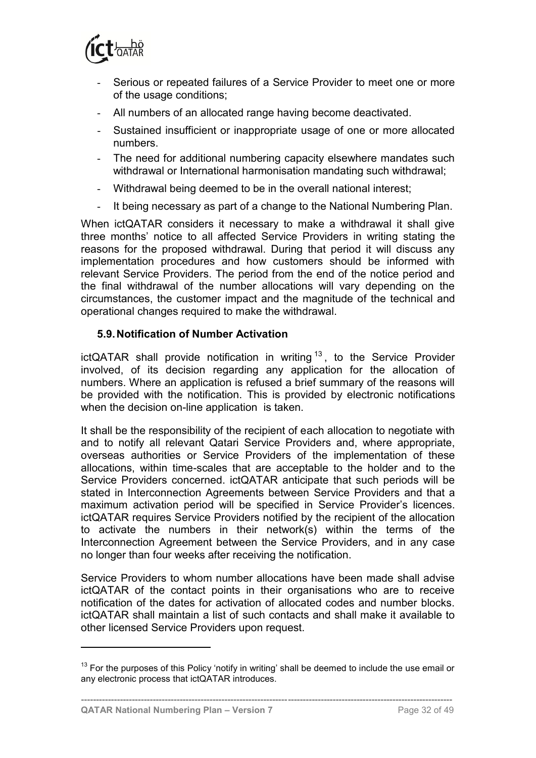- Serious or repeated failures of a Service Provider to meet one or more of the usage conditions;
- All numbers of an allocated range having become deactivated.
- Sustained insufficient or inappropriate usage of one or more allocated numbers.
- The need for additional numbering capacity elsewhere mandates such withdrawal or International harmonisation mandating such withdrawal;
- Withdrawal being deemed to be in the overall national interest;
- It being necessary as part of a change to the National Numbering Plan.

When ictQATAR considers it necessary to make a withdrawal it shall give three months' notice to all affected Service Providers in writing stating the reasons for the proposed withdrawal. During that period it will discuss any implementation procedures and how customers should be informed with relevant Service Providers. The period from the end of the notice period and the final withdrawal of the number allocations will vary depending on the circumstances, the customer impact and the magnitude of the technical and operational changes required to make the withdrawal.

### 5.9. Notification of Number Activation

ictQATAR shall provide notification in writing[13], to the Service Provider involved, of its decision regarding any application for the allocation of numbers. Where an application is refused a brief summary of the reasons will be provided with the notification. This is provided by electronic notifications when the decision on-line application is taken.

It shall be the responsibility of the recipient of each allocation to negotiate with and to notify all relevant Qatari Service Providers and, where appropriate, overseas authorities or Service Providers of the implementation of these allocations, within time-scales that are acceptable to the holder and to the Service Providers concerned. ictQATAR anticipate that such periods will be stated in Interconnection Agreements between Service Providers and that a maximum activation period will be specified in Service Provider's licences. ictQATAR requires Service Providers notified by the recipient of the allocation to activate the numbers in their network(s) within the terms of the Interconnection Agreement between the Service Providers, and in any case no longer than four weeks after receiving the notification.

Service Providers to whom number allocations have been made shall advise ictQATAR of the contact points in their organisations who are to receive notification of the dates for activation of allocated codes and number blocks. ictQATAR shall maintain a list of such contacts and shall make it available to other licensed Service Providers upon request.

---

[13] For the purposes of this Policy 'notify in writing' shall be deemed to include the use email or any electronic process that ictQATAR introduces.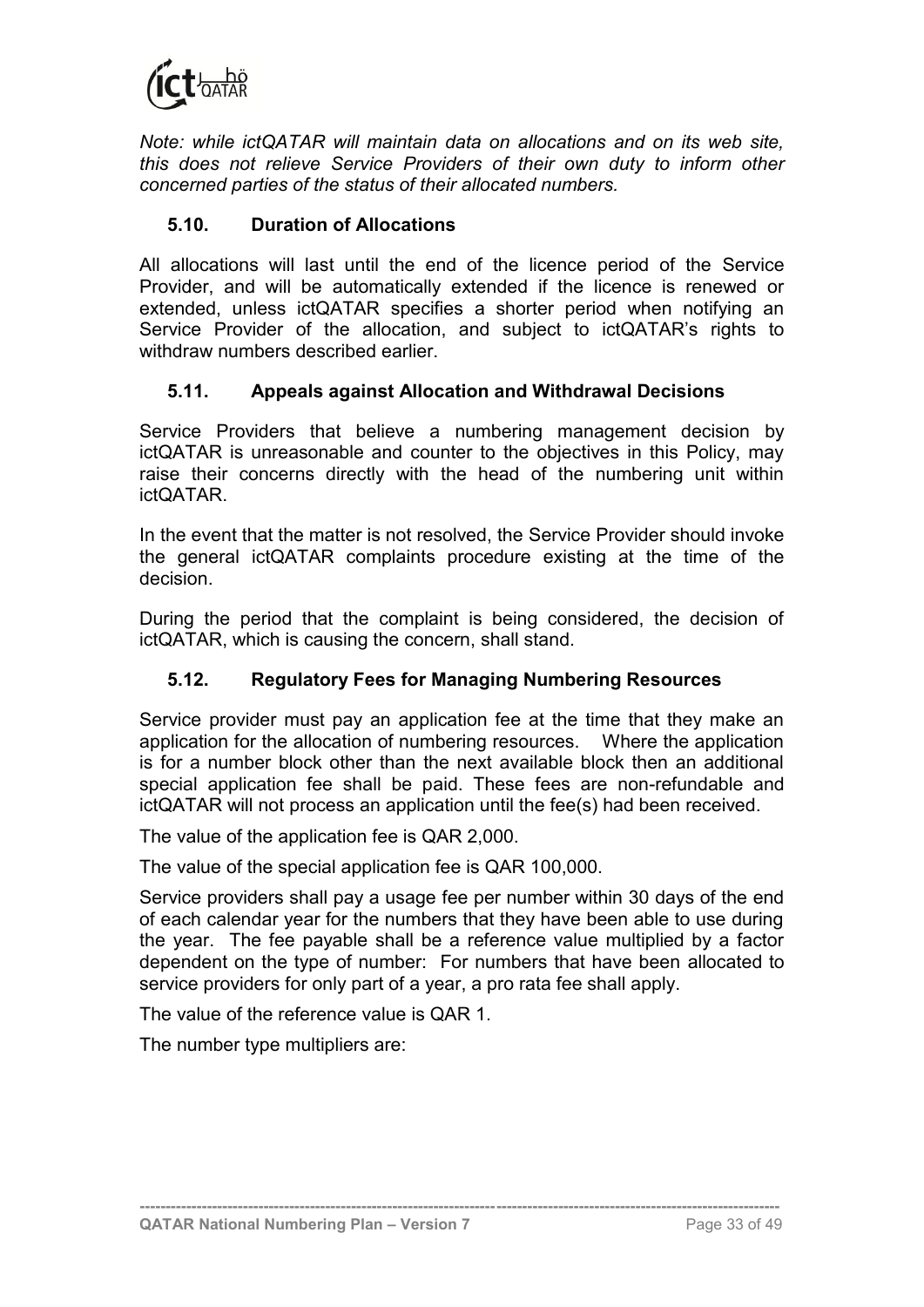*Note: while ictQATAR will maintain data on allocations and on its web site, this does not relieve Service Providers of their own duty to inform other concerned parties of the status of their allocated numbers.*

### 5.10. Duration of Allocations

All allocations will last until the end of the licence period of the Service Provider, and will be automatically extended if the licence is renewed or extended, unless ictQATAR specifies a shorter period when notifying an Service Provider of the allocation, and subject to ictQATAR's rights to withdraw numbers described earlier.

### 5.11. Appeals against Allocation and Withdrawal Decisions

Service Providers that believe a numbering management decision by ictQATAR is unreasonable and counter to the objectives in this Policy, may raise their concerns directly with the head of the numbering unit within ictQATAR.

In the event that the matter is not resolved, the Service Provider should invoke the general ictQATAR complaints procedure existing at the time of the decision.

During the period that the complaint is being considered, the decision of ictQATAR, which is causing the concern, shall stand.

### 5.12. Regulatory Fees for Managing Numbering Resources

Service provider must pay an application fee at the time that they make an application for the allocation of numbering resources. Where the application is for a number block other than the next available block then an additional special application fee shall be paid. These fees are non-refundable and ictQATAR will not process an application until the fee(s) had been received.

The value of the application fee is QAR 2,000.

The value of the special application fee is QAR 100,000.

Service providers shall pay a usage fee per number within 30 days of the end of each calendar year for the numbers that they have been able to use during the year. The fee payable shall be a reference value multiplied by a factor dependent on the type of number: For numbers that have been allocated to service providers for only part of a year, a pro rata fee shall apply.

The value of the reference value is QAR 1.

The number type multipliers are: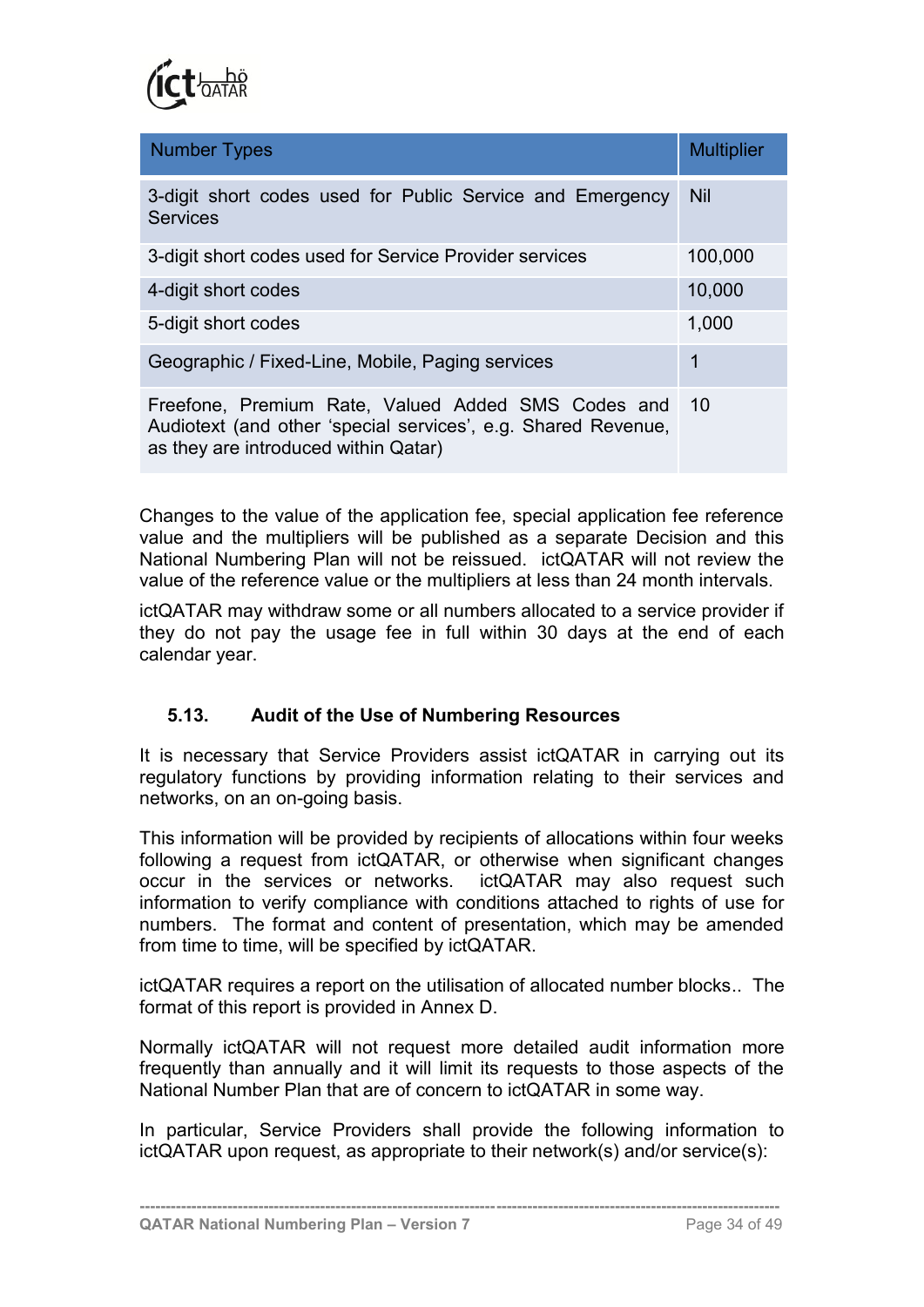| Number Types | Multiplier |
|---|---|
| 3-digit short codes used for Public Service and Emergency Services | Nil |
| 3-digit short codes used for Service Provider services | 100,000 |
| 4-digit short codes | 10,000 |
| 5-digit short codes | 1,000 |
| Geographic / Fixed-Line, Mobile, Paging services | 1 |
| Freefone, Premium Rate, Valued Added SMS Codes and Audiotext (and other 'special services', e.g. Shared Revenue, as they are introduced within Qatar) | 10 |

Changes to the value of the application fee, special application fee reference value and the multipliers will be published as a separate Decision and this National Numbering Plan will not be reissued. ictQATAR will not review the value of the reference value or the multipliers at less than 24 month intervals.

ictQATAR may withdraw some or all numbers allocated to a service provider if they do not pay the usage fee in full within 30 days at the end of each calendar year.

### 5.13. Audit of the Use of Numbering Resources

It is necessary that Service Providers assist ictQATAR in carrying out its regulatory functions by providing information relating to their services and networks, on an on-going basis.

This information will be provided by recipients of allocations within four weeks following a request from ictQATAR, or otherwise when significant changes occur in the services or networks. ictQATAR may also request such information to verify compliance with conditions attached to rights of use for numbers. The format and content of presentation, which may be amended from time to time, will be specified by ictQATAR.

ictQATAR requires a report on the utilisation of allocated number blocks.. The format of this report is provided in Annex D.

Normally ictQATAR will not request more detailed audit information more frequently than annually and it will limit its requests to those aspects of the National Number Plan that are of concern to ictQATAR in some way.

In particular, Service Providers shall provide the following information to ictQATAR upon request, as appropriate to their network(s) and/or service(s):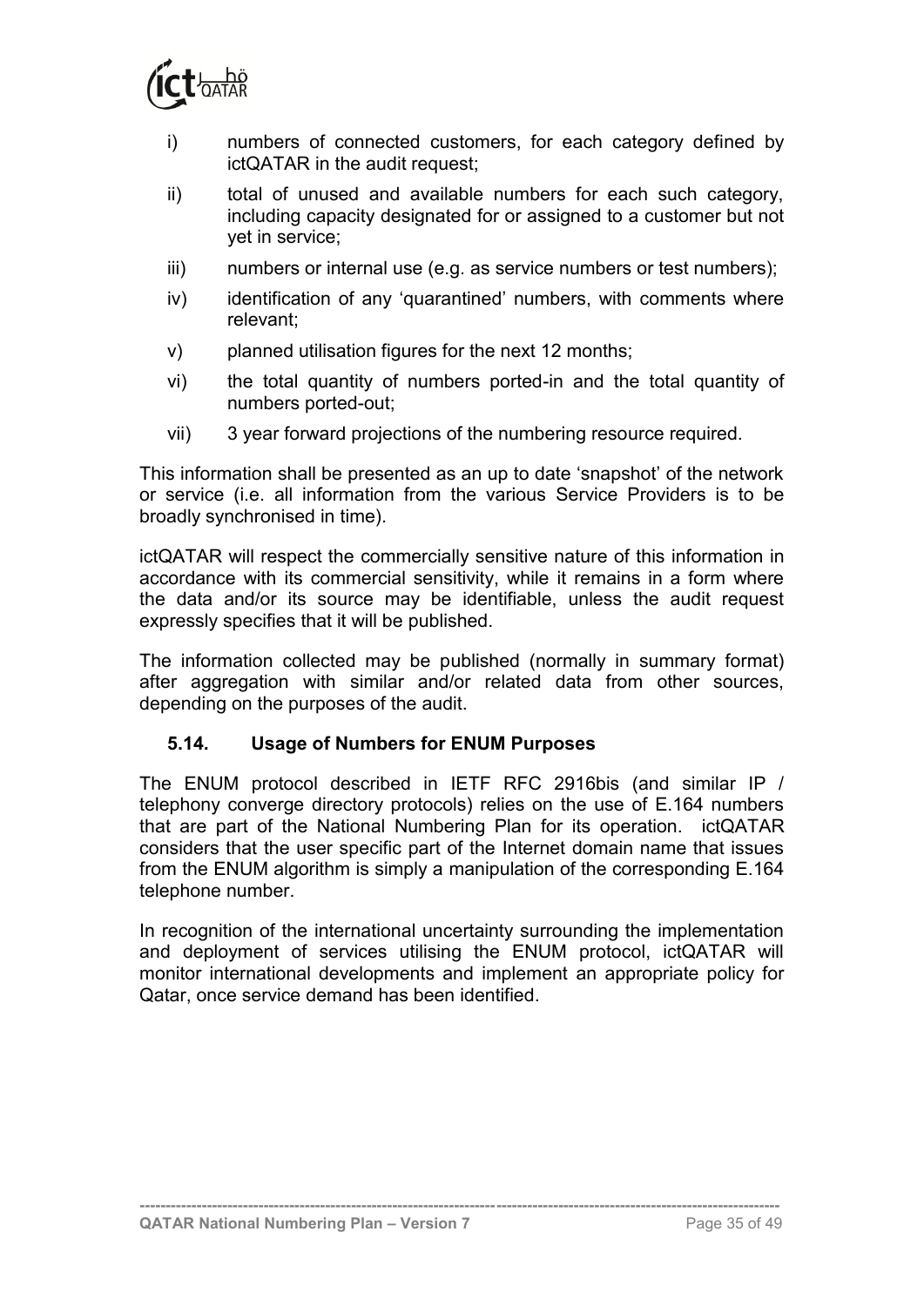i) numbers of connected customers, for each category defined by ictQATAR in the audit request;

ii) total of unused and available numbers for each such category, including capacity designated for or assigned to a customer but not yet in service;

iii) numbers or internal use (e.g. as service numbers or test numbers);

iv) identification of any 'quarantined' numbers, with comments where relevant;

v) planned utilisation figures for the next 12 months;

vi) the total quantity of numbers ported-in and the total quantity of numbers ported-out;

vii) 3 year forward projections of the numbering resource required.

This information shall be presented as an up to date 'snapshot' of the network or service (i.e. all information from the various Service Providers is to be broadly synchronised in time).

ictQATAR will respect the commercially sensitive nature of this information in accordance with its commercial sensitivity, while it remains in a form where the data and/or its source may be identifiable, unless the audit request expressly specifies that it will be published.

The information collected may be published (normally in summary format) after aggregation with similar and/or related data from other sources, depending on the purposes of the audit.

### 5.14. Usage of Numbers for ENUM Purposes

The ENUM protocol described in IETF RFC 2916bis (and similar IP / telephony converge directory protocols) relies on the use of E.164 numbers that are part of the National Numbering Plan for its operation. ictQATAR considers that the user specific part of the Internet domain name that issues from the ENUM algorithm is simply a manipulation of the corresponding E.164 telephone number.

In recognition of the international uncertainty surrounding the implementation and deployment of services utilising the ENUM protocol, ictQATAR will monitor international developments and implement an appropriate policy for Qatar, once service demand has been identified.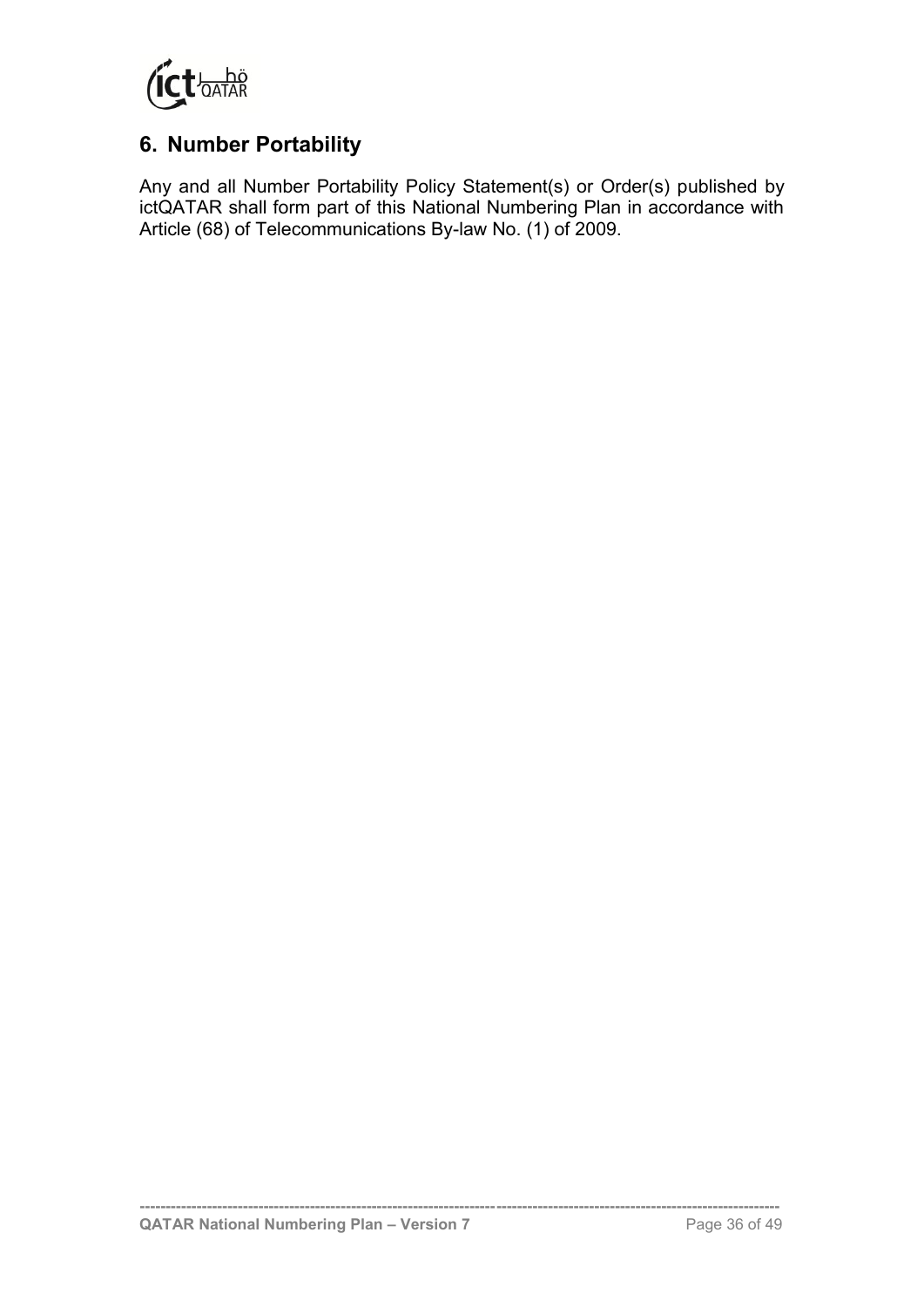## 6. Number Portability

Any and all Number Portability Policy Statement(s) or Order(s) published by ictQATAR shall form part of this National Numbering Plan in accordance with Article (68) of Telecommunications By-law No. (1) of 2009.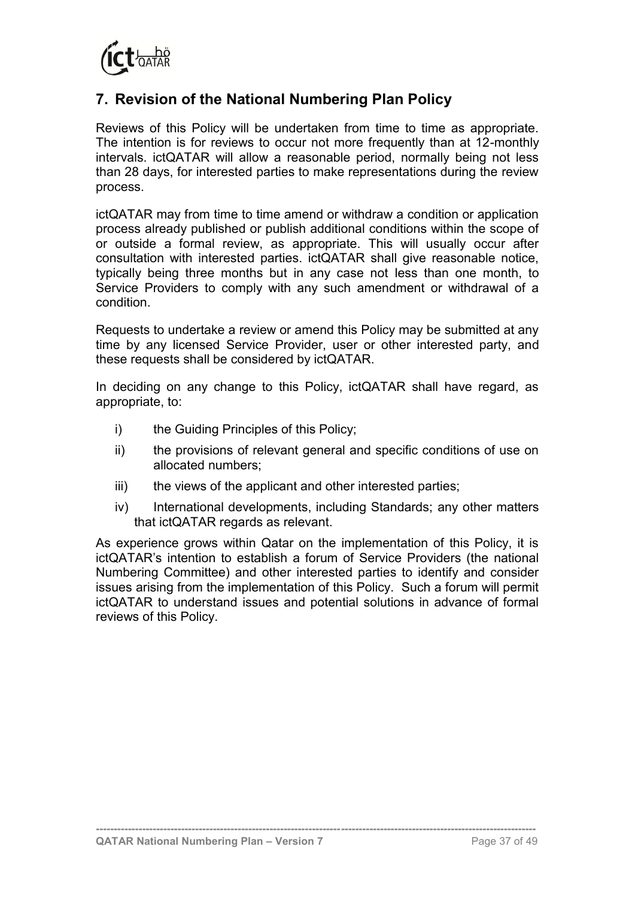## 7. Revision of the National Numbering Plan Policy

Reviews of this Policy will be undertaken from time to time as appropriate. The intention is for reviews to occur not more frequently than at 12-monthly intervals. ictQATAR will allow a reasonable period, normally being not less than 28 days, for interested parties to make representations during the review process.

ictQATAR may from time to time amend or withdraw a condition or application process already published or publish additional conditions within the scope of or outside a formal review, as appropriate. This will usually occur after consultation with interested parties. ictQATAR shall give reasonable notice, typically being three months but in any case not less than one month, to Service Providers to comply with any such amendment or withdrawal of a condition.

Requests to undertake a review or amend this Policy may be submitted at any time by any licensed Service Provider, user or other interested party, and these requests shall be considered by ictQATAR.

In deciding on any change to this Policy, ictQATAR shall have regard, as appropriate, to:

i) the Guiding Principles of this Policy;

ii) the provisions of relevant general and specific conditions of use on allocated numbers;

iii) the views of the applicant and other interested parties;

iv) International developments, including Standards; any other matters that ictQATAR regards as relevant.

As experience grows within Qatar on the implementation of this Policy, it is ictQATAR's intention to establish a forum of Service Providers (the national Numbering Committee) and other interested parties to identify and consider issues arising from the implementation of this Policy. Such a forum will permit ictQATAR to understand issues and potential solutions in advance of formal reviews of this Policy.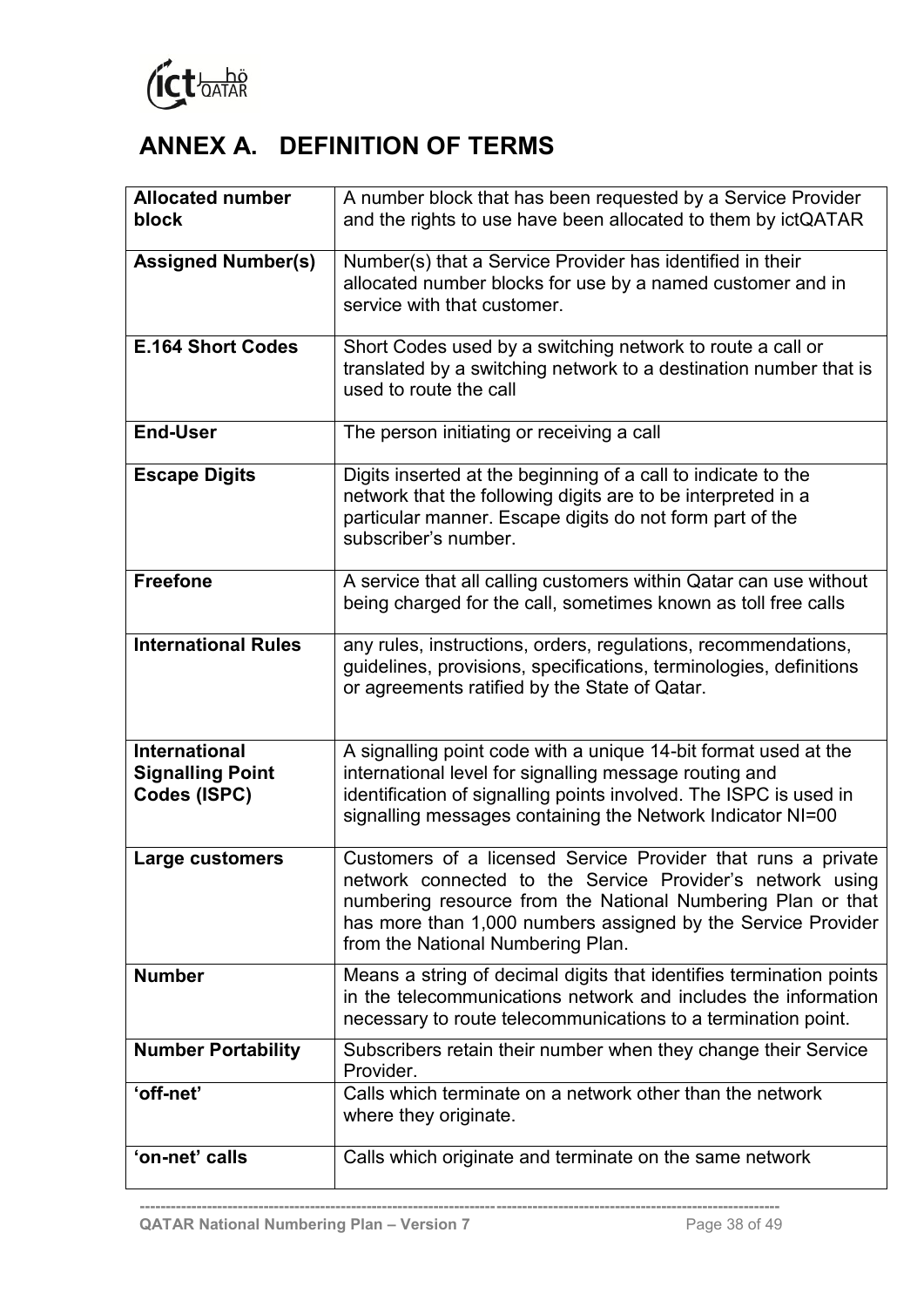# ANNEX A. DEFINITION OF TERMS

| | |
|---|---|
| **Allocated number block** | A number block that has been requested by a Service Provider and the rights to use have been allocated to them by ictQATAR |
| **Assigned Number(s)** | Number(s) that a Service Provider has identified in their allocated number blocks for use by a named customer and in service with that customer. |
| **E.164 Short Codes** | Short Codes used by a switching network to route a call or translated by a switching network to a destination number that is used to route the call |
| **End-User** | The person initiating or receiving a call |
| **Escape Digits** | Digits inserted at the beginning of a call to indicate to the network that the following digits are to be interpreted in a particular manner. Escape digits do not form part of the subscriber's number. |
| **Freefone** | A service that all calling customers within Qatar can use without being charged for the call, sometimes known as toll free calls |
| **International Rules** | any rules, instructions, orders, regulations, recommendations, guidelines, provisions, specifications, terminologies, definitions or agreements ratified by the State of Qatar. |
| **International Signalling Point Codes (ISPC)** | A signalling point code with a unique 14-bit format used at the international level for signalling message routing and identification of signalling points involved. The ISPC is used in signalling messages containing the Network Indicator NI=00 |
| **Large customers** | Customers of a licensed Service Provider that runs a private network connected to the Service Provider's network using numbering resource from the National Numbering Plan or that has more than 1,000 numbers assigned by the Service Provider from the National Numbering Plan. |
| **Number** | Means a string of decimal digits that identifies termination points in the telecommunications network and includes the information necessary to route telecommunications to a termination point. |
| **Number Portability** | Subscribers retain their number when they change their Service Provider. |
| **'off-net'** | Calls which terminate on a network other than the network where they originate. |
| **'on-net' calls** | Calls which originate and terminate on the same network |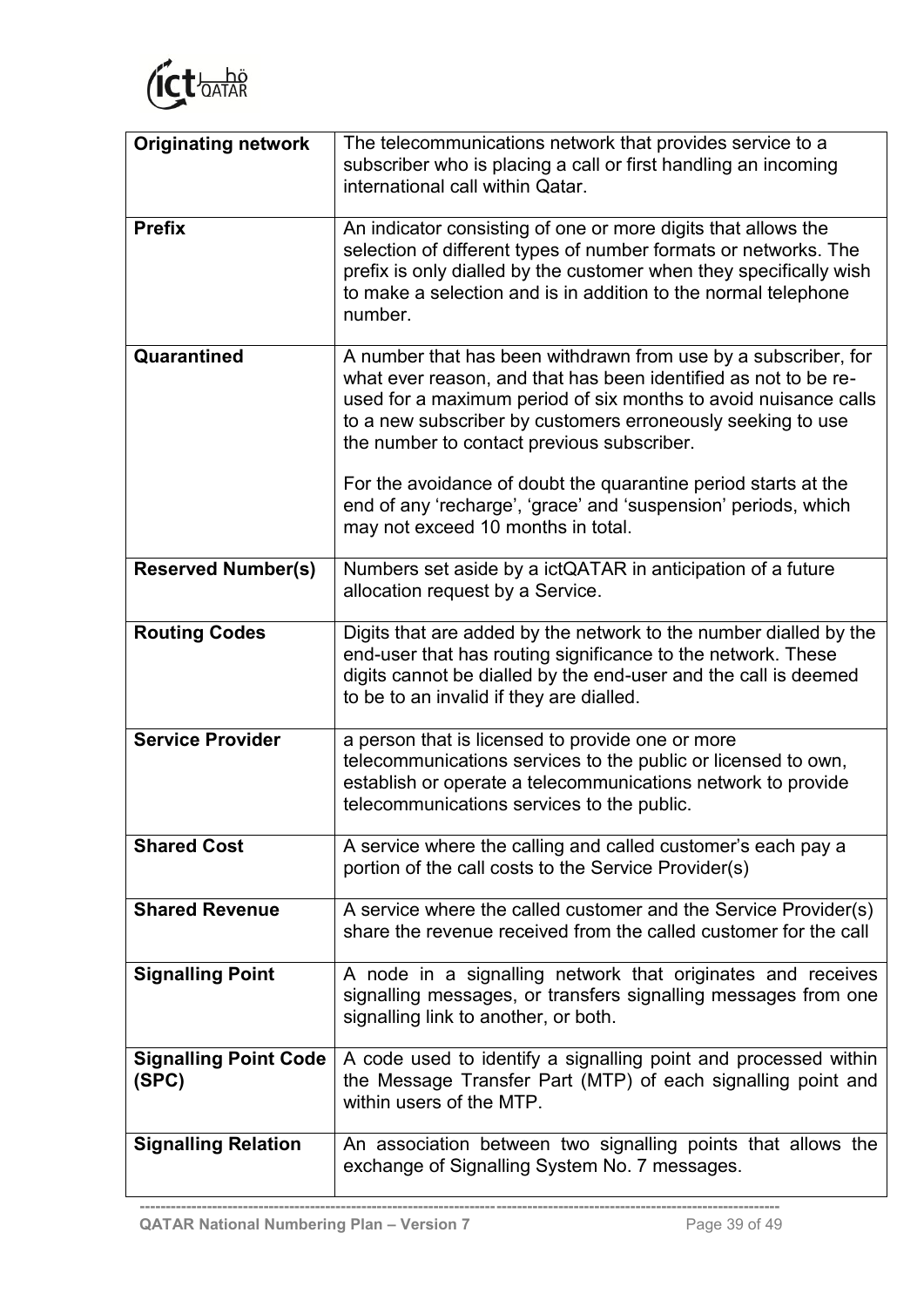| | |
|---|---|
| **Originating network** | The telecommunications network that provides service to a subscriber who is placing a call or first handling an incoming international call within Qatar. |
| **Prefix** | An indicator consisting of one or more digits that allows the selection of different types of number formats or networks. The prefix is only dialled by the customer when they specifically wish to make a selection and is in addition to the normal telephone number. |
| **Quarantined** | A number that has been withdrawn from use by a subscriber, for what ever reason, and that has been identified as not to be re-used for a maximum period of six months to avoid nuisance calls to a new subscriber by customers erroneously seeking to use the number to contact previous subscriber.<br><br>For the avoidance of doubt the quarantine period starts at the end of any 'recharge', 'grace' and 'suspension' periods, which may not exceed 10 months in total. |
| **Reserved Number(s)** | Numbers set aside by a ictQATAR in anticipation of a future allocation request by a Service. |
| **Routing Codes** | Digits that are added by the network to the number dialled by the end-user that has routing significance to the network. These digits cannot be dialled by the end-user and the call is deemed to be to an invalid if they are dialled. |
| **Service Provider** | a person that is licensed to provide one or more telecommunications services to the public or licensed to own, establish or operate a telecommunications network to provide telecommunications services to the public. |
| **Shared Cost** | A service where the calling and called customer's each pay a portion of the call costs to the Service Provider(s) |
| **Shared Revenue** | A service where the called customer and the Service Provider(s) share the revenue received from the called customer for the call |
| **Signalling Point** | A node in a signalling network that originates and receives signalling messages, or transfers signalling messages from one signalling link to another, or both. |
| **Signalling Point Code (SPC)** | A code used to identify a signalling point and processed within the Message Transfer Part (MTP) of each signalling point and within users of the MTP. |
| **Signalling Relation** | An association between two signalling points that allows the exchange of Signalling System No. 7 messages. |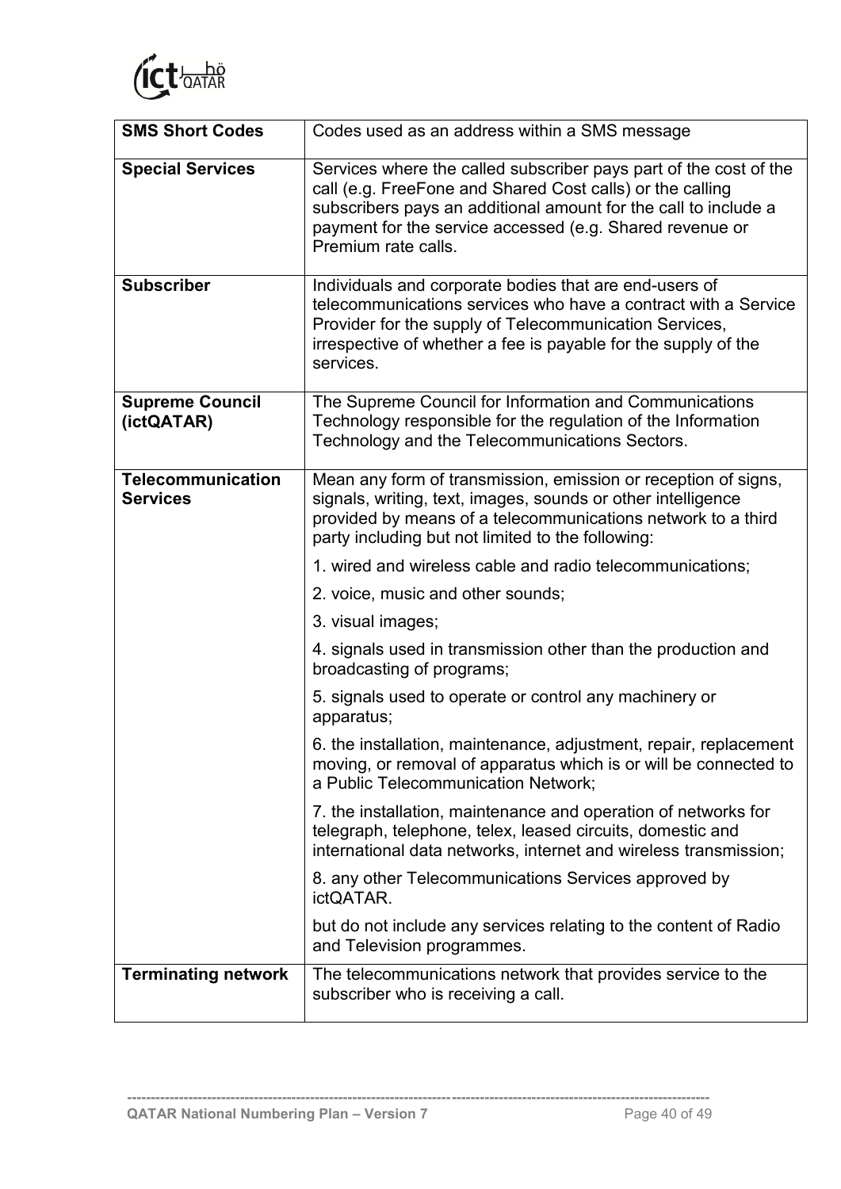| | |
|---|---|
| **SMS Short Codes** | Codes used as an address within a SMS message |
| **Special Services** | Services where the called subscriber pays part of the cost of the call (e.g. FreeFone and Shared Cost calls) or the calling subscribers pays an additional amount for the call to include a payment for the service accessed (e.g. Shared revenue or Premium rate calls. |
| **Subscriber** | Individuals and corporate bodies that are end-users of telecommunications services who have a contract with a Service Provider for the supply of Telecommunication Services, irrespective of whether a fee is payable for the supply of the services. |
| **Supreme Council (ictQATAR)** | The Supreme Council for Information and Communications Technology responsible for the regulation of the Information Technology and the Telecommunications Sectors. |
| **Telecommunication Services** | Mean any form of transmission, emission or reception of signs, signals, writing, text, images, sounds or other intelligence provided by means of a telecommunications network to a third party including but not limited to the following:<br>1. wired and wireless cable and radio telecommunications;<br>2. voice, music and other sounds;<br>3. visual images;<br>4. signals used in transmission other than the production and broadcasting of programs;<br>5. signals used to operate or control any machinery or apparatus;<br>6. the installation, maintenance, adjustment, repair, replacement moving, or removal of apparatus which is or will be connected to a Public Telecommunication Network;<br>7. the installation, maintenance and operation of networks for telegraph, telephone, telex, leased circuits, domestic and international data networks, internet and wireless transmission;<br>8. any other Telecommunications Services approved by ictQATAR.<br>but do not include any services relating to the content of Radio and Television programmes. |
| **Terminating network** | The telecommunications network that provides service to the subscriber who is receiving a call. |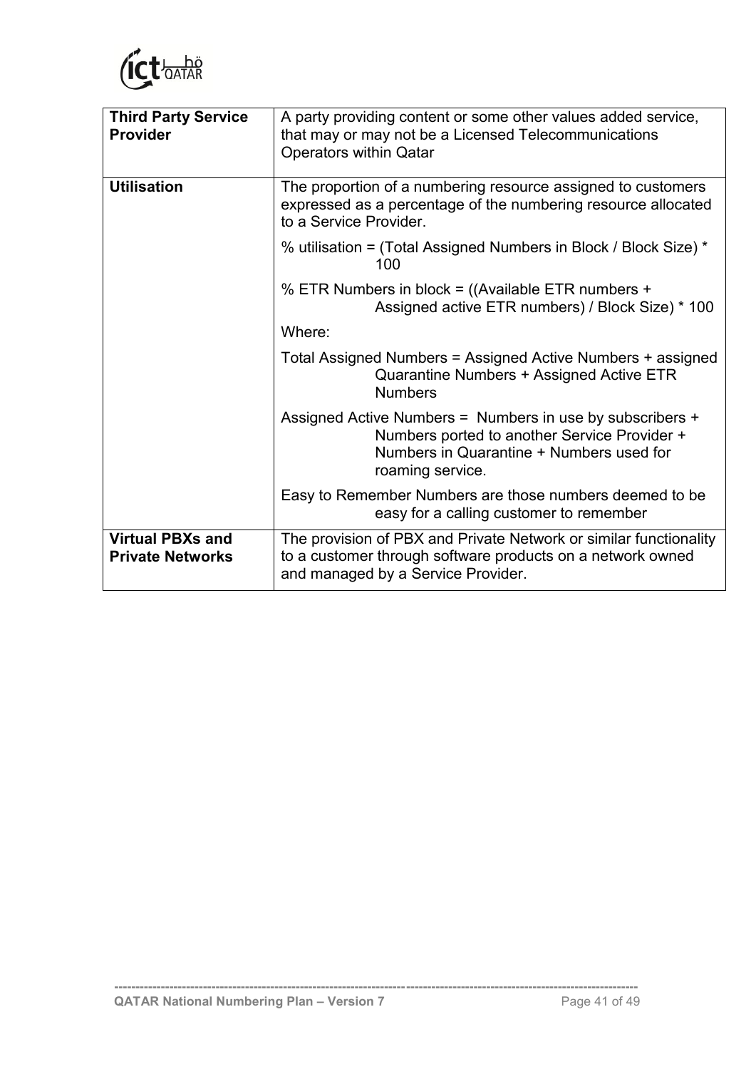| | |
|---|---|
| **Third Party Service Provider** | A party providing content or some other values added service, that may or may not be a Licensed Telecommunications Operators within Qatar |
| **Utilisation** | The proportion of a numbering resource assigned to customers expressed as a percentage of the numbering resource allocated to a Service Provider.<br><br>% utilisation = (Total Assigned Numbers in Block / Block Size) * 100<br><br>% ETR Numbers in block = ((Available ETR numbers + Assigned active ETR numbers) / Block Size) * 100<br><br>Where:<br><br>Total Assigned Numbers = Assigned Active Numbers + assigned Quarantine Numbers + Assigned Active ETR Numbers<br><br>Assigned Active Numbers = Numbers in use by subscribers + Numbers ported to another Service Provider + Numbers in Quarantine + Numbers used for roaming service.<br><br>Easy to Remember Numbers are those numbers deemed to be easy for a calling customer to remember |
| **Virtual PBXs and Private Networks** | The provision of PBX and Private Network or similar functionality to a customer through software products on a network owned and managed by a Service Provider. |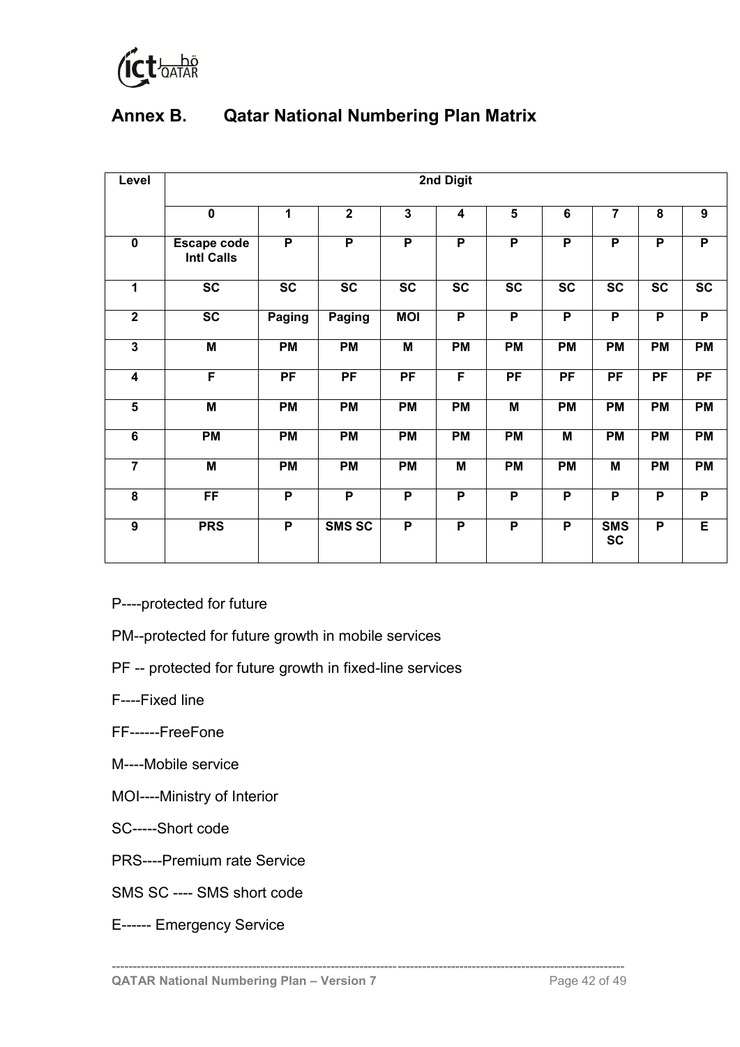## Annex B. Qatar National Numbering Plan Matrix

| Level | 2nd Digit | | | | | | | | | |
|---|---|---|---|---|---|---|---|---|---|---|
| | 0 | 1 | 2 | 3 | 4 | 5 | 6 | 7 | 8 | 9 |
| 0 | Escape code Intl Calls | P | P | P | P | P | P | P | P | P |
| 1 | SC | SC | SC | SC | SC | SC | SC | SC | SC | SC |
| 2 | SC | Paging | Paging | MOI | P | P | P | P | P | P |
| 3 | M | PM | PM | M | PM | PM | PM | PM | PM | PM |
| 4 | F | PF | PF | PF | F | PF | PF | PF | PF | PF |
| 5 | M | PM | PM | PM | PM | M | PM | PM | PM | PM |
| 6 | PM | PM | PM | PM | PM | PM | M | PM | PM | PM |
| 7 | M | PM | PM | PM | M | PM | PM | M | PM | PM |
| 8 | FF | P | P | P | P | P | P | P | P | P |
| 9 | PRS | P | SMS SC | P | P | P | P | SMS SC | P | E |

P----protected for future

PM--protected for future growth in mobile services

PF -- protected for future growth in fixed-line services

F----Fixed line

FF------FreeFone

M----Mobile service

MOI----Ministry of Interior

SC-----Short code

PRS----Premium rate Service

SMS SC ---- SMS short code

E------ Emergency Service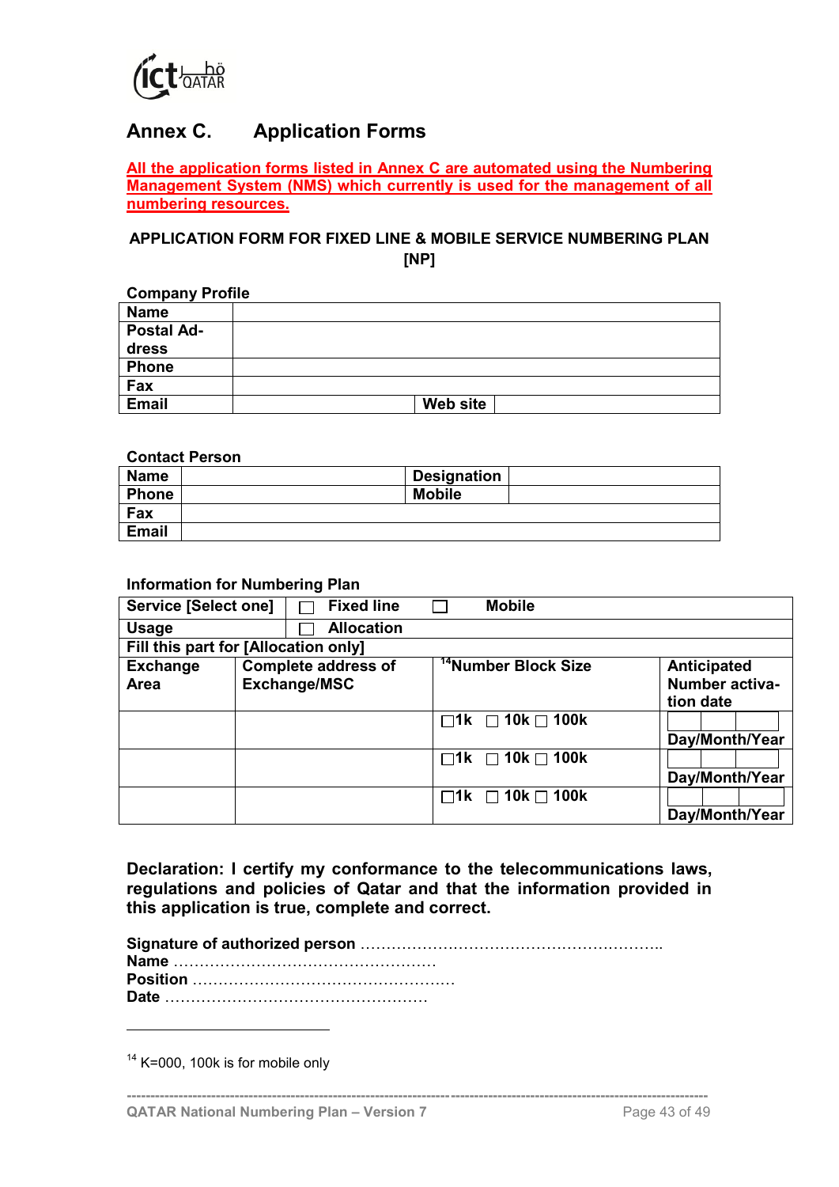## Annex C. Application Forms

**All the application forms listed in Annex C are automated using the Numbering Management System (NMS) which currently is used for the management of all numbering resources.**

**APPLICATION FORM FOR FIXED LINE & MOBILE SERVICE NUMBERING PLAN [NP]**

**Company Profile**

| | | | |
|---|---|---|---|
| **Name** | | | |
| **Postal Address** | | | |
| **Phone** | | | |
| **Fax** | | | |
| **Email** | | **Web site** | |

**Contact Person**

| | | | |
|---|---|---|---|
| **Name** | | **Designation** | |
| **Phone** | | **Mobile** | |
| **Fax** | | | |
| **Email** | | | |

**Information for Numbering Plan**

| | | | |
|---|---|---|---|
| **Service [Select one]** | ☐ **Fixed line** | ☐ **Mobile** | |
| **Usage** | ☐ **Allocation** | | |
| **Fill this part for [Allocation only]** | | | |
| **Exchange Area** | **Complete address of Exchange/MSC** | **[14]Number Block Size** | **Anticipated Number activation date** |
| | | ☐**1k** ☐ **10k** ☐ **100k** | **Day/Month/Year** |
| | | ☐**1k** ☐ **10k** ☐ **100k** | **Day/Month/Year** |
| | | ☐**1k** ☐ **10k** ☐ **100k** | **Day/Month/Year** |

**Declaration: I certify my conformance to the telecommunications laws, regulations and policies of Qatar and that the information provided in this application is true, complete and correct.**

**Signature of authorized person** …………………………………………………..  
**Name** ……………………………………………  
**Position** ……………………………………………  
**Date** ……………………………………………

[14] K=000, 100k is for mobile only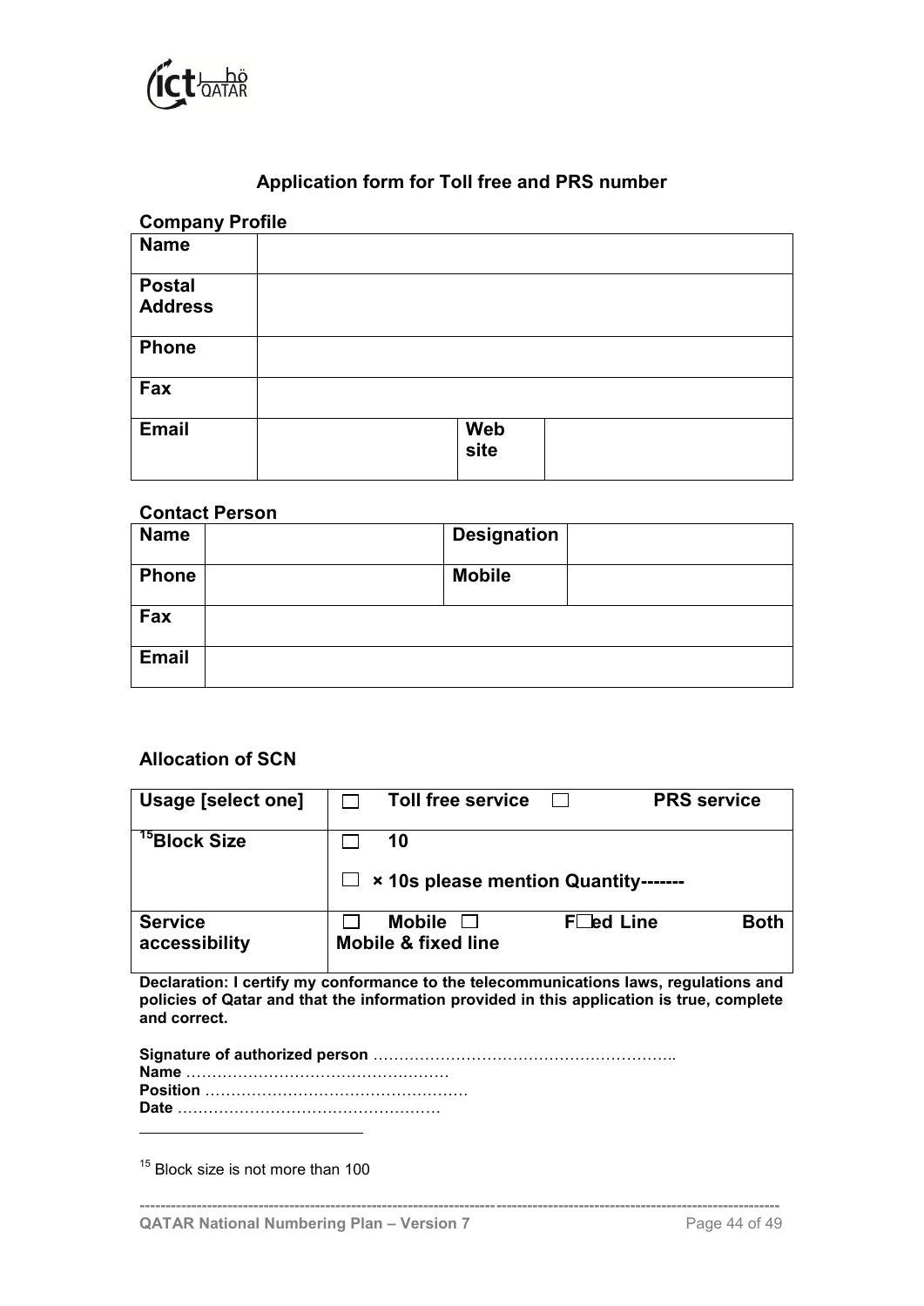## Application form for Toll free and PRS number

**Company Profile**

| **Name** | | | |
|---|---|---|---|
| **Postal Address** | | | |
| **Phone** | | | |
| **Fax** | | | |
| **Email** | | **Web site** | |

**Contact Person**

| **Name** | | **Designation** | |
|---|---|---|---|
| **Phone** | | **Mobile** | |
| **Fax** | | | |
| **Email** | | | |

**Allocation of SCN**

| **Usage [select one]** | ☐ **Toll free service** ☐ **PRS service** |
|---|---|
| **Block Size**[15] | ☐ **10** ☐ **× 10s please mention Quantity-------** |
| **Service accessibility** | ☐ **Mobile** ☐ **F☐ed Line** **Both Mobile & fixed line** |

**Declaration: I certify my conformance to the telecommunications laws, regulations and policies of Qatar and that the information provided in this application is true, complete and correct.**

**Signature of authorized person** …………………………………………………..
**Name** ……………………………………………
**Position** ……………………………………………
**Date** ……………………………………………

[15] Block size is not more than 100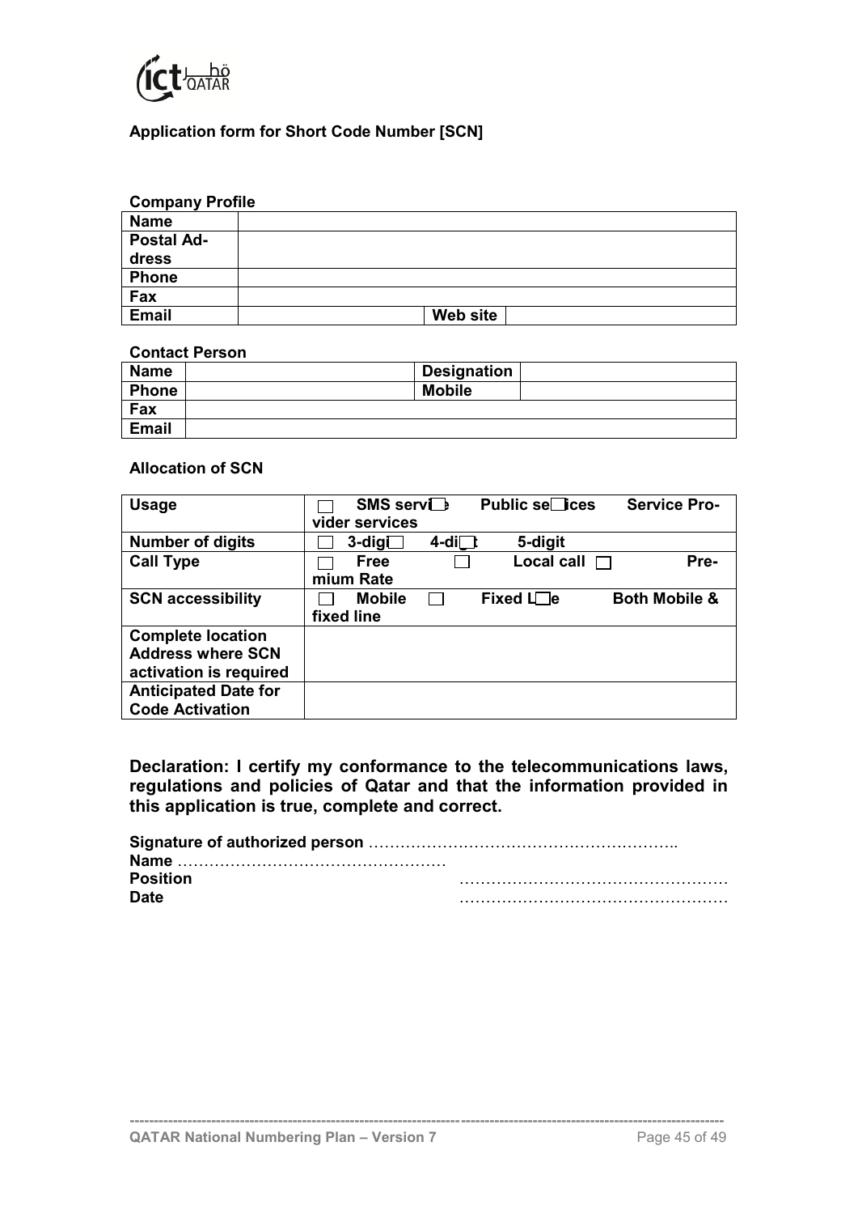**Application form for Short Code Number [SCN]**

**Company Profile**

| **Name** | | | |
|---|---|---|---|
| **Postal Address** | | | |
| **Phone** | | | |
| **Fax** | | | |
| **Email** | | **Web site** | |

**Contact Person**

| **Name** | | **Designation** | |
|---|---|---|---|
| **Phone** | | **Mobile** | |
| **Fax** | | | |
| **Email** | | | |

**Allocation of SCN**

| **Usage** | ☐ **SMS service** ☐ **Public services** ☐ **Service Provider services** |
|---|---|
| **Number of digits** | ☐ **3-digit** ☐ **4-digit** ☐ **5-digit** |
| **Call Type** | ☐ **Free** ☐ **Local call** ☐ **Premium Rate** |
| **SCN accessibility** | ☐ **Mobile** ☐ **Fixed Line** ☐ **Both Mobile & fixed line** |
| **Complete location Address where SCN activation is required** | |
| **Anticipated Date for Code Activation** | |

**Declaration: I certify my conformance to the telecommunications laws, regulations and policies of Qatar and that the information provided in this application is true, complete and correct.**

**Signature of authorized person** ………………………………………………….

**Name** ……………………………………………

**Position** ……………………………………………

**Date** ……………………………………………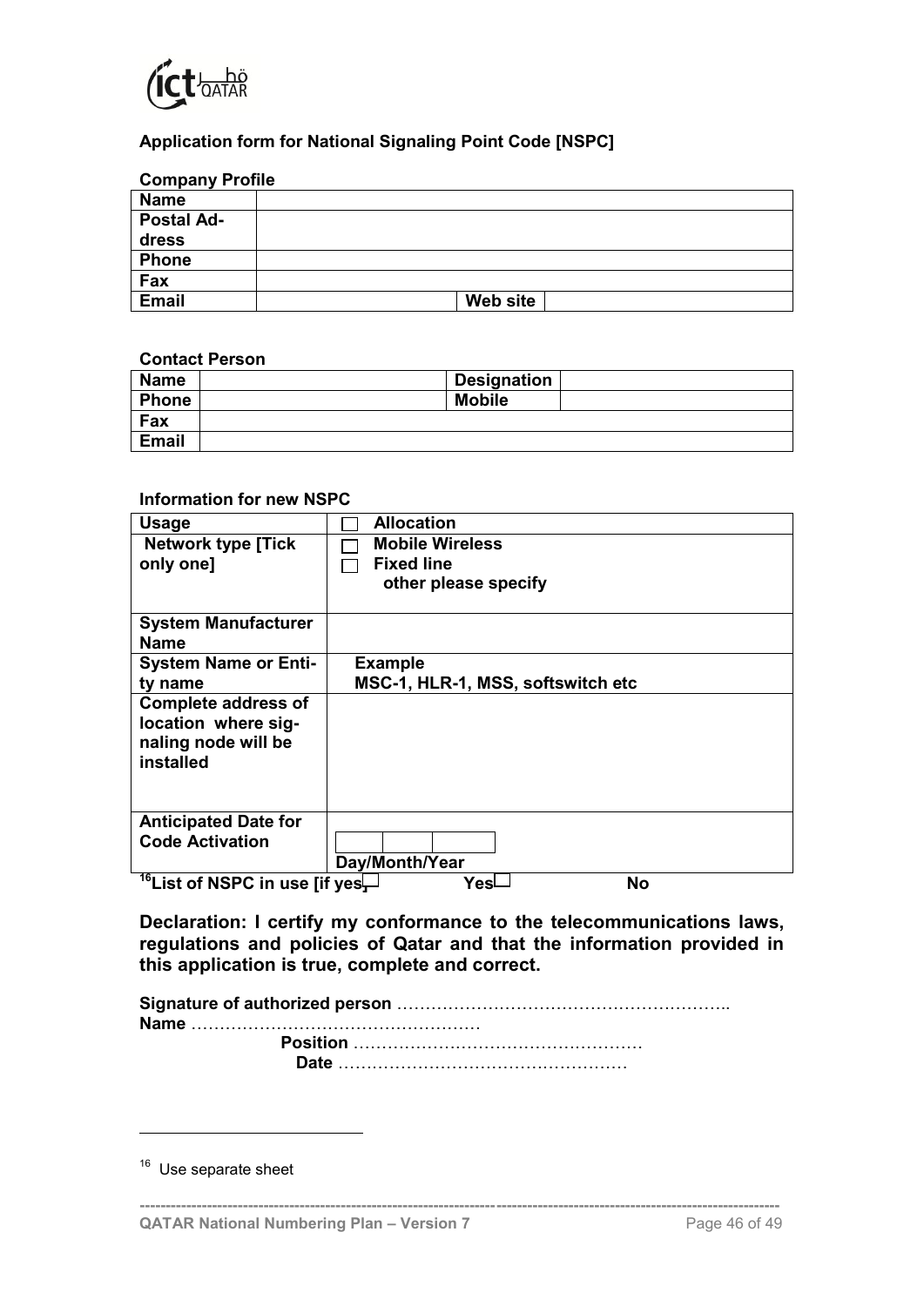**Application form for National Signaling Point Code [NSPC]**

**Company Profile**

| **Name** | | | |
|---|---|---|---|
| **Postal Address** | | | |
| **Phone** | | | |
| **Fax** | | | |
| **Email** | | **Web site** | |

**Contact Person**

| **Name** | | **Designation** | |
|---|---|---|---|
| **Phone** | | **Mobile** | |
| **Fax** | | | |
| **Email** | | | |

**Information for new NSPC**

| **Usage** | ☐ **Allocation** |
|---|---|
| **Network type [Tick only one]** | ☐ **Mobile Wireless** <br> ☐ **Fixed line** <br> **other please specify** |
| **System Manufacturer Name** | |
| **System Name or Entity name** | **Example** <br> **MSC-1, HLR-1, MSS, softswitch etc** |
| **Complete address of location where signaling node will be installed** | |
| **Anticipated Date for Code Activation** | \_\_ \| \_\_ \| \_\_ <br> **Day/Month/Year** |

**[16]List of NSPC in use [if yes]** ☐ **Yes** ☐ **No**

**Declaration: I certify my conformance to the telecommunications laws, regulations and policies of Qatar and that the information provided in this application is true, complete and correct.**

**Signature of authorized person** …………………………………………………..

**Name** ……………………………………………

**Position** ……………………………………………

**Date** ……………………………………………

---

[16] Use separate sheet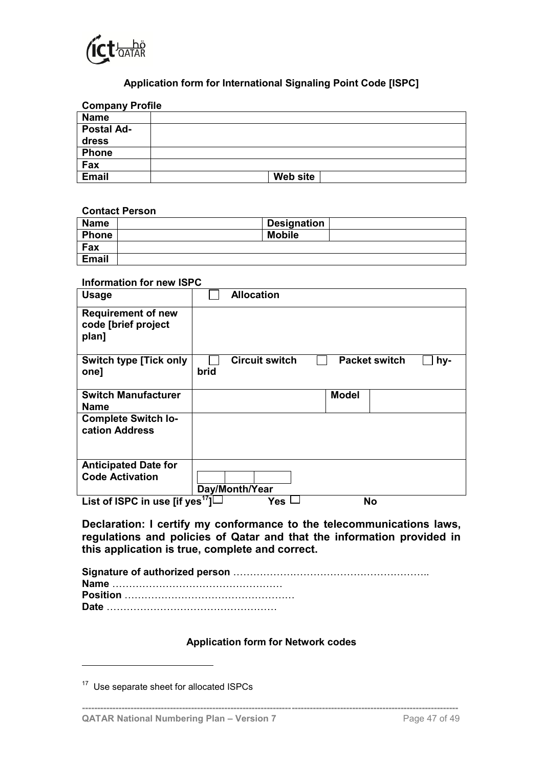## Application form for International Signaling Point Code [ISPC]

**Company Profile**

| **Name** | | | |
|---|---|---|---|
| **Postal Address** | | | |
| **Phone** | | | |
| **Fax** | | | |
| **Email** | | **Web site** | |

**Contact Person**

| **Name** | | **Designation** | |
|---|---|---|---|
| **Phone** | | **Mobile** | |
| **Fax** | | | |
| **Email** | | | |

**Information for new ISPC**

| **Usage** | ☐ **Allocation** | | |
|---|---|---|---|
| **Requirement of new code [brief project plan]** | | | |
| **Switch type [Tick only one]** | ☐ **Circuit switch** ☐ **Packet switch** ☐ **hybrid** | | |
| **Switch Manufacturer Name** | | **Model** | |
| **Complete Switch location Address** | | | |
| **Anticipated Date for Code Activation** | Day/Month/Year | | |

**List of ISPC in use [if yes[17]]** ☐ **Yes** ☐ **No**

**Declaration: I certify my conformance to the telecommunications laws, regulations and policies of Qatar and that the information provided in this application is true, complete and correct.**

**Signature of authorized person** …………………………………………………..
**Name** ……………………………………………
**Position** ……………………………………………
**Date** ……………………………………………

**Application form for Network codes**

---

[17] Use separate sheet for allocated ISPCs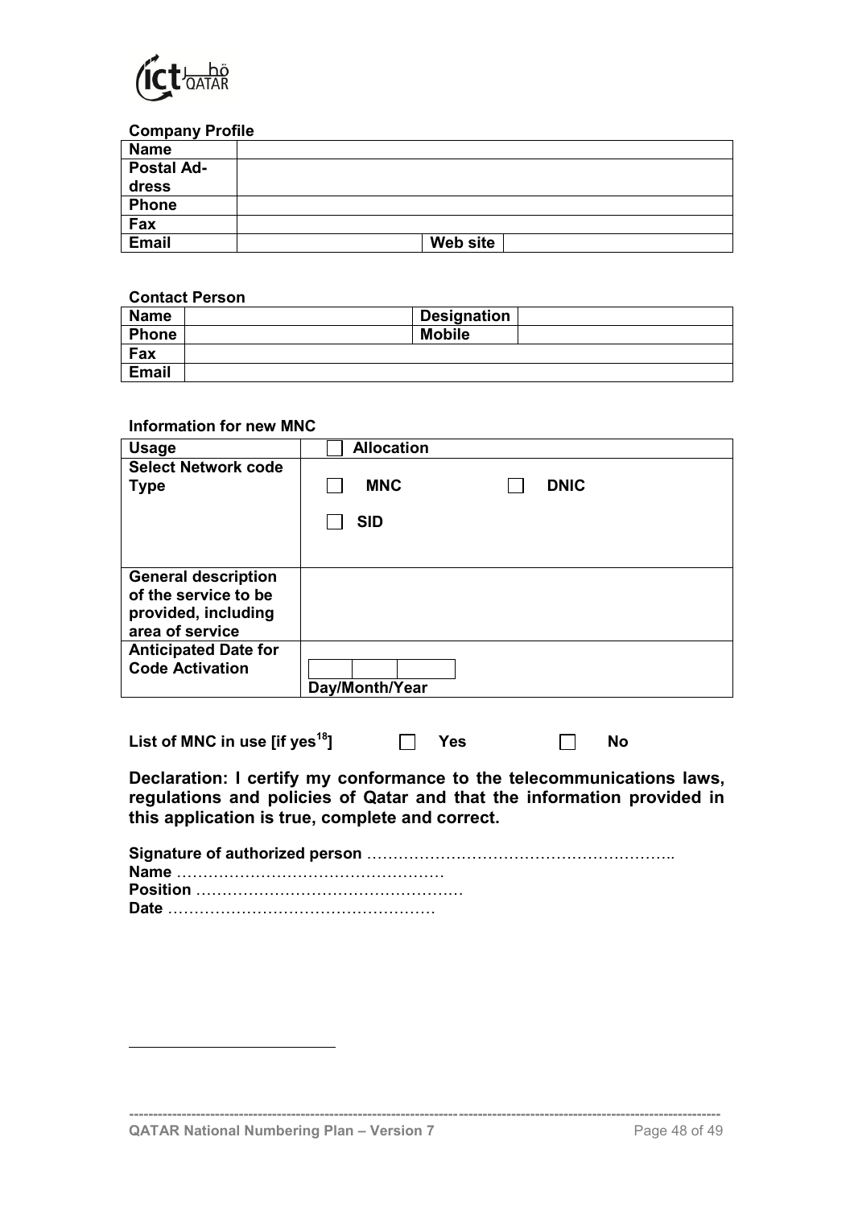**Company Profile**

| Name | | | |
|---|---|---|---|
| Postal Address | | | |
| Phone | | | |
| Fax | | | |
| Email | | Web site | |

**Contact Person**

| Name | | Designation | |
|---|---|---|---|
| Phone | | Mobile | |
| Fax | | | |
| Email | | | |

**Information for new MNC**

| Usage | ☐ Allocation |
|---|---|
| Select Network code Type | ☐ MNC ☐ DNIC ☐ SID |
| General description of the service to be provided, including area of service | |
| Anticipated Date for Code Activation | Day/Month/Year |

**List of MNC in use [if yes[18]]** ☐ **Yes** ☐ **No**

**Declaration: I certify my conformance to the telecommunications laws, regulations and policies of Qatar and that the information provided in this application is true, complete and correct.**

**Signature of authorized person** …………………………………………………..
**Name** ……………………………………………
**Position** ……………………………………………
**Date** ……………………………………………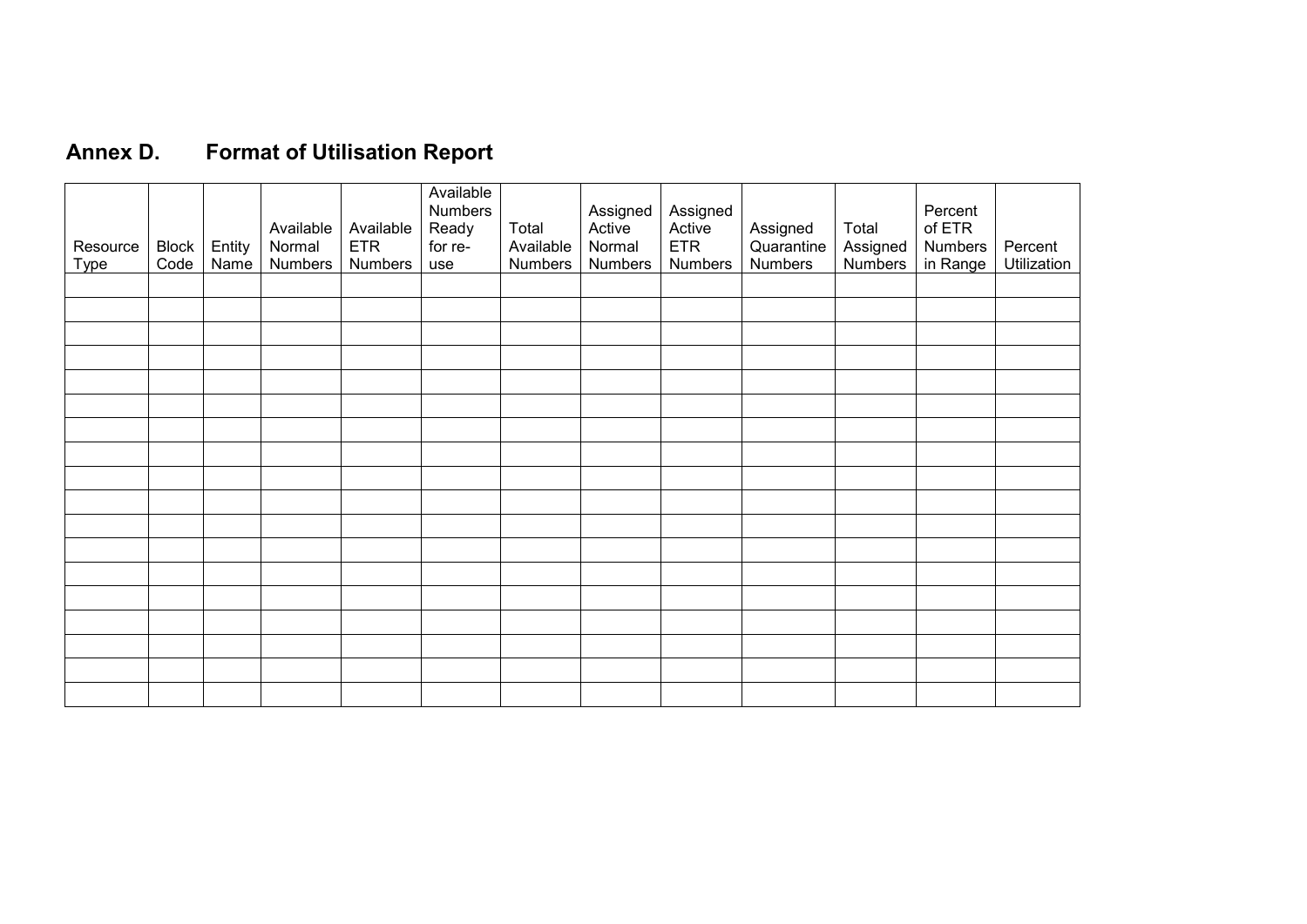## Annex D. Format of Utilisation Report

| Resource Type | Block Code | Entity Name | Available Normal Numbers | Available ETR Numbers | Available Numbers Ready for re-use | Total Available Numbers | Assigned Active Normal Numbers | Assigned Active ETR Numbers | Assigned Quarantine Numbers | Total Assigned Numbers | Percent of ETR Numbers in Range | Percent Utilization |
|---|---|---|---|---|---|---|---|---|---|---|---|---|
| | | | | | | | | | | | | |
| | | | | | | | | | | | | |
| | | | | | | | | | | | | |
| | | | | | | | | | | | | |
| | | | | | | | | | | | | |
| | | | | | | | | | | | | |
| | | | | | | | | | | | | |
| | | | | | | | | | | | | |
| | | | | | | | | | | | | |
| | | | | | | | | | | | | |
| | | | | | | | | | | | | |
| | | | | | | | | | | | | |
| | | | | | | | | | | | | |
| | | | | | | | | | | | | |
| | | | | | | | | | | | | |
| | | | | | | | | | | | | |
| | | | | | | | | | | | | |
| | | | | | | | | | | | | |